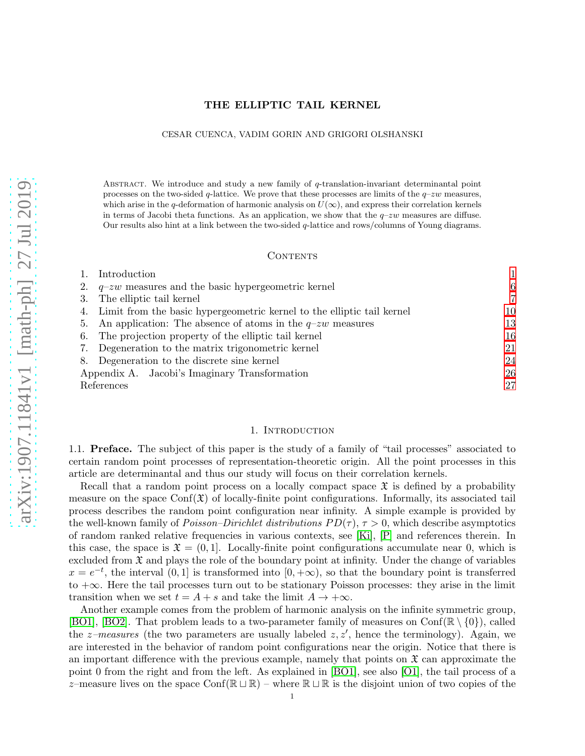# THE ELLIPTIC TAIL KERNEL

CESAR CUENCA, VADIM GORIN AND GRIGORI OLSHANSKI

Abstract. We introduce and study a new family of $q$-translation-invariant determinantal point processes on the two-sided $q$-lattice. We prove that these processes are limits of the $q$–$zw$ measures, which arise in the $q$-deformation of harmonic analysis on $U(\infty)$, and express their correlation kernels in terms of Jacobi theta functions. As an application, we show that the $q$–$zw$ measures are diffuse. Our results also hint at a link between the two-sided $q$-lattice and rows/columns of Young diagrams.

## Contents

| | | |
|---|---|---|
| 1. | Introduction | 1 |
| 2. | $q$–$zw$ measures and the basic hypergeometric kernel | 6 |
| 3. | The elliptic tail kernel | 7 |
| 4. | Limit from the basic hypergeometric kernel to the elliptic tail kernel | 10 |
| 5. | An application: The absence of atoms in the $q$–$zw$ measures | 13 |
| 6. | The projection property of the elliptic tail kernel | 16 |
| 7. | Degeneration to the matrix trigonometric kernel | 21 |
| 8. | Degeneration to the discrete sine kernel | 24 |
| Appendix A. | Jacobi's Imaginary Transformation | 26 |
| | References | 27 |

## 1. Introduction

**1.1. Preface.** The subject of this paper is the study of a family of "tail processes" associated to certain random point processes of representation-theoretic origin. All the point processes in this article are determinantal and thus our study will focus on their correlation kernels.

Recall that a random point process on a locally compact space $\mathfrak{X}$ is defined by a probability measure on the space $\mathrm{Conf}(\mathfrak{X})$ of locally-finite point configurations. Informally, its associated tail process describes the random point configuration near infinity. A simple example is provided by the well-known family of *Poisson–Dirichlet distributions* $PD(\tau)$, $\tau > 0$, which describe asymptotics of random ranked relative frequencies in various contexts, see [Ki], [P] and references therein. In this case, the space is $\mathfrak{X} = (0, 1]$. Locally-finite point configurations accumulate near 0, which is excluded from $\mathfrak{X}$ and plays the role of the boundary point at infinity. Under the change of variables $x = e^{-t}$, the interval $(0, 1]$ is transformed into $[0, +\infty)$, so that the boundary point is transferred to $+\infty$. Here the tail processes turn out to be stationary Poisson processes: they arise in the limit transition when we set $t = A + s$ and take the limit $A \to +\infty$.

Another example comes from the problem of harmonic analysis on the infinite symmetric group, [BO1], [BO2]. That problem leads to a two-parameter family of measures on $\mathrm{Conf}(\mathbb{R} \setminus \{0\})$, called the *z–measures* (the two parameters are usually labeled $z, z'$, hence the terminology). Again, we are interested in the behavior of random point configurations near the origin. Notice that there is an important difference with the previous example, namely that points on $\mathfrak{X}$ can approximate the point 0 from the right and from the left. As explained in [BO1], see also [O1], the tail process of a $z$–measure lives on the space $\mathrm{Conf}(\mathbb{R} \sqcup \mathbb{R})$ – where $\mathbb{R} \sqcup \mathbb{R}$ is the disjoint union of two copies of the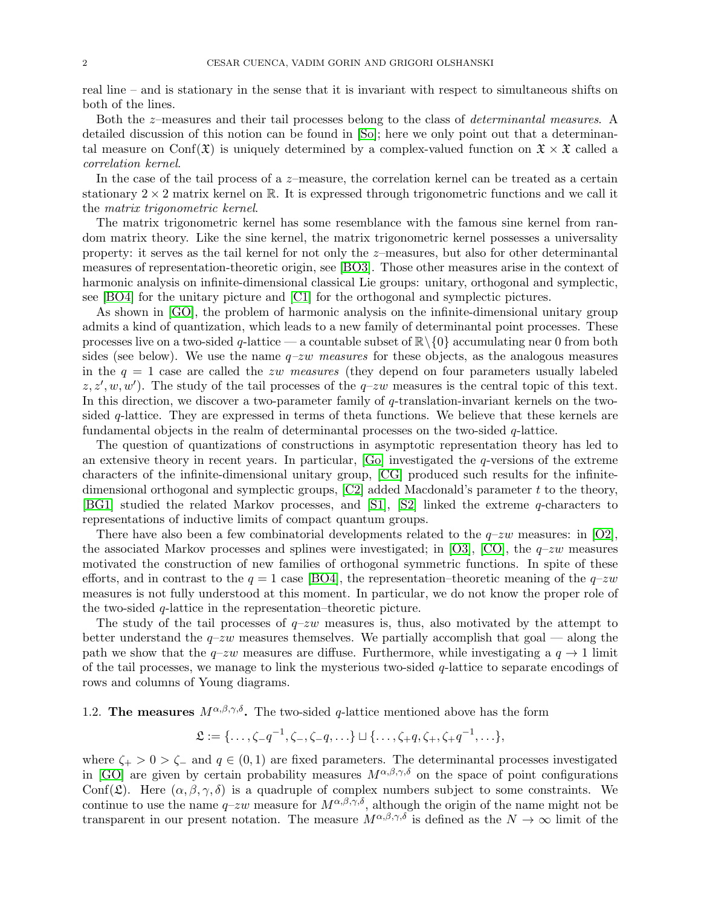real line – and is stationary in the sense that it is invariant with respect to simultaneous shifts on both of the lines.

Both the $z$–measures and their tail processes belong to the class of *determinantal measures*. A detailed discussion of this notion can be found in [So]; here we only point out that a determinantal measure on $\mathrm{Conf}(\mathfrak{X})$ is uniquely determined by a complex-valued function on $\mathfrak{X} \times \mathfrak{X}$ called a *correlation kernel*.

In the case of the tail process of a $z$–measure, the correlation kernel can be treated as a certain stationary $2 \times 2$ matrix kernel on $\mathbb{R}$. It is expressed through trigonometric functions and we call it the *matrix trigonometric kernel*.

The matrix trigonometric kernel has some resemblance with the famous sine kernel from random matrix theory. Like the sine kernel, the matrix trigonometric kernel possesses a universality property: it serves as the tail kernel for not only the $z$–measures, but also for other determinantal measures of representation-theoretic origin, see [BO3]. Those other measures arise in the context of harmonic analysis on infinite-dimensional classical Lie groups: unitary, orthogonal and symplectic, see [BO4] for the unitary picture and [C1] for the orthogonal and symplectic pictures.

As shown in [GO], the problem of harmonic analysis on the infinite-dimensional unitary group admits a kind of quantization, which leads to a new family of determinantal point processes. These processes live on a two-sided $q$-lattice — a countable subset of $\mathbb{R}\backslash\{0\}$ accumulating near 0 from both sides (see below). We use the name *$q$–$zw$ measures* for these objects, as the analogous measures in the $q = 1$ case are called the *$zw$ measures* (they depend on four parameters usually labeled $z, z', w, w'$). The study of the tail processes of the $q$–$zw$ measures is the central topic of this text. In this direction, we discover a two-parameter family of $q$-translation-invariant kernels on the two-sided $q$-lattice. They are expressed in terms of theta functions. We believe that these kernels are fundamental objects in the realm of determinantal processes on the two-sided $q$-lattice.

The question of quantizations of constructions in asymptotic representation theory has led to an extensive theory in recent years. In particular, [Go] investigated the $q$-versions of the extreme characters of the infinite-dimensional unitary group, [CG] produced such results for the infinite-dimensional orthogonal and symplectic groups, [C2] added Macdonald's parameter $t$ to the theory, [BG1] studied the related Markov processes, and [S1], [S2] linked the extreme $q$-characters to representations of inductive limits of compact quantum groups.

There have also been a few combinatorial developments related to the $q$–$zw$ measures: in [O2], the associated Markov processes and splines were investigated; in [O3], [CO], the $q$–$zw$ measures motivated the construction of new families of orthogonal symmetric functions. In spite of these efforts, and in contrast to the $q = 1$ case [BO4], the representation–theoretic meaning of the $q$–$zw$ measures is not fully understood at this moment. In particular, we do not know the proper role of the two-sided $q$-lattice in the representation–theoretic picture.

The study of the tail processes of $q$–$zw$ measures is, thus, also motivated by the attempt to better understand the $q$–$zw$ measures themselves. We partially accomplish that goal — along the path we show that the $q$–$zw$ measures are diffuse. Furthermore, while investigating a $q \to 1$ limit of the tail processes, we manage to link the mysterious two-sided $q$-lattice to separate encodings of rows and columns of Young diagrams.

### 1.2. The measures $M^{\alpha,\beta,\gamma,\delta}$.

The two-sided $q$-lattice mentioned above has the form

$$\mathfrak{L} := \{\ldots, \zeta_- q^{-1}, \zeta_-, \zeta_- q, \ldots\} \sqcup \{\ldots, \zeta_+ q, \zeta_+, \zeta_+ q^{-1}, \ldots\},$$

where $\zeta_+ > 0 > \zeta_-$ and $q \in (0, 1)$ are fixed parameters. The determinantal processes investigated in [GO] are given by certain probability measures $M^{\alpha,\beta,\gamma,\delta}$ on the space of point configurations $\mathrm{Conf}(\mathfrak{L})$. Here $(\alpha, \beta, \gamma, \delta)$ is a quadruple of complex numbers subject to some constraints. We continue to use the name $q$–$zw$ measure for $M^{\alpha,\beta,\gamma,\delta}$, although the origin of the name might not be transparent in our present notation. The measure $M^{\alpha,\beta,\gamma,\delta}$ is defined as the $N \to \infty$ limit of the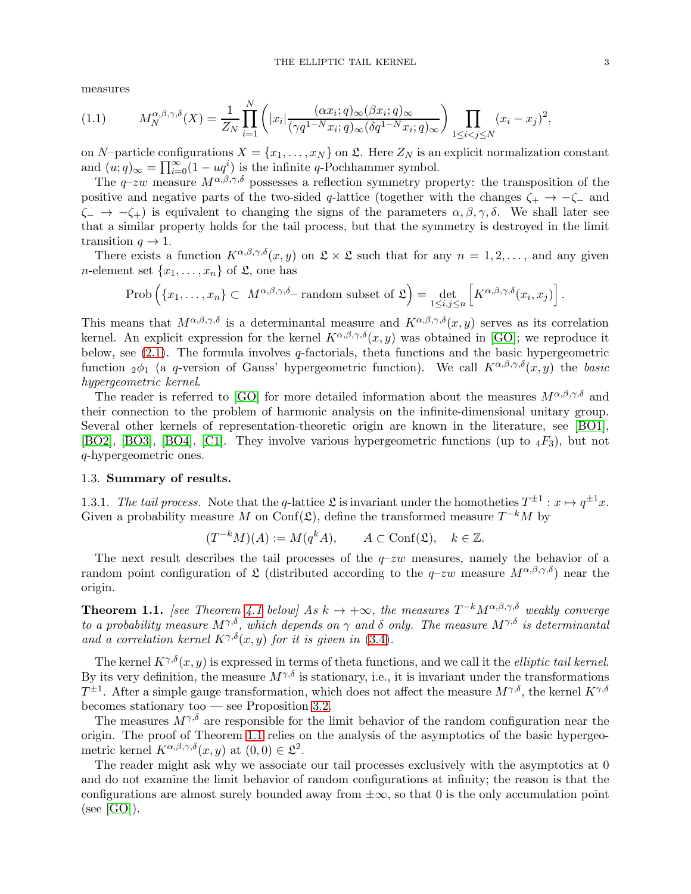measures

$$M_N^{\alpha,\beta,\gamma,\delta}(X) = \frac{1}{Z_N}\prod_{i=1}^{N}\left(|x_i|\frac{(\alpha x_i;q)_\infty(\beta x_i;q)_\infty}{(\gamma q^{1-N}x_i;q)_\infty(\delta q^{1-N}x_i;q)_\infty}\right)\prod_{1\le i<j\le N}(x_i-x_j)^2, \tag{1.1}$$

on $N$–particle configurations $X = \{x_1,\dots,x_N\}$ on $\mathfrak{L}$. Here $Z_N$ is an explicit normalization constant and $(u;q)_\infty = \prod_{i=0}^{\infty}(1-uq^i)$ is the infinite $q$-Pochhammer symbol.

The $q$–$zw$ measure $M^{\alpha,\beta,\gamma,\delta}$ possesses a reflection symmetry property: the transposition of the positive and negative parts of the two-sided $q$-lattice (together with the changes $\zeta_+ \to -\zeta_-$ and $\zeta_- \to -\zeta_+$) is equivalent to changing the signs of the parameters $\alpha,\beta,\gamma,\delta$. We shall later see that a similar property holds for the tail process, but that the symmetry is destroyed in the limit transition $q\to 1$.

There exists a function $K^{\alpha,\beta,\gamma,\delta}(x,y)$ on $\mathfrak{L}\times\mathfrak{L}$ such that for any $n=1,2,\dots,$ and any given $n$-element set $\{x_1,\dots,x_n\}$ of $\mathfrak{L}$, one has

$$\operatorname{Prob}\Big(\{x_1,\dots,x_n\}\subset\ M^{\alpha,\beta,\gamma,\delta}\text{– random subset of }\mathfrak{L}\Big) = \det_{1\le i,j\le n}\Big[K^{\alpha,\beta,\gamma,\delta}(x_i,x_j)\Big].$$

This means that $M^{\alpha,\beta,\gamma,\delta}$ is a determinantal measure and $K^{\alpha,\beta,\gamma,\delta}(x,y)$ serves as its correlation kernel. An explicit expression for the kernel $K^{\alpha,\beta,\gamma,\delta}(x,y)$ was obtained in [GO]; we reproduce it below, see (2.1). The formula involves $q$-factorials, theta functions and the basic hypergeometric function ${}_2\phi_1$ (a $q$-version of Gauss' hypergeometric function). We call $K^{\alpha,\beta,\gamma,\delta}(x,y)$ the *basic hypergeometric kernel*.

The reader is referred to [GO] for more detailed information about the measures $M^{\alpha,\beta,\gamma,\delta}$ and their connection to the problem of harmonic analysis on the infinite-dimensional unitary group. Several other kernels of representation-theoretic origin are known in the literature, see [BO1], [BO2], [BO3], [BO4], [C1]. They involve various hypergeometric functions (up to ${}_4F_3$), but not $q$-hypergeometric ones.

### 1.3. Summary of results.

1.3.1. *The tail process.* Note that the $q$-lattice $\mathfrak{L}$ is invariant under the homotheties $T^{\pm1}: x\mapsto q^{\pm1}x$. Given a probability measure $M$ on $\operatorname{Conf}(\mathfrak{L})$, define the transformed measure $T^{-k}M$ by

$$(T^{-k}M)(A) := M(q^kA), \qquad A\subset\operatorname{Conf}(\mathfrak{L}),\quad k\in\mathbb{Z}.$$

The next result describes the tail processes of the $q$–$zw$ measures, namely the behavior of a random point configuration of $\mathfrak{L}$ (distributed according to the $q$–$zw$ measure $M^{\alpha,\beta,\gamma,\delta}$) near the origin.

**Theorem 1.1.** *[see Theorem 4.1 below] As $k\to+\infty$, the measures $T^{-k}M^{\alpha,\beta,\gamma,\delta}$ weakly converge to a probability measure $M^{\gamma,\delta}$, which depends on $\gamma$ and $\delta$ only. The measure $M^{\gamma,\delta}$ is determinantal and a correlation kernel $K^{\gamma,\delta}(x,y)$ for it is given in* (3.4)*.*

The kernel $K^{\gamma,\delta}(x,y)$ is expressed in terms of theta functions, and we call it the *elliptic tail kernel*. By its very definition, the measure $M^{\gamma,\delta}$ is stationary, i.e., it is invariant under the transformations $T^{\pm1}$. After a simple gauge transformation, which does not affect the measure $M^{\gamma,\delta}$, the kernel $K^{\gamma,\delta}$ becomes stationary too — see Proposition 3.2.

The measures $M^{\gamma,\delta}$ are responsible for the limit behavior of the random configuration near the origin. The proof of Theorem 1.1 relies on the analysis of the asymptotics of the basic hypergeometric kernel $K^{\alpha,\beta,\gamma,\delta}(x,y)$ at $(0,0)\in\mathfrak{L}^2$.

The reader might ask why we associate our tail processes exclusively with the asymptotics at 0 and do not examine the limit behavior of random configurations at infinity; the reason is that the configurations are almost surely bounded away from $\pm\infty$, so that 0 is the only accumulation point (see [GO]).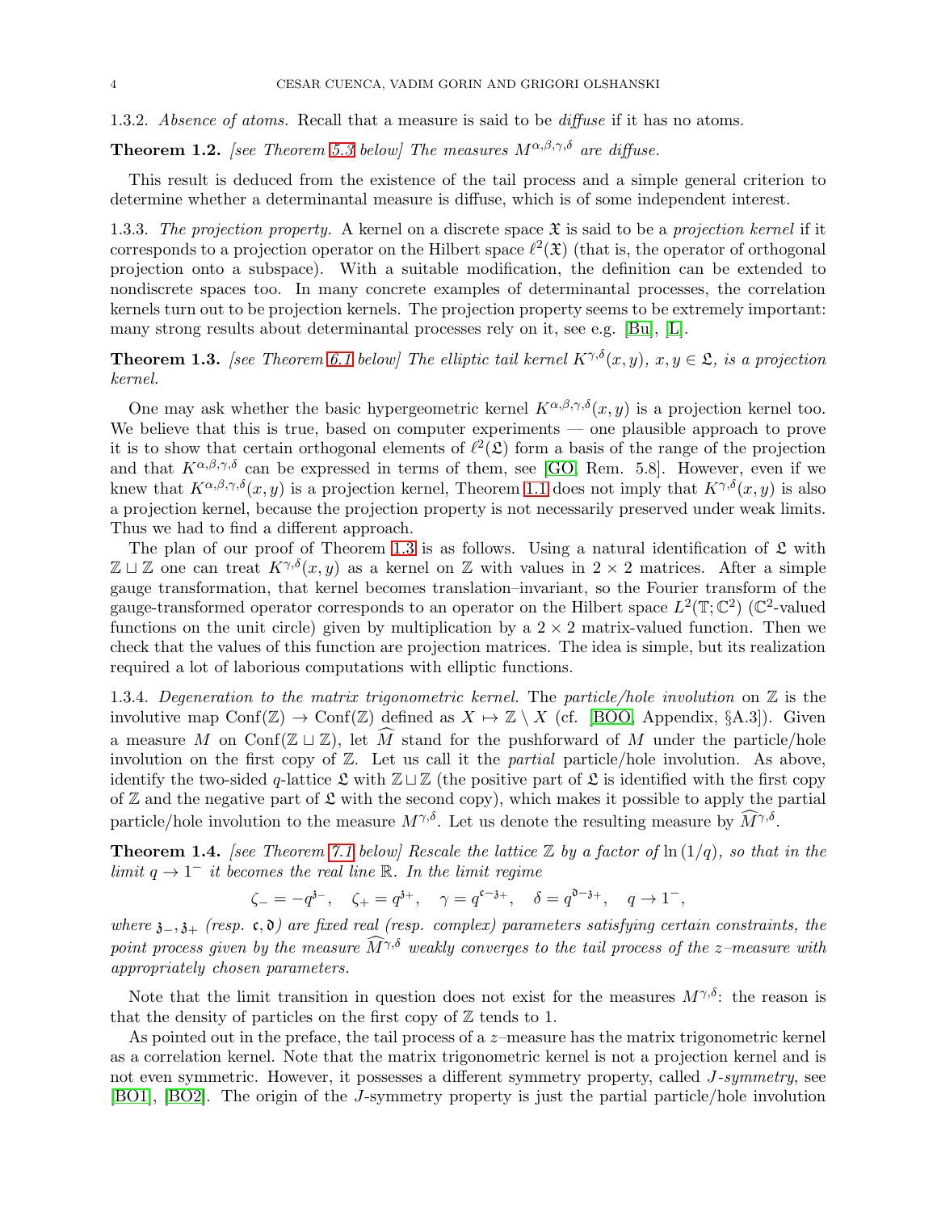1.3.2. *Absence of atoms.* Recall that a measure is said to be *diffuse* if it has no atoms.

**Theorem 1.2.** *[see Theorem 5.3 below] The measures $M^{\alpha,\beta,\gamma,\delta}$ are diffuse.*

This result is deduced from the existence of the tail process and a simple general criterion to determine whether a determinantal measure is diffuse, which is of some independent interest.

1.3.3. *The projection property.* A kernel on a discrete space $\mathfrak{X}$ is said to be a *projection kernel* if it corresponds to a projection operator on the Hilbert space $\ell^2(\mathfrak{X})$ (that is, the operator of orthogonal projection onto a subspace). With a suitable modification, the definition can be extended to nondiscrete spaces too. In many concrete examples of determinantal processes, the correlation kernels turn out to be projection kernels. The projection property seems to be extremely important: many strong results about determinantal processes rely on it, see e.g. [Bu], [L].

**Theorem 1.3.** *[see Theorem 6.1 below] The elliptic tail kernel $K^{\gamma,\delta}(x,y)$, $x,y \in \mathfrak{L}$, is a projection kernel.*

One may ask whether the basic hypergeometric kernel $K^{\alpha,\beta,\gamma,\delta}(x,y)$ is a projection kernel too. We believe that this is true, based on computer experiments — one plausible approach to prove it is to show that certain orthogonal elements of $\ell^2(\mathfrak{L})$ form a basis of the range of the projection and that $K^{\alpha,\beta,\gamma,\delta}$ can be expressed in terms of them, see [GO, Rem. 5.8]. However, even if we knew that $K^{\alpha,\beta,\gamma,\delta}(x,y)$ is a projection kernel, Theorem 1.1 does not imply that $K^{\gamma,\delta}(x,y)$ is also a projection kernel, because the projection property is not necessarily preserved under weak limits. Thus we had to find a different approach.

The plan of our proof of Theorem 1.3 is as follows. Using a natural identification of $\mathfrak{L}$ with $\mathbb{Z} \sqcup \mathbb{Z}$ one can treat $K^{\gamma,\delta}(x,y)$ as a kernel on $\mathbb{Z}$ with values in $2 \times 2$ matrices. After a simple gauge transformation, that kernel becomes translation–invariant, so the Fourier transform of the gauge-transformed operator corresponds to an operator on the Hilbert space $L^2(\mathbb{T}; \mathbb{C}^2)$ ($\mathbb{C}^2$-valued functions on the unit circle) given by multiplication by a $2 \times 2$ matrix-valued function. Then we check that the values of this function are projection matrices. The idea is simple, but its realization required a lot of laborious computations with elliptic functions.

1.3.4. *Degeneration to the matrix trigonometric kernel.* The *particle/hole involution* on $\mathbb{Z}$ is the involutive map $\mathrm{Conf}(\mathbb{Z}) \to \mathrm{Conf}(\mathbb{Z})$ defined as $X \mapsto \mathbb{Z} \setminus X$ (cf. [BOO, Appendix, §A.3]). Given a measure $M$ on $\mathrm{Conf}(\mathbb{Z} \sqcup \mathbb{Z})$, let $\widehat{M}$ stand for the pushforward of $M$ under the particle/hole involution on the first copy of $\mathbb{Z}$. Let us call it the *partial* particle/hole involution. As above, identify the two-sided $q$-lattice $\mathfrak{L}$ with $\mathbb{Z} \sqcup \mathbb{Z}$ (the positive part of $\mathfrak{L}$ is identified with the first copy of $\mathbb{Z}$ and the negative part of $\mathfrak{L}$ with the second copy), which makes it possible to apply the partial particle/hole involution to the measure $M^{\gamma,\delta}$. Let us denote the resulting measure by $\widehat{M}^{\gamma,\delta}$.

**Theorem 1.4.** *[see Theorem 7.1 below] Rescale the lattice $\mathbb{Z}$ by a factor of $\ln(1/q)$, so that in the limit $q \to 1^-$ it becomes the real line $\mathbb{R}$. In the limit regime*

$$\zeta_- = -q^{\mathfrak{z}_-}, \quad \zeta_+ = q^{\mathfrak{z}_+}, \quad \gamma = q^{\mathfrak{c}-\mathfrak{z}_+}, \quad \delta = q^{\mathfrak{d}-\mathfrak{z}_+}, \quad q \to 1^-,$$

*where $\mathfrak{z}_-, \mathfrak{z}_+$ (resp. $\mathfrak{c}, \mathfrak{d}$) are fixed real (resp. complex) parameters satisfying certain constraints, the point process given by the measure $\widehat{M}^{\gamma,\delta}$ weakly converges to the tail process of the $z$–measure with appropriately chosen parameters.*

Note that the limit transition in question does not exist for the measures $M^{\gamma,\delta}$: the reason is that the density of particles on the first copy of $\mathbb{Z}$ tends to 1.

As pointed out in the preface, the tail process of a $z$–measure has the matrix trigonometric kernel as a correlation kernel. Note that the matrix trigonometric kernel is not a projection kernel and is not even symmetric. However, it possesses a different symmetry property, called *J-symmetry*, see [BO1], [BO2]. The origin of the $J$-symmetry property is just the partial particle/hole involution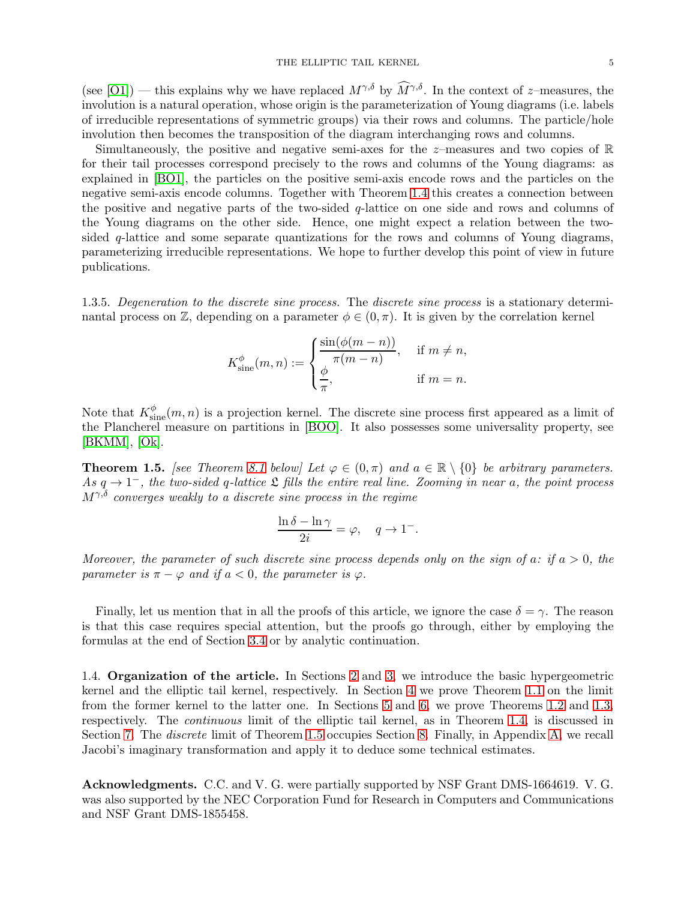(see [O1]) — this explains why we have replaced $M^{\gamma,\delta}$ by $\widehat{M}^{\gamma,\delta}$. In the context of $z$–measures, the involution is a natural operation, whose origin is the parameterization of Young diagrams (i.e. labels of irreducible representations of symmetric groups) via their rows and columns. The particle/hole involution then becomes the transposition of the diagram interchanging rows and columns.

Simultaneously, the positive and negative semi-axes for the $z$–measures and two copies of $\mathbb{R}$ for their tail processes correspond precisely to the rows and columns of the Young diagrams: as explained in [BO1], the particles on the positive semi-axis encode rows and the particles on the negative semi-axis encode columns. Together with Theorem 1.4 this creates a connection between the positive and negative parts of the two-sided $q$-lattice on one side and rows and columns of the Young diagrams on the other side. Hence, one might expect a relation between the two-sided $q$-lattice and some separate quantizations for the rows and columns of Young diagrams, parameterizing irreducible representations. We hope to further develop this point of view in future publications.

1.3.5. *Degeneration to the discrete sine process.* The *discrete sine process* is a stationary determinantal process on $\mathbb{Z}$, depending on a parameter $\phi \in (0, \pi)$. It is given by the correlation kernel

$$K^{\phi}_{\text{sine}}(m, n) := \begin{cases} \dfrac{\sin(\phi(m-n))}{\pi(m-n)}, & \text{if } m \neq n, \\ \dfrac{\phi}{\pi}, & \text{if } m = n. \end{cases}$$

Note that $K^{\phi}_{\text{sine}}(m, n)$ is a projection kernel. The discrete sine process first appeared as a limit of the Plancherel measure on partitions in [BOO]. It also possesses some universality property, see [BKMM], [Ok].

**Theorem 1.5.** *[see Theorem 8.1 below] Let $\varphi \in (0, \pi)$ and $a \in \mathbb{R} \setminus \{0\}$ be arbitrary parameters. As $q \to 1^-$, the two-sided $q$-lattice $\mathfrak{L}$ fills the entire real line. Zooming in near $a$, the point process $M^{\gamma,\delta}$ converges weakly to a discrete sine process in the regime*

$$\frac{\ln \delta - \ln \gamma}{2i} = \varphi, \quad q \to 1^-.$$

*Moreover, the parameter of such discrete sine process depends only on the sign of $a$: if $a > 0$, the parameter is $\pi - \varphi$ and if $a < 0$, the parameter is $\varphi$.*

Finally, let us mention that in all the proofs of this article, we ignore the case $\delta = \gamma$. The reason is that this case requires special attention, but the proofs go through, either by employing the formulas at the end of Section 3.4 or by analytic continuation.

1.4. **Organization of the article.** In Sections 2 and 3, we introduce the basic hypergeometric kernel and the elliptic tail kernel, respectively. In Section 4 we prove Theorem 1.1 on the limit from the former kernel to the latter one. In Sections 5 and 6, we prove Theorems 1.2 and 1.3, respectively. The *continuous* limit of the elliptic tail kernel, as in Theorem 1.4, is discussed in Section 7. The *discrete* limit of Theorem 1.5 occupies Section 8. Finally, in Appendix A, we recall Jacobi's imaginary transformation and apply it to deduce some technical estimates.

**Acknowledgments.** C.C. and V. G. were partially supported by NSF Grant DMS-1664619. V. G. was also supported by the NEC Corporation Fund for Research in Computers and Communications and NSF Grant DMS-1855458.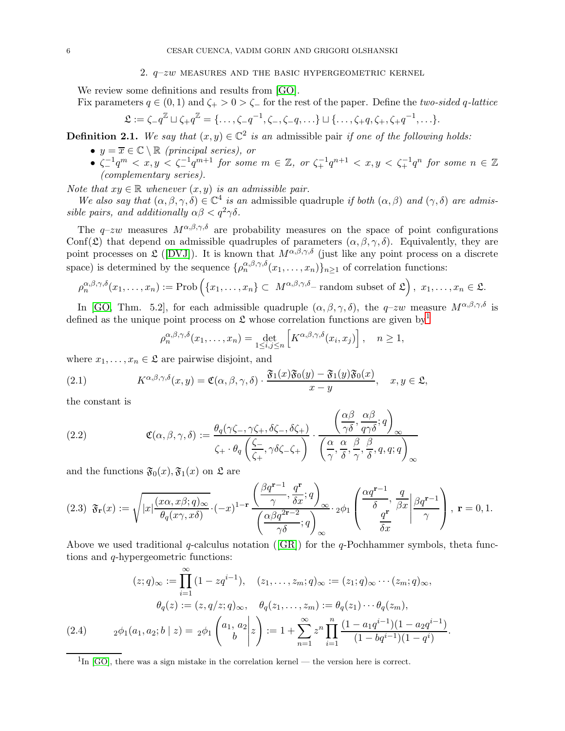## 2. $q$–$zw$ measures and the basic hypergeometric kernel

We review some definitions and results from [GO].

Fix parameters $q \in (0,1)$ and $\zeta_+ > 0 > \zeta_-$ for the rest of the paper. Define the *two-sided $q$-lattice*

$$\mathfrak{L} := \zeta_- q^{\mathbb{Z}} \sqcup \zeta_+ q^{\mathbb{Z}} = \{\dots, \zeta_- q^{-1}, \zeta_-, \zeta_- q, \dots\} \sqcup \{\dots, \zeta_+ q, \zeta_+, \zeta_+ q^{-1}, \dots\}.$$

**Definition 2.1.** *We say that $(x,y) \in \mathbb{C}^2$ is an* admissible pair *if one of the following holds:*

- *$y = \overline{x} \in \mathbb{C} \setminus \mathbb{R}$ (principal series), or*
- *$\zeta_-^{-1} q^m < x, y < \zeta_-^{-1} q^{m+1}$ for some $m \in \mathbb{Z}$, or $\zeta_+^{-1} q^{n+1} < x, y < \zeta_+^{-1} q^n$ for some $n \in \mathbb{Z}$ (complementary series).*

*Note that $xy \in \mathbb{R}$ whenever $(x,y)$ is an admissible pair.*

*We also say that $(\alpha,\beta,\gamma,\delta) \in \mathbb{C}^4$ is an* admissible quadruple *if both $(\alpha,\beta)$ and $(\gamma,\delta)$ are admissible pairs, and additionally $\alpha\beta < q^2\gamma\delta$.*

The $q$–$zw$ measures $M^{\alpha,\beta,\gamma,\delta}$ are probability measures on the space of point configurations $\mathrm{Conf}(\mathfrak{L})$ that depend on admissible quadruples of parameters $(\alpha,\beta,\gamma,\delta)$. Equivalently, they are point processes on $\mathfrak{L}$ ([DVJ]). It is known that $M^{\alpha,\beta,\gamma,\delta}$ (just like any point process on a discrete space) is determined by the sequence $\{\rho_n^{\alpha,\beta,\gamma,\delta}(x_1,\dots,x_n)\}_{n\ge 1}$ of correlation functions:

$$\rho_n^{\alpha,\beta,\gamma,\delta}(x_1,\dots,x_n) := \mathrm{Prob}\left(\{x_1,\dots,x_n\} \subset\ M^{\alpha,\beta,\gamma,\delta}\text{– random subset of } \mathfrak{L}\right),\ x_1,\dots,x_n \in \mathfrak{L}.$$

In [GO, Thm. 5.2], for each admissible quadruple $(\alpha,\beta,\gamma,\delta)$, the $q$–$zw$ measure $M^{\alpha,\beta,\gamma,\delta}$ is defined as the unique point process on $\mathfrak{L}$ whose correlation functions are given by[1]

$$\rho_n^{\alpha,\beta,\gamma,\delta}(x_1,\dots,x_n) = \det_{1\le i,j\le n}\left[K^{\alpha,\beta,\gamma,\delta}(x_i,x_j)\right], \quad n \ge 1,$$

where $x_1,\dots,x_n \in \mathfrak{L}$ are pairwise disjoint, and

$$K^{\alpha,\beta,\gamma,\delta}(x,y) = \mathfrak{C}(\alpha,\beta,\gamma,\delta)\cdot \frac{\mathfrak{F}_1(x)\mathfrak{F}_0(y) - \mathfrak{F}_1(y)\mathfrak{F}_0(x)}{x-y}, \quad x,y \in \mathfrak{L}, \tag{2.1}$$

the constant is

$$\mathfrak{C}(\alpha,\beta,\gamma,\delta) := \frac{\theta_q(\gamma\zeta_-, \gamma\zeta_+, \delta\zeta_-, \delta\zeta_+)}{\zeta_+ \cdot \theta_q\left(\dfrac{\zeta_-}{\zeta_+}, \gamma\delta\zeta_-\zeta_+\right)} \cdot \frac{\left(\dfrac{\alpha\beta}{\gamma\delta}, \dfrac{\alpha\beta}{q\gamma\delta}; q\right)_\infty}{\left(\dfrac{\alpha}{\gamma}, \dfrac{\alpha}{\delta}, \dfrac{\beta}{\gamma}, \dfrac{\beta}{\delta}, q, q; q\right)_\infty} \tag{2.2}$$

and the functions $\mathfrak{F}_0(x), \mathfrak{F}_1(x)$ on $\mathfrak{L}$ are

$$\mathfrak{F}_{\mathbf{r}}(x) := \sqrt{|x| \frac{(x\alpha, x\beta; q)_\infty}{\theta_q(x\gamma, x\delta)}} \cdot (-x)^{1-\mathbf{r}}\, \frac{\left(\dfrac{\beta q^{\mathbf{r}-1}}{\gamma}, \dfrac{q^{\mathbf{r}}}{\delta x}; q\right)_\infty}{\left(\dfrac{\alpha\beta q^{2\mathbf{r}-2}}{\gamma\delta}; q\right)_\infty} \cdot {}_2\phi_1\left(\left.\begin{matrix} \dfrac{\alpha q^{\mathbf{r}-1}}{\delta},\ \dfrac{q}{\beta x} \\ \dfrac{q^{\mathbf{r}}}{\delta x}\end{matrix}\right| \dfrac{\beta q^{\mathbf{r}-1}}{\gamma}\right),\ \mathbf{r} = 0, 1. \tag{2.3}$$

Above we used traditional $q$-calculus notation ([GR]) for the $q$-Pochhammer symbols, theta functions and $q$-hypergeometric functions:

$$(z;q)_\infty := \prod_{i=1}^{\infty}(1 - zq^{i-1}), \quad (z_1,\dots,z_m;q)_\infty := (z_1;q)_\infty \cdots (z_m;q)_\infty,$$

$$\theta_q(z) := (z, q/z; q)_\infty, \quad \theta_q(z_1,\dots,z_m) := \theta_q(z_1)\cdots\theta_q(z_m),$$

$${}_2\phi_1(a_1,a_2;b \mid z) = {}_2\phi_1\left(\left.\begin{matrix} a_1,\ a_2 \\ b \end{matrix}\right| z\right) := 1 + \sum_{n=1}^{\infty} z^n \prod_{i=1}^{n} \frac{(1-a_1q^{i-1})(1-a_2q^{i-1})}{(1-bq^{i-1})(1-q^i)}. \tag{2.4}$$

[1] In [GO], there was a sign mistake in the correlation kernel — the version here is correct.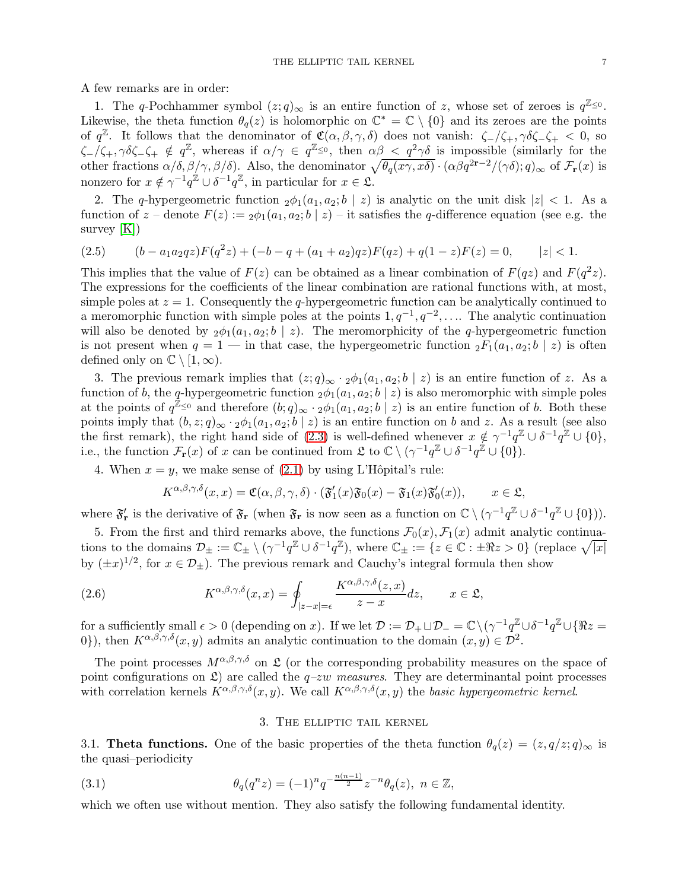A few remarks are in order:

1. The $q$-Pochhammer symbol $(z;q)_\infty$ is an entire function of $z$, whose set of zeroes is $q^{\mathbb{Z}_{\le 0}}$. Likewise, the theta function $\theta_q(z)$ is holomorphic on $\mathbb{C}^* = \mathbb{C}\setminus\{0\}$ and its zeroes are the points of $q^{\mathbb{Z}}$. It follows that the denominator of $\mathfrak{C}(\alpha,\beta,\gamma,\delta)$ does not vanish: $\zeta_-/\zeta_+, \gamma\delta\zeta_-\zeta_+ < 0$, so $\zeta_-/\zeta_+, \gamma\delta\zeta_-\zeta_+ \notin q^{\mathbb{Z}}$, whereas if $\alpha/\gamma \in q^{\mathbb{Z}_{\le 0}}$, then $\alpha\beta < q^2\gamma\delta$ is impossible (similarly for the other fractions $\alpha/\delta, \beta/\gamma, \beta/\delta$). Also, the denominator $\sqrt{\theta_q(x\gamma, x\delta)}\cdot(\alpha\beta q^{2\mathbf{r}-2}/(\gamma\delta);q)_\infty$ of $\mathcal{F}_\mathbf{r}(x)$ is nonzero for $x \notin \gamma^{-1}q^{\mathbb{Z}} \cup \delta^{-1}q^{\mathbb{Z}}$, in particular for $x \in \mathfrak{L}$.

2. The $q$-hypergeometric function ${}_2\phi_1(a_1,a_2;b \mid z)$ is analytic on the unit disk $|z|<1$. As a function of $z$ – denote $F(z) := {}_2\phi_1(a_1,a_2;b \mid z)$ – it satisfies the $q$-difference equation (see e.g. the survey [K])

$$
(b - a_1a_2qz)F(q^2z) + (-b - q + (a_1+a_2)qz)F(qz) + q(1-z)F(z) = 0, \qquad |z|<1. \tag{2.5}
$$

This implies that the value of $F(z)$ can be obtained as a linear combination of $F(qz)$ and $F(q^2z)$. The expressions for the coefficients of the linear combination are rational functions with, at most, simple poles at $z=1$. Consequently the $q$-hypergeometric function can be analytically continued to a meromorphic function with simple poles at the points $1, q^{-1}, q^{-2}, \ldots$. The analytic continuation will also be denoted by ${}_2\phi_1(a_1,a_2;b \mid z)$. The meromorphicity of the $q$-hypergeometric function is not present when $q=1$ — in that case, the hypergeometric function ${}_2F_1(a_1,a_2;b \mid z)$ is often defined only on $\mathbb{C}\setminus[1,\infty)$.

3. The previous remark implies that $(z;q)_\infty \cdot {}_2\phi_1(a_1,a_2;b \mid z)$ is an entire function of $z$. As a function of $b$, the $q$-hypergeometric function ${}_2\phi_1(a_1,a_2;b \mid z)$ is also meromorphic with simple poles at the points of $q^{\mathbb{Z}_{\le 0}}$ and therefore $(b;q)_\infty \cdot {}_2\phi_1(a_1,a_2;b \mid z)$ is an entire function of $b$. Both these points imply that $(b,z;q)_\infty \cdot {}_2\phi_1(a_1,a_2;b \mid z)$ is an entire function on $b$ and $z$. As a result (see also the first remark), the right hand side of (2.3) is well-defined whenever $x \notin \gamma^{-1}q^{\mathbb{Z}} \cup \delta^{-1}q^{\mathbb{Z}} \cup \{0\}$, i.e., the function $\mathcal{F}_\mathbf{r}(x)$ of $x$ can be continued from $\mathfrak{L}$ to $\mathbb{C}\setminus(\gamma^{-1}q^{\mathbb{Z}} \cup \delta^{-1}q^{\mathbb{Z}} \cup \{0\})$.

4. When $x=y$, we make sense of (2.1) by using L'Hôpital's rule:

$$
K^{\alpha,\beta,\gamma,\delta}(x,x) = \mathfrak{C}(\alpha,\beta,\gamma,\delta)\cdot(\mathfrak{F}_1'(x)\mathfrak{F}_0(x) - \mathfrak{F}_1(x)\mathfrak{F}_0'(x)), \qquad x \in \mathfrak{L},
$$

where $\mathfrak{F}_\mathbf{r}'$ is the derivative of $\mathfrak{F}_\mathbf{r}$ (when $\mathfrak{F}_\mathbf{r}$ is now seen as a function on $\mathbb{C}\setminus(\gamma^{-1}q^{\mathbb{Z}} \cup \delta^{-1}q^{\mathbb{Z}} \cup \{0\})$).

5. From the first and third remarks above, the functions $\mathcal{F}_0(x), \mathcal{F}_1(x)$ admit analytic continuations to the domains $\mathcal{D}_\pm := \mathbb{C}_\pm \setminus (\gamma^{-1}q^{\mathbb{Z}} \cup \delta^{-1}q^{\mathbb{Z}})$, where $\mathbb{C}_\pm := \{z \in \mathbb{C} : \pm\Re z > 0\}$ (replace $\sqrt{|x|}$ by $(\pm x)^{1/2}$, for $x \in \mathcal{D}_\pm$). The previous remark and Cauchy's integral formula then show

$$
K^{\alpha,\beta,\gamma,\delta}(x,x) = \oint_{|z-x|=\epsilon} \frac{K^{\alpha,\beta,\gamma,\delta}(z,x)}{z-x}dz, \qquad x \in \mathfrak{L}, \tag{2.6}
$$

for a sufficiently small $\epsilon > 0$ (depending on $x$). If we let $\mathcal{D} := \mathcal{D}_+ \sqcup \mathcal{D}_- = \mathbb{C}\setminus(\gamma^{-1}q^{\mathbb{Z}} \cup \delta^{-1}q^{\mathbb{Z}} \cup \{\Re z = 0\})$, then $K^{\alpha,\beta,\gamma,\delta}(x,y)$ admits an analytic continuation to the domain $(x,y) \in \mathcal{D}^2$.

The point processes $M^{\alpha,\beta,\gamma,\delta}$ on $\mathfrak{L}$ (or the corresponding probability measures on the space of point configurations on $\mathfrak{L}$) are called the *$q$–$zw$ measures*. They are determinantal point processes with correlation kernels $K^{\alpha,\beta,\gamma,\delta}(x,y)$. We call $K^{\alpha,\beta,\gamma,\delta}(x,y)$ the *basic hypergeometric kernel*.

## 3. The elliptic tail kernel

**3.1. Theta functions.** One of the basic properties of the theta function $\theta_q(z) = (z, q/z; q)_\infty$ is the quasi–periodicity

$$
\theta_q(q^nz) = (-1)^n q^{-\frac{n(n-1)}{2}} z^{-n}\theta_q(z), \ n \in \mathbb{Z}, \tag{3.1}
$$

which we often use without mention. They also satisfy the following fundamental identity.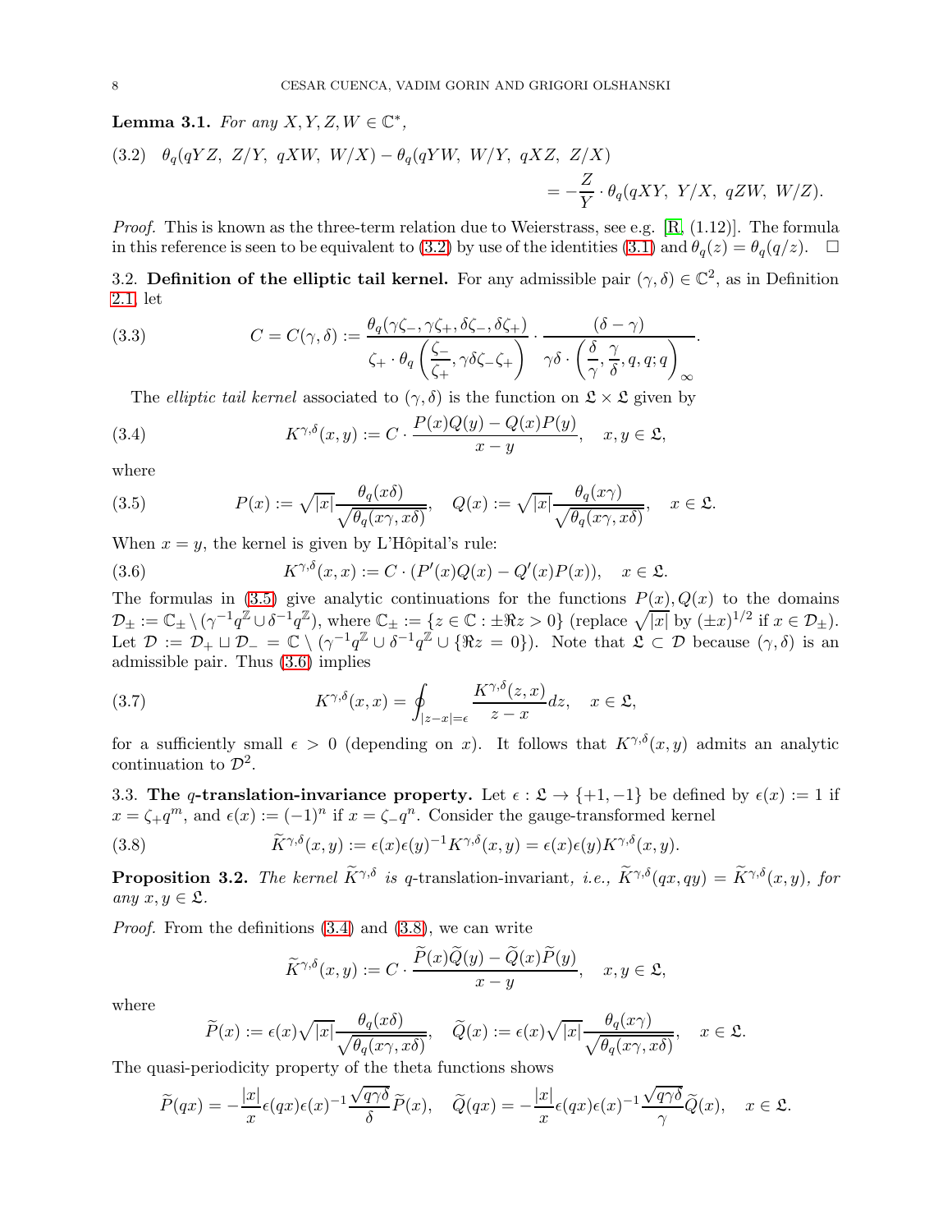**Lemma 3.1.** *For any $X, Y, Z, W \in \mathbb{C}^*$,*

$$\theta_q(qYZ,\ Z/Y,\ qXW,\ W/X) - \theta_q(qYW,\ W/Y,\ qXZ,\ Z/X) = -\frac{Z}{Y}\cdot\theta_q(qXY,\ Y/X,\ qZW,\ W/Z). \tag{3.2}$$

*Proof.* This is known as the three-term relation due to Weierstrass, see e.g. [R, (1.12)]. The formula in this reference is seen to be equivalent to (3.2) by use of the identities (3.1) and $\theta_q(z) = \theta_q(q/z)$. $\square$

3.2. **Definition of the elliptic tail kernel.** For any admissible pair $(\gamma, \delta) \in \mathbb{C}^2$, as in Definition 2.1, let

$$C = C(\gamma, \delta) := \frac{\theta_q(\gamma\zeta_-, \gamma\zeta_+, \delta\zeta_-, \delta\zeta_+)}{\zeta_+\cdot\theta_q\left(\frac{\zeta_-}{\zeta_+}, \gamma\delta\zeta_-\zeta_+\right)}\cdot\frac{(\delta-\gamma)}{\gamma\delta\cdot\left(\frac{\delta}{\gamma}, \frac{\gamma}{\delta}, q, q; q\right)_\infty}. \tag{3.3}$$

The *elliptic tail kernel* associated to $(\gamma, \delta)$ is the function on $\mathfrak{L}\times\mathfrak{L}$ given by

$$K^{\gamma,\delta}(x, y) := C\cdot\frac{P(x)Q(y) - Q(x)P(y)}{x - y}, \quad x, y \in \mathfrak{L}, \tag{3.4}$$

where

$$P(x) := \sqrt{|x|}\frac{\theta_q(x\delta)}{\sqrt{\theta_q(x\gamma, x\delta)}}, \quad Q(x) := \sqrt{|x|}\frac{\theta_q(x\gamma)}{\sqrt{\theta_q(x\gamma, x\delta)}}, \quad x \in \mathfrak{L}. \tag{3.5}$$

When $x = y$, the kernel is given by L'Hôpital's rule:

$$K^{\gamma,\delta}(x, x) := C\cdot(P'(x)Q(x) - Q'(x)P(x)), \quad x \in \mathfrak{L}. \tag{3.6}$$

The formulas in (3.5) give analytic continuations for the functions $P(x), Q(x)$ to the domains $\mathcal{D}_\pm := \mathbb{C}_\pm \setminus (\gamma^{-1}q^{\mathbb{Z}} \cup \delta^{-1}q^{\mathbb{Z}})$, where $\mathbb{C}_\pm := \{z \in \mathbb{C} : \pm\Re z > 0\}$ (replace $\sqrt{|x|}$ by $(\pm x)^{1/2}$ if $x \in \mathcal{D}_\pm$). Let $\mathcal{D} := \mathcal{D}_+ \sqcup \mathcal{D}_- = \mathbb{C}\setminus(\gamma^{-1}q^{\mathbb{Z}} \cup \delta^{-1}q^{\mathbb{Z}} \cup \{\Re z = 0\})$. Note that $\mathfrak{L} \subset \mathcal{D}$ because $(\gamma, \delta)$ is an admissible pair. Thus (3.6) implies

$$K^{\gamma,\delta}(x, x) = \oint_{|z-x|=\epsilon}\frac{K^{\gamma,\delta}(z, x)}{z - x}dz, \quad x \in \mathfrak{L}, \tag{3.7}$$

for a sufficiently small $\epsilon > 0$ (depending on $x$). It follows that $K^{\gamma,\delta}(x, y)$ admits an analytic continuation to $\mathcal{D}^2$.

3.3. **The $q$-translation-invariance property.** Let $\epsilon : \mathfrak{L} \to \{+1, -1\}$ be defined by $\epsilon(x) := 1$ if $x = \zeta_+ q^m$, and $\epsilon(x) := (-1)^n$ if $x = \zeta_- q^n$. Consider the gauge-transformed kernel

$$\widetilde{K}^{\gamma,\delta}(x, y) := \epsilon(x)\epsilon(y)^{-1}K^{\gamma,\delta}(x, y) = \epsilon(x)\epsilon(y)K^{\gamma,\delta}(x, y). \tag{3.8}$$

**Proposition 3.2.** *The kernel $\widetilde{K}^{\gamma,\delta}$ is $q$-translation-invariant, i.e., $\widetilde{K}^{\gamma,\delta}(qx, qy) = \widetilde{K}^{\gamma,\delta}(x, y)$, for any $x, y \in \mathfrak{L}$.*

*Proof.* From the definitions (3.4) and (3.8), we can write

$$\widetilde{K}^{\gamma,\delta}(x, y) := C\cdot\frac{\widetilde{P}(x)\widetilde{Q}(y) - \widetilde{Q}(x)\widetilde{P}(y)}{x - y}, \quad x, y \in \mathfrak{L},$$

where

$$\widetilde{P}(x) := \epsilon(x)\sqrt{|x|}\frac{\theta_q(x\delta)}{\sqrt{\theta_q(x\gamma, x\delta)}}, \quad \widetilde{Q}(x) := \epsilon(x)\sqrt{|x|}\frac{\theta_q(x\gamma)}{\sqrt{\theta_q(x\gamma, x\delta)}}, \quad x \in \mathfrak{L}.$$

The quasi-periodicity property of the theta functions shows

$$\widetilde{P}(qx) = -\frac{|x|}{x}\epsilon(qx)\epsilon(x)^{-1}\frac{\sqrt{q\gamma\delta}}{\delta}\widetilde{P}(x), \quad \widetilde{Q}(qx) = -\frac{|x|}{x}\epsilon(qx)\epsilon(x)^{-1}\frac{\sqrt{q\gamma\delta}}{\gamma}\widetilde{Q}(x), \quad x \in \mathfrak{L}.$$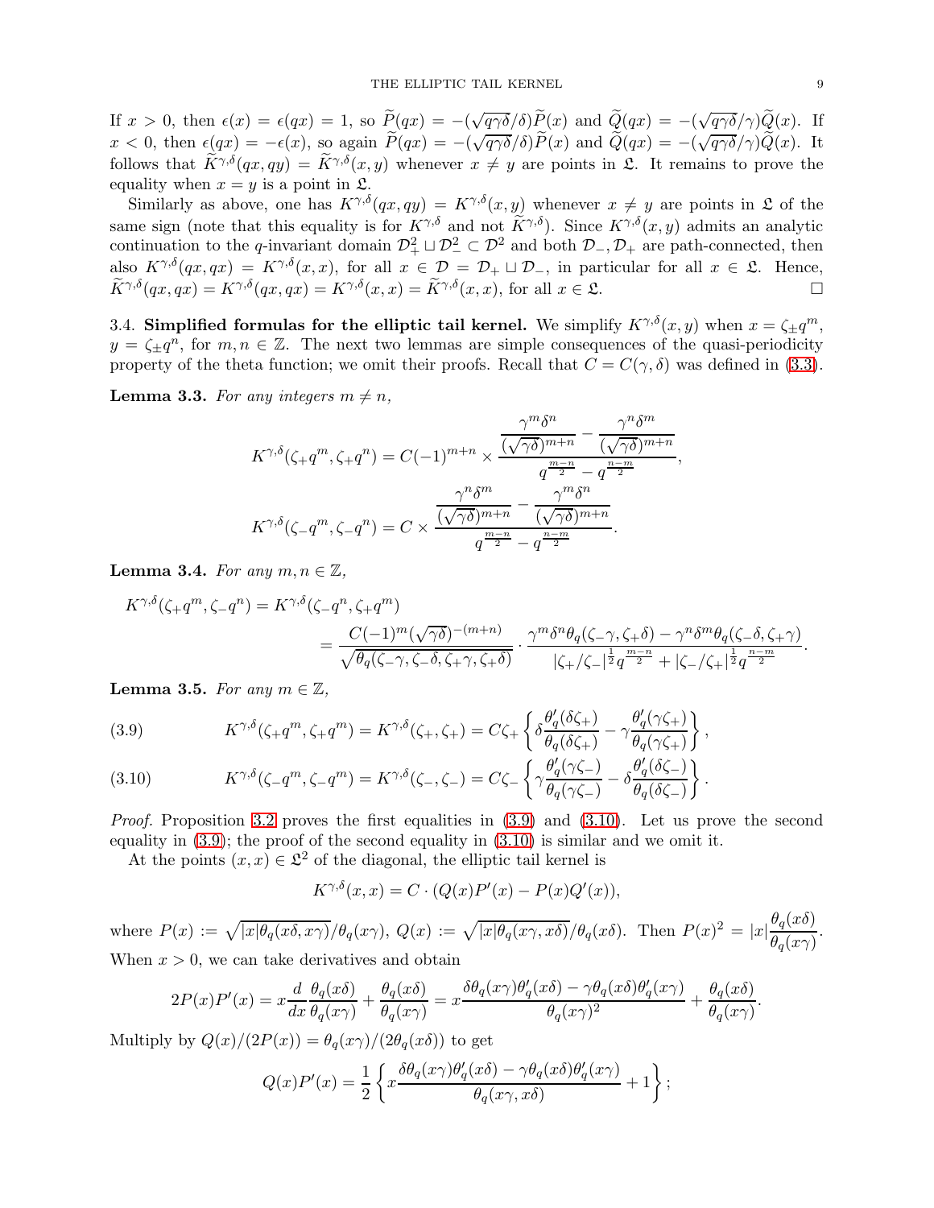If $x > 0$, then $\epsilon(x) = \epsilon(qx) = 1$, so $\widetilde{P}(qx) = -(\sqrt{q\gamma\delta}/\delta)\widetilde{P}(x)$ and $\widetilde{Q}(qx) = -(\sqrt{q\gamma\delta}/\gamma)\widetilde{Q}(x)$. If $x < 0$, then $\epsilon(qx) = -\epsilon(x)$, so again $\widetilde{P}(qx) = -(\sqrt{q\gamma\delta}/\delta)\widetilde{P}(x)$ and $\widetilde{Q}(qx) = -(\sqrt{q\gamma\delta}/\gamma)\widetilde{Q}(x)$. It follows that $\widetilde{K}^{\gamma,\delta}(qx, qy) = \widetilde{K}^{\gamma,\delta}(x, y)$ whenever $x \neq y$ are points in $\mathfrak{L}$. It remains to prove the equality when $x = y$ is a point in $\mathfrak{L}$.

Similarly as above, one has $K^{\gamma,\delta}(qx, qy) = K^{\gamma,\delta}(x, y)$ whenever $x \neq y$ are points in $\mathfrak{L}$ of the same sign (note that this equality is for $K^{\gamma,\delta}$ and not $\widetilde{K}^{\gamma,\delta}$). Since $K^{\gamma,\delta}(x, y)$ admits an analytic continuation to the $q$-invariant domain $\mathcal{D}_+^2 \sqcup \mathcal{D}_-^2 \subset \mathcal{D}^2$ and both $\mathcal{D}_-, \mathcal{D}_+$ are path-connected, then also $K^{\gamma,\delta}(qx, qx) = K^{\gamma,\delta}(x, x)$, for all $x \in \mathcal{D} = \mathcal{D}_+ \sqcup \mathcal{D}_-$, in particular for all $x \in \mathfrak{L}$. Hence, $\widetilde{K}^{\gamma,\delta}(qx, qx) = K^{\gamma,\delta}(qx, qx) = K^{\gamma,\delta}(x, x) = \widetilde{K}^{\gamma,\delta}(x, x)$, for all $x \in \mathfrak{L}$. □

### 3.4. Simplified formulas for the elliptic tail kernel.

We simplify $K^{\gamma,\delta}(x, y)$ when $x = \zeta_\pm q^m$, $y = \zeta_\pm q^n$, for $m, n \in \mathbb{Z}$. The next two lemmas are simple consequences of the quasi-periodicity property of the theta function; we omit their proofs. Recall that $C = C(\gamma, \delta)$ was defined in (3.3).

**Lemma 3.3.** *For any integers $m \neq n$,*

$$K^{\gamma,\delta}(\zeta_+ q^m, \zeta_+ q^n) = C(-1)^{m+n} \times \frac{\dfrac{\gamma^m\delta^n}{(\sqrt{\gamma\delta})^{m+n}} - \dfrac{\gamma^n\delta^m}{(\sqrt{\gamma\delta})^{m+n}}}{q^{\frac{m-n}{2}} - q^{\frac{n-m}{2}}},$$

$$K^{\gamma,\delta}(\zeta_- q^m, \zeta_- q^n) = C \times \frac{\dfrac{\gamma^n\delta^m}{(\sqrt{\gamma\delta})^{m+n}} - \dfrac{\gamma^m\delta^n}{(\sqrt{\gamma\delta})^{m+n}}}{q^{\frac{m-n}{2}} - q^{\frac{n-m}{2}}}.$$

**Lemma 3.4.** *For any $m, n \in \mathbb{Z}$,*

$$\begin{aligned} K^{\gamma,\delta}(\zeta_+ q^m, \zeta_- q^n) &= K^{\gamma,\delta}(\zeta_- q^n, \zeta_+ q^m) \\ &= \frac{C(-1)^m(\sqrt{\gamma\delta})^{-(m+n)}}{\sqrt{\theta_q(\zeta_-\gamma, \zeta_-\delta, \zeta_+\gamma, \zeta_+\delta)}} \cdot \frac{\gamma^m\delta^n\theta_q(\zeta_-\gamma, \zeta_+\delta) - \gamma^n\delta^m\theta_q(\zeta_-\delta, \zeta_+\gamma)}{|\zeta_+/\zeta_-|^{\frac{1}{2}} q^{\frac{m-n}{2}} + |\zeta_-/\zeta_+|^{\frac{1}{2}} q^{\frac{n-m}{2}}}. \end{aligned}$$

**Lemma 3.5.** *For any $m \in \mathbb{Z}$,*

$$K^{\gamma,\delta}(\zeta_+ q^m, \zeta_+ q^m) = K^{\gamma,\delta}(\zeta_+, \zeta_+) = C\zeta_+ \left\{ \delta \frac{\theta_q'(\delta\zeta_+)}{\theta_q(\delta\zeta_+)} - \gamma \frac{\theta_q'(\gamma\zeta_+)}{\theta_q(\gamma\zeta_+)} \right\}, \tag{3.9}$$

$$K^{\gamma,\delta}(\zeta_- q^m, \zeta_- q^m) = K^{\gamma,\delta}(\zeta_-, \zeta_-) = C\zeta_- \left\{ \gamma \frac{\theta_q'(\gamma\zeta_-)}{\theta_q(\gamma\zeta_-)} - \delta \frac{\theta_q'(\delta\zeta_-)}{\theta_q(\delta\zeta_-)} \right\}. \tag{3.10}$$

*Proof.* Proposition 3.2 proves the first equalities in (3.9) and (3.10). Let us prove the second equality in (3.9); the proof of the second equality in (3.10) is similar and we omit it.

At the points $(x, x) \in \mathfrak{L}^2$ of the diagonal, the elliptic tail kernel is

$$K^{\gamma,\delta}(x, x) = C \cdot (Q(x)P'(x) - P(x)Q'(x)),$$

where $P(x) := \sqrt{|x|\theta_q(x\delta, x\gamma)}/\theta_q(x\gamma)$, $Q(x) := \sqrt{|x|\theta_q(x\gamma, x\delta)}/\theta_q(x\delta)$. Then $P(x)^2 = |x|\dfrac{\theta_q(x\delta)}{\theta_q(x\gamma)}$. When $x > 0$, we can take derivatives and obtain

$$2P(x)P'(x) = x\frac{d}{dx}\frac{\theta_q(x\delta)}{\theta_q(x\gamma)} + \frac{\theta_q(x\delta)}{\theta_q(x\gamma)} = x\frac{\delta\theta_q(x\gamma)\theta_q'(x\delta) - \gamma\theta_q(x\delta)\theta_q'(x\gamma)}{\theta_q(x\gamma)^2} + \frac{\theta_q(x\delta)}{\theta_q(x\gamma)}.$$

Multiply by $Q(x)/(2P(x)) = \theta_q(x\gamma)/(2\theta_q(x\delta))$ to get

$$Q(x)P'(x) = \frac{1}{2}\left\{ x\frac{\delta\theta_q(x\gamma)\theta_q'(x\delta) - \gamma\theta_q(x\delta)\theta_q'(x\gamma)}{\theta_q(x\gamma, x\delta)} + 1 \right\};$$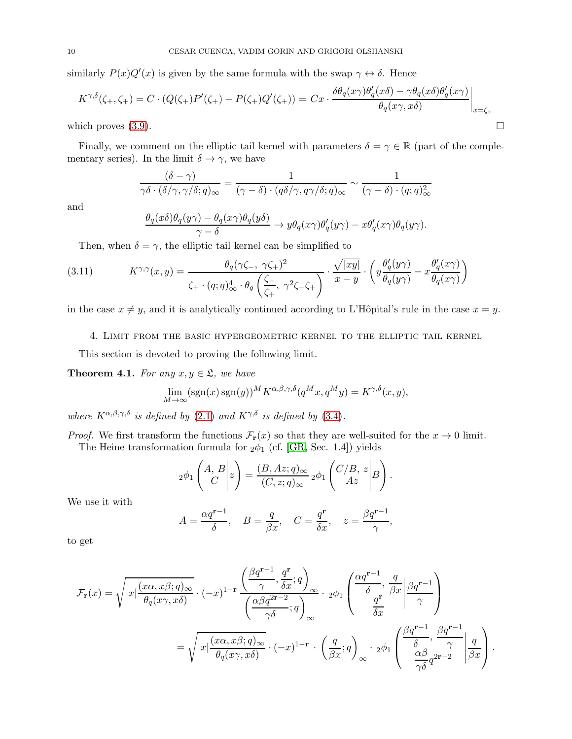similarly $P(x)Q'(x)$ is given by the same formula with the swap $\gamma \leftrightarrow \delta$. Hence

$$K^{\gamma,\delta}(\zeta_+,\zeta_+) = C\cdot (Q(\zeta_+)P'(\zeta_+) - P(\zeta_+)Q'(\zeta_+)) = Cx\cdot \frac{\delta\theta_q(x\gamma)\theta_q'(x\delta) - \gamma\theta_q(x\delta)\theta_q'(x\gamma)}{\theta_q(x\gamma, x\delta)}\bigg|_{x=\zeta_+}$$

which proves (3.9). $\square$

Finally, we comment on the elliptic tail kernel with parameters $\delta = \gamma \in \mathbb{R}$ (part of the complementary series). In the limit $\delta \to \gamma$, we have

$$\frac{(\delta-\gamma)}{\gamma\delta\cdot(\delta/\gamma, \gamma/\delta; q)_\infty} = \frac{1}{(\gamma-\delta)\cdot(q\delta/\gamma, q\gamma/\delta; q)_\infty} \sim \frac{1}{(\gamma-\delta)\cdot(q;q)_\infty^2}$$

and

$$\frac{\theta_q(x\delta)\theta_q(y\gamma) - \theta_q(x\gamma)\theta_q(y\delta)}{\gamma-\delta} \to y\theta_q(x\gamma)\theta_q'(y\gamma) - x\theta_q'(x\gamma)\theta_q(y\gamma).$$

Then, when $\delta = \gamma$, the elliptic tail kernel can be simplified to

$$K^{\gamma,\gamma}(x,y) = \frac{\theta_q(\gamma\zeta_-,\ \gamma\zeta_+)^2}{\zeta_+\cdot(q;q)_\infty^4\cdot\theta_q\left(\dfrac{\zeta_-}{\zeta_+},\ \gamma^2\zeta_-\zeta_+\right)}\cdot\frac{\sqrt{|xy|}}{x-y}\cdot\left(y\frac{\theta_q'(y\gamma)}{\theta_q(y\gamma)} - x\frac{\theta_q'(x\gamma)}{\theta_q(x\gamma)}\right) \tag{3.11}$$

in the case $x \neq y$, and it is analytically continued according to L'Hôpital's rule in the case $x = y$.

## 4. Limit from the basic hypergeometric kernel to the elliptic tail kernel

This section is devoted to proving the following limit.

**Theorem 4.1.** *For any $x, y \in \mathfrak{L}$, we have*

$$\lim_{M\to\infty}(\operatorname{sgn}(x)\operatorname{sgn}(y))^M K^{\alpha,\beta,\gamma,\delta}(q^M x, q^M y) = K^{\gamma,\delta}(x,y),$$

*where $K^{\alpha,\beta,\gamma,\delta}$ is defined by (2.1) and $K^{\gamma,\delta}$ is defined by (3.4).*

*Proof.* We first transform the functions $\mathcal{F}_{\mathbf{r}}(x)$ so that they are well-suited for the $x \to 0$ limit.

The Heine transformation formula for ${}_2\phi_1$ (cf. [GR, Sec. 1.4]) yields

$${}_2\phi_1\left(\begin{matrix}A,\, B\\ C\end{matrix}\middle| z\right) = \frac{(B, Az; q)_\infty}{(C, z; q)_\infty}\,{}_2\phi_1\left(\begin{matrix}C/B,\, z\\ Az\end{matrix}\middle| B\right).$$

We use it with

$$A = \frac{\alpha q^{\mathbf{r}-1}}{\delta},\quad B = \frac{q}{\beta x},\quad C = \frac{q^{\mathbf{r}}}{\delta x},\quad z = \frac{\beta q^{\mathbf{r}-1}}{\gamma},$$

to get

$$\begin{aligned}\mathcal{F}_{\mathbf{r}}(x) &= \sqrt{|x|\frac{(x\alpha, x\beta; q)_\infty}{\theta_q(x\gamma, x\delta)}}\cdot(-x)^{1-\mathbf{r}}\,\frac{\left(\dfrac{\beta q^{\mathbf{r}-1}}{\gamma}, \dfrac{q^{\mathbf{r}}}{\delta x}; q\right)_\infty}{\left(\dfrac{\alpha\beta q^{2\mathbf{r}-2}}{\gamma\delta}; q\right)_\infty}\cdot{}_2\phi_1\left(\begin{matrix}\dfrac{\alpha q^{\mathbf{r}-1}}{\delta},\, \dfrac{q}{\beta x}\\ \dfrac{q^{\mathbf{r}}}{\delta x}\end{matrix}\middle| \frac{\beta q^{\mathbf{r}-1}}{\gamma}\right)\\ &= \sqrt{|x|\frac{(x\alpha, x\beta; q)_\infty}{\theta_q(x\gamma, x\delta)}}\cdot(-x)^{1-\mathbf{r}}\cdot\left(\frac{q}{\beta x}; q\right)_\infty\cdot{}_2\phi_1\left(\begin{matrix}\dfrac{\beta q^{\mathbf{r}-1}}{\delta},\, \dfrac{\beta q^{\mathbf{r}-1}}{\gamma}\\ \dfrac{\alpha\beta}{\gamma\delta}q^{2\mathbf{r}-2}\end{matrix}\middle| \frac{q}{\beta x}\right).\end{aligned}$$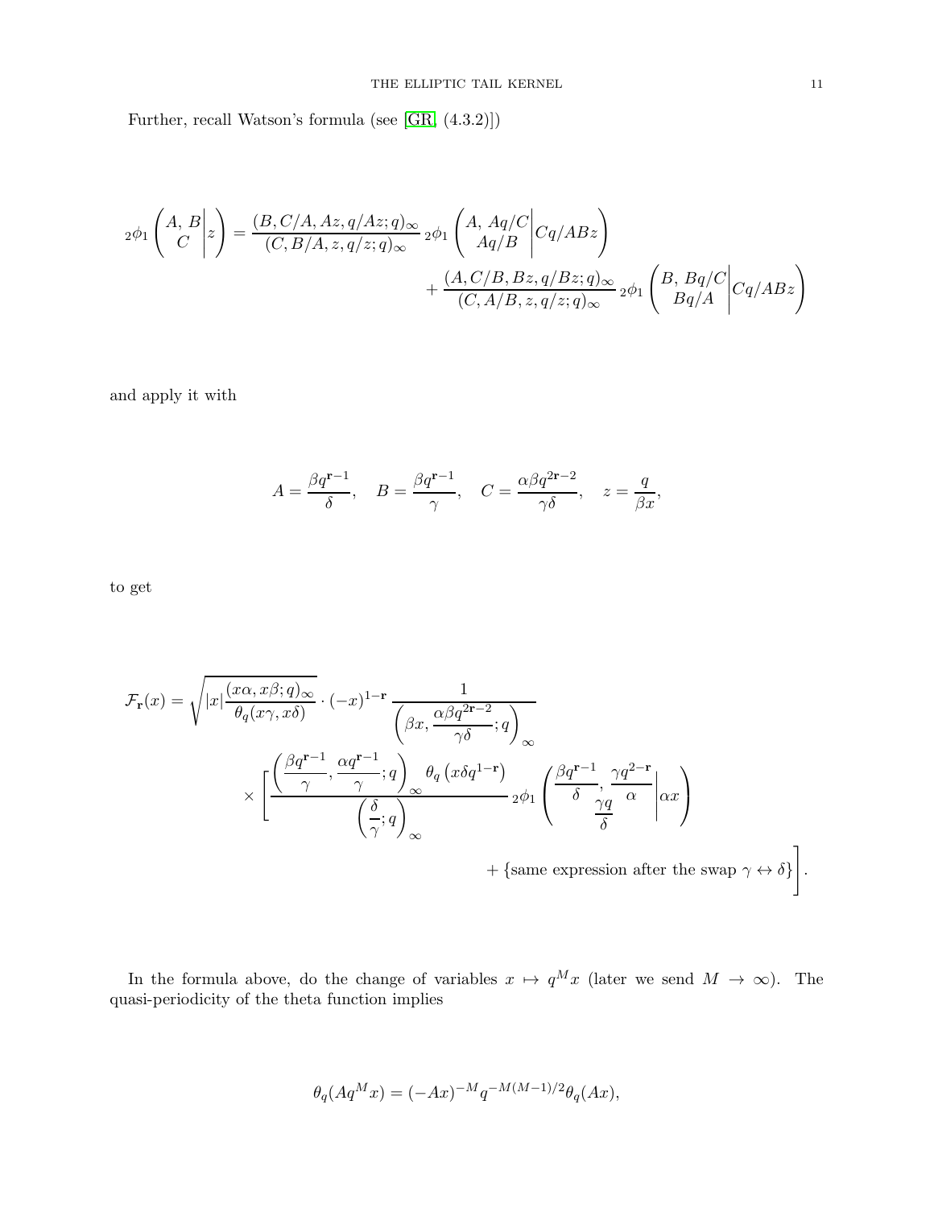Further, recall Watson's formula (see [GR, (4.3.2)])

$$
{}_2\phi_1\left(\begin{matrix}A,\, B\\ C\end{matrix}\middle| z\right) = \frac{(B, C/A, Az, q/Az; q)_\infty}{(C, B/A, z, q/z; q)_\infty}\, {}_2\phi_1\left(\begin{matrix}A,\, Aq/C\\ Aq/B\end{matrix}\middle| Cq/ABz\right) + \frac{(A, C/B, Bz, q/Bz; q)_\infty}{(C, A/B, z, q/z; q)_\infty}\, {}_2\phi_1\left(\begin{matrix}B,\, Bq/C\\ Bq/A\end{matrix}\middle| Cq/ABz\right)
$$

and apply it with

$$
A = \frac{\beta q^{\mathbf{r}-1}}{\delta}, \quad B = \frac{\beta q^{\mathbf{r}-1}}{\gamma}, \quad C = \frac{\alpha\beta q^{2\mathbf{r}-2}}{\gamma\delta}, \quad z = \frac{q}{\beta x},
$$

to get

$$
\mathcal{F}_{\mathbf{r}}(x) = \sqrt{|x|\frac{(x\alpha, x\beta; q)_\infty}{\theta_q(x\gamma, x\delta)}} \cdot (-x)^{1-\mathbf{r}}\, \frac{1}{\left(\beta x, \dfrac{\alpha\beta q^{2\mathbf{r}-2}}{\gamma\delta}; q\right)_\infty} \times \left[ \frac{\left(\dfrac{\beta q^{\mathbf{r}-1}}{\gamma}, \dfrac{\alpha q^{\mathbf{r}-1}}{\gamma}; q\right)_\infty \theta_q\left(x\delta q^{1-\mathbf{r}}\right)}{\left(\dfrac{\delta}{\gamma}; q\right)_\infty}\, {}_2\phi_1\left(\begin{matrix}\dfrac{\beta q^{\mathbf{r}-1}}{\delta}, \dfrac{\gamma q^{2-\mathbf{r}}}{\alpha}\\ \dfrac{\gamma q}{\delta}\end{matrix}\middle| \alpha x\right) + \{\text{same expression after the swap } \gamma \leftrightarrow \delta\} \right].
$$

In the formula above, do the change of variables $x \mapsto q^M x$ (later we send $M \to \infty$). The quasi-periodicity of the theta function implies

$$
\theta_q(Aq^M x) = (-Ax)^{-M} q^{-M(M-1)/2} \theta_q(Ax),
$$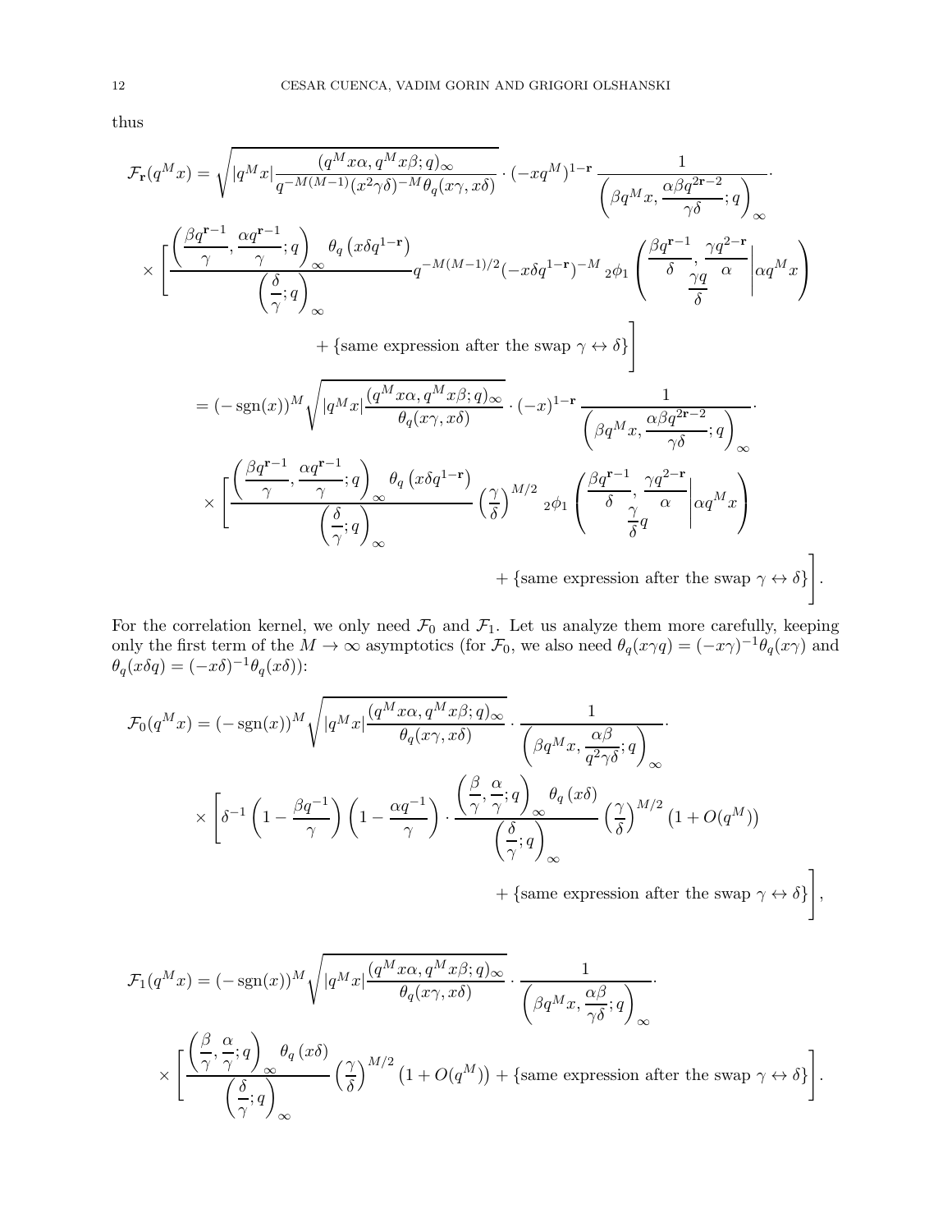thus

$$
\mathcal{F}_{\mathbf{r}}(q^M x) = \sqrt{|q^M x| \frac{(q^M x\alpha, q^M x\beta; q)_\infty}{q^{-M(M-1)}(x^2\gamma\delta)^{-M}\theta_q(x\gamma, x\delta)}} \cdot (-xq^M)^{1-\mathbf{r}} \frac{1}{\left(\beta q^M x, \frac{\alpha\beta q^{2\mathbf{r}-2}}{\gamma\delta}; q\right)_\infty} \cdot
$$

$$
\times \left[ \frac{\left(\frac{\beta q^{\mathbf{r}-1}}{\gamma}, \frac{\alpha q^{\mathbf{r}-1}}{\gamma}; q\right)_\infty \theta_q\left(x\delta q^{1-\mathbf{r}}\right)}{\left(\frac{\delta}{\gamma}; q\right)_\infty} q^{-M(M-1)/2}(-x\delta q^{1-\mathbf{r}})^{-M} {}_2\phi_1\left( \begin{matrix} \frac{\beta q^{\mathbf{r}-1}}{\delta}, \frac{\gamma q^{2-\mathbf{r}}}{\alpha} \\ \frac{\gamma q}{\delta} \end{matrix} \middle| \alpha q^M x \right) \right.
$$

$$
\left. + \{\text{same expression after the swap } \gamma \leftrightarrow \delta\} \right]
$$

$$
= (-\operatorname{sgn}(x))^M \sqrt{|q^M x| \frac{(q^M x\alpha, q^M x\beta; q)_\infty}{\theta_q(x\gamma, x\delta)}} \cdot (-x)^{1-\mathbf{r}} \frac{1}{\left(\beta q^M x, \frac{\alpha\beta q^{2\mathbf{r}-2}}{\gamma\delta}; q\right)_\infty} \cdot
$$

$$
\times \left[ \frac{\left(\frac{\beta q^{\mathbf{r}-1}}{\gamma}, \frac{\alpha q^{\mathbf{r}-1}}{\gamma}; q\right)_\infty \theta_q\left(x\delta q^{1-\mathbf{r}}\right)}{\left(\frac{\delta}{\gamma}; q\right)_\infty} \left(\frac{\gamma}{\delta}\right)^{M/2} {}_2\phi_1\left( \begin{matrix} \frac{\beta q^{\mathbf{r}-1}}{\delta}, \frac{\gamma q^{2-\mathbf{r}}}{\alpha} \\ \frac{\gamma}{\delta} q \end{matrix} \middle| \alpha q^M x \right) \right.
$$

$$
\left. + \{\text{same expression after the swap } \gamma \leftrightarrow \delta\} \right].
$$

For the correlation kernel, we only need $\mathcal{F}_0$ and $\mathcal{F}_1$. Let us analyze them more carefully, keeping only the first term of the $M \to \infty$ asymptotics (for $\mathcal{F}_0$, we also need $\theta_q(x\gamma q) = (-x\gamma)^{-1}\theta_q(x\gamma)$ and $\theta_q(x\delta q) = (-x\delta)^{-1}\theta_q(x\delta)$):

$$
\mathcal{F}_0(q^M x) = (-\operatorname{sgn}(x))^M \sqrt{|q^M x| \frac{(q^M x\alpha, q^M x\beta; q)_\infty}{\theta_q(x\gamma, x\delta)}} \cdot \frac{1}{\left(\beta q^M x, \frac{\alpha\beta}{q^2\gamma\delta}; q\right)_\infty} \cdot
$$

$$
\times \left[ \delta^{-1}\left(1 - \frac{\beta q^{-1}}{\gamma}\right)\left(1 - \frac{\alpha q^{-1}}{\gamma}\right) \cdot \frac{\left(\frac{\beta}{\gamma}, \frac{\alpha}{\gamma}; q\right)_\infty \theta_q(x\delta)}{\left(\frac{\delta}{\gamma}; q\right)_\infty} \left(\frac{\gamma}{\delta}\right)^{M/2} \left(1 + O(q^M)\right) \right.
$$

$$
\left. + \{\text{same expression after the swap } \gamma \leftrightarrow \delta\} \right],
$$

$$
\mathcal{F}_1(q^M x) = (-\operatorname{sgn}(x))^M \sqrt{|q^M x| \frac{(q^M x\alpha, q^M x\beta; q)_\infty}{\theta_q(x\gamma, x\delta)}} \cdot \frac{1}{\left(\beta q^M x, \frac{\alpha\beta}{\gamma\delta}; q\right)_\infty} \cdot
$$

$$
\times \left[ \frac{\left(\frac{\beta}{\gamma}, \frac{\alpha}{\gamma}; q\right)_\infty \theta_q(x\delta)}{\left(\frac{\delta}{\gamma}; q\right)_\infty} \left(\frac{\gamma}{\delta}\right)^{M/2} \left(1 + O(q^M)\right) + \{\text{same expression after the swap } \gamma \leftrightarrow \delta\} \right].
$$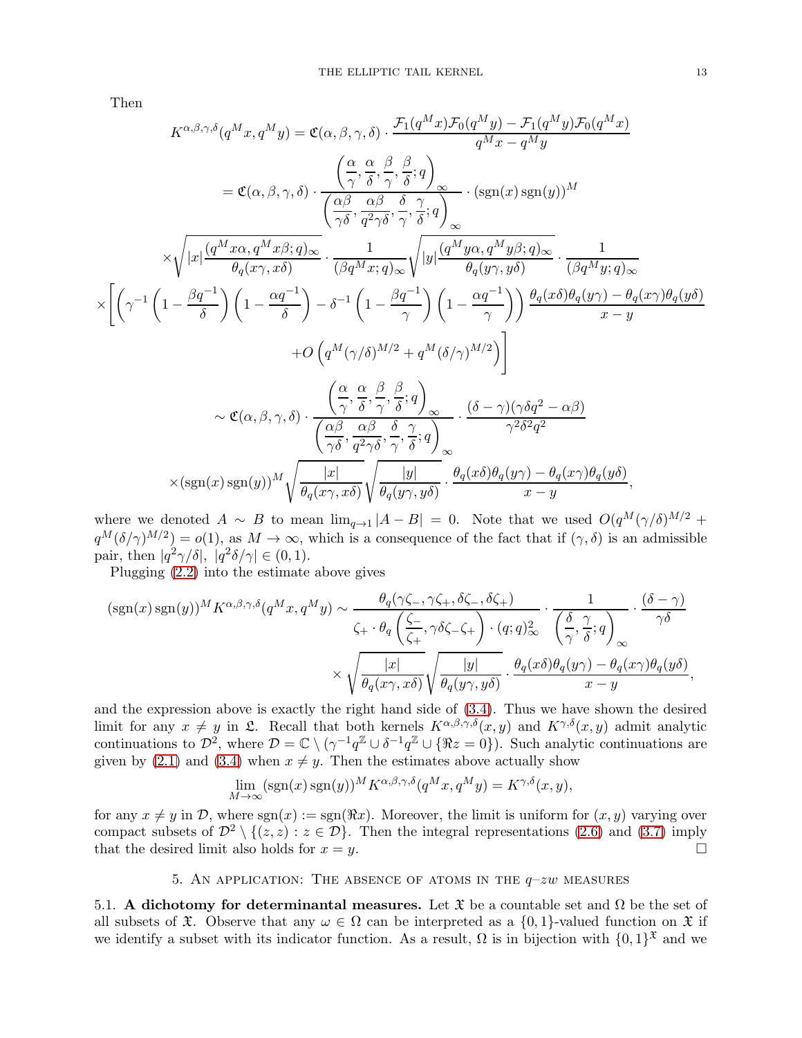Then

$$
\begin{aligned}
K^{\alpha,\beta,\gamma,\delta}(q^M x, q^M y) &= \mathfrak{C}(\alpha,\beta,\gamma,\delta)\cdot \frac{\mathcal{F}_1(q^M x)\mathcal{F}_0(q^M y) - \mathcal{F}_1(q^M y)\mathcal{F}_0(q^M x)}{q^M x - q^M y} \\
&= \mathfrak{C}(\alpha,\beta,\gamma,\delta)\cdot \frac{\left(\dfrac{\alpha}{\gamma},\dfrac{\alpha}{\delta},\dfrac{\beta}{\gamma},\dfrac{\beta}{\delta};q\right)_\infty}{\left(\dfrac{\alpha\beta}{\gamma\delta},\dfrac{\alpha\beta}{q^2\gamma\delta},\dfrac{\delta}{\gamma},\dfrac{\gamma}{\delta};q\right)_\infty}\cdot (\operatorname{sgn}(x)\operatorname{sgn}(y))^M \\
&\times\sqrt{|x|\frac{(q^M x\alpha, q^M x\beta;q)_\infty}{\theta_q(x\gamma,x\delta)}}\cdot\frac{1}{(\beta q^M x;q)_\infty}\sqrt{|y|\frac{(q^M y\alpha, q^M y\beta;q)_\infty}{\theta_q(y\gamma,y\delta)}}\cdot\frac{1}{(\beta q^M y;q)_\infty} \\
&\times\Bigg[\left(\gamma^{-1}\left(1-\frac{\beta q^{-1}}{\delta}\right)\left(1-\frac{\alpha q^{-1}}{\delta}\right) - \delta^{-1}\left(1-\frac{\beta q^{-1}}{\gamma}\right)\left(1-\frac{\alpha q^{-1}}{\gamma}\right)\right)\frac{\theta_q(x\delta)\theta_q(y\gamma)-\theta_q(x\gamma)\theta_q(y\delta)}{x-y} \\
&\qquad + O\left(q^M(\gamma/\delta)^{M/2} + q^M(\delta/\gamma)^{M/2}\right)\Bigg] \\
&\sim \mathfrak{C}(\alpha,\beta,\gamma,\delta)\cdot \frac{\left(\dfrac{\alpha}{\gamma},\dfrac{\alpha}{\delta},\dfrac{\beta}{\gamma},\dfrac{\beta}{\delta};q\right)_\infty}{\left(\dfrac{\alpha\beta}{\gamma\delta},\dfrac{\alpha\beta}{q^2\gamma\delta},\dfrac{\delta}{\gamma},\dfrac{\gamma}{\delta};q\right)_\infty}\cdot\frac{(\delta-\gamma)(\gamma\delta q^2-\alpha\beta)}{\gamma^2\delta^2 q^2} \\
&\times(\operatorname{sgn}(x)\operatorname{sgn}(y))^M\sqrt{\frac{|x|}{\theta_q(x\gamma,x\delta)}}\sqrt{\frac{|y|}{\theta_q(y\gamma,y\delta)}}\cdot\frac{\theta_q(x\delta)\theta_q(y\gamma)-\theta_q(x\gamma)\theta_q(y\delta)}{x-y},
\end{aligned}
$$

where we denoted $A \sim B$ to mean $\lim_{q\to 1}|A-B| = 0$. Note that we used $O(q^M(\gamma/\delta)^{M/2} + q^M(\delta/\gamma)^{M/2}) = o(1)$, as $M\to\infty$, which is a consequence of the fact that if $(\gamma,\delta)$ is an admissible pair, then $|q^2\gamma/\delta|,\ |q^2\delta/\gamma| \in (0,1)$.

Plugging (2.2) into the estimate above gives

$$
\begin{aligned}
(\operatorname{sgn}(x)\operatorname{sgn}(y))^M K^{\alpha,\beta,\gamma,\delta}(q^M x, q^M y) &\sim \frac{\theta_q(\gamma\zeta_-,\gamma\zeta_+,\delta\zeta_-,\delta\zeta_+)}{\zeta_+\cdot\theta_q\left(\dfrac{\zeta_-}{\zeta_+},\gamma\delta\zeta_-\zeta_+\right)\cdot(q;q)_\infty^2}\cdot\frac{1}{\left(\dfrac{\delta}{\gamma},\dfrac{\gamma}{\delta};q\right)_\infty}\cdot\frac{(\delta-\gamma)}{\gamma\delta} \\
&\times\sqrt{\frac{|x|}{\theta_q(x\gamma,x\delta)}}\sqrt{\frac{|y|}{\theta_q(y\gamma,y\delta)}}\cdot\frac{\theta_q(x\delta)\theta_q(y\gamma)-\theta_q(x\gamma)\theta_q(y\delta)}{x-y},
\end{aligned}
$$

and the expression above is exactly the right hand side of (3.4). Thus we have shown the desired limit for any $x \neq y$ in $\mathfrak{L}$. Recall that both kernels $K^{\alpha,\beta,\gamma,\delta}(x,y)$ and $K^{\gamma,\delta}(x,y)$ admit analytic continuations to $\mathcal{D}^2$, where $\mathcal{D} = \mathbb{C}\setminus(\gamma^{-1}q^{\mathbb{Z}}\cup\delta^{-1}q^{\mathbb{Z}}\cup\{\Re z = 0\})$. Such analytic continuations are given by (2.1) and (3.4) when $x\neq y$. Then the estimates above actually show

$$
\lim_{M\to\infty}(\operatorname{sgn}(x)\operatorname{sgn}(y))^M K^{\alpha,\beta,\gamma,\delta}(q^M x, q^M y) = K^{\gamma,\delta}(x,y),
$$

for any $x\neq y$ in $\mathcal{D}$, where $\operatorname{sgn}(x) := \operatorname{sgn}(\Re x)$. Moreover, the limit is uniform for $(x,y)$ varying over compact subsets of $\mathcal{D}^2\setminus\{(z,z) : z\in\mathcal{D}\}$. Then the integral representations (2.6) and (3.7) imply that the desired limit also holds for $x = y$. □

## 5. An application: The absence of atoms in the $q$–$zw$ measures

**5.1. A dichotomy for determinantal measures.** Let $\mathfrak{X}$ be a countable set and $\Omega$ be the set of all subsets of $\mathfrak{X}$. Observe that any $\omega\in\Omega$ can be interpreted as a $\{0,1\}$-valued function on $\mathfrak{X}$ if we identify a subset with its indicator function. As a result, $\Omega$ is in bijection with $\{0,1\}^{\mathfrak{X}}$ and we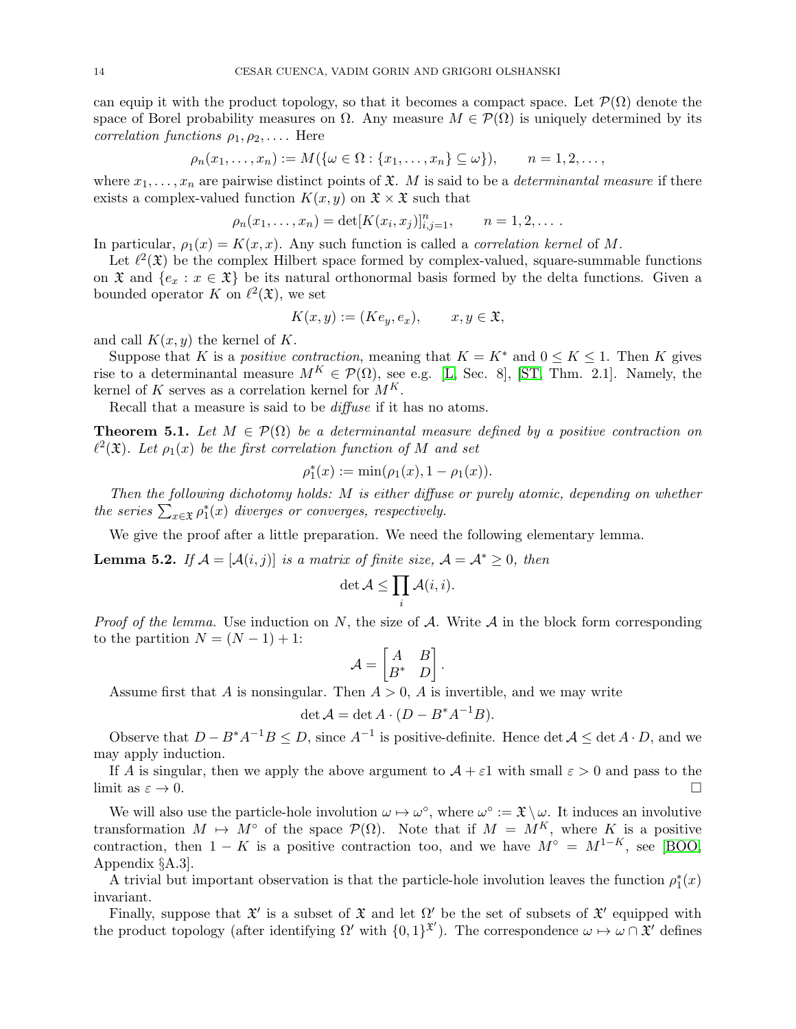can equip it with the product topology, so that it becomes a compact space. Let $\mathcal{P}(\Omega)$ denote the space of Borel probability measures on $\Omega$. Any measure $M \in \mathcal{P}(\Omega)$ is uniquely determined by its *correlation functions* $\rho_1, \rho_2, \dots$. Here

$$\rho_n(x_1, \dots, x_n) := M(\{\omega \in \Omega : \{x_1, \dots, x_n\} \subseteq \omega\}), \qquad n = 1, 2, \dots,$$

where $x_1, \dots, x_n$ are pairwise distinct points of $\mathfrak{X}$. $M$ is said to be a *determinantal measure* if there exists a complex-valued function $K(x, y)$ on $\mathfrak{X} \times \mathfrak{X}$ such that

$$\rho_n(x_1, \dots, x_n) = \det[K(x_i, x_j)]_{i,j=1}^n, \qquad n = 1, 2, \dots.$$

In particular, $\rho_1(x) = K(x, x)$. Any such function is called a *correlation kernel* of $M$.

Let $\ell^2(\mathfrak{X})$ be the complex Hilbert space formed by complex-valued, square-summable functions on $\mathfrak{X}$ and $\{e_x : x \in \mathfrak{X}\}$ be its natural orthonormal basis formed by the delta functions. Given a bounded operator $K$ on $\ell^2(\mathfrak{X})$, we set

$$K(x, y) := (Ke_y, e_x), \qquad x, y \in \mathfrak{X},$$

and call $K(x, y)$ the kernel of $K$.

Suppose that $K$ is a *positive contraction*, meaning that $K = K^*$ and $0 \le K \le 1$. Then $K$ gives rise to a determinantal measure $M^K \in \mathcal{P}(\Omega)$, see e.g. [L, Sec. 8], [ST, Thm. 2.1]. Namely, the kernel of $K$ serves as a correlation kernel for $M^K$.

Recall that a measure is said to be *diffuse* if it has no atoms.

**Theorem 5.1.** *Let $M \in \mathcal{P}(\Omega)$ be a determinantal measure defined by a positive contraction on $\ell^2(\mathfrak{X})$. Let $\rho_1(x)$ be the first correlation function of $M$ and set*

$$\rho_1^*(x) := \min(\rho_1(x), 1 - \rho_1(x)).$$

*Then the following dichotomy holds: $M$ is either diffuse or purely atomic, depending on whether the series $\sum_{x \in \mathfrak{X}} \rho_1^*(x)$ diverges or converges, respectively.*

We give the proof after a little preparation. We need the following elementary lemma.

**Lemma 5.2.** *If $\mathcal{A} = [\mathcal{A}(i, j)]$ is a matrix of finite size, $\mathcal{A} = \mathcal{A}^* \ge 0$, then*

$$\det \mathcal{A} \le \prod_i \mathcal{A}(i, i).$$

*Proof of the lemma.* Use induction on $N$, the size of $\mathcal{A}$. Write $\mathcal{A}$ in the block form corresponding to the partition $N = (N - 1) + 1$:

$$\mathcal{A} = \begin{bmatrix} A & B \\ B^* & D \end{bmatrix}.$$

Assume first that $A$ is nonsingular. Then $A > 0$, $A$ is invertible, and we may write

$$\det \mathcal{A} = \det A \cdot (D - B^* A^{-1} B).$$

Observe that $D - B^* A^{-1} B \le D$, since $A^{-1}$ is positive-definite. Hence $\det \mathcal{A} \le \det A \cdot D$, and we may apply induction.

If $A$ is singular, then we apply the above argument to $\mathcal{A} + \varepsilon 1$ with small $\varepsilon > 0$ and pass to the limit as $\varepsilon \to 0$. □

We will also use the particle-hole involution $\omega \mapsto \omega^\circ$, where $\omega^\circ := \mathfrak{X} \setminus \omega$. It induces an involutive transformation $M \mapsto M^\circ$ of the space $\mathcal{P}(\Omega)$. Note that if $M = M^K$, where $K$ is a positive contraction, then $1 - K$ is a positive contraction too, and we have $M^\circ = M^{1-K}$, see [BOO, Appendix §A.3].

A trivial but important observation is that the particle-hole involution leaves the function $\rho_1^*(x)$ invariant.

Finally, suppose that $\mathfrak{X}'$ is a subset of $\mathfrak{X}$ and let $\Omega'$ be the set of subsets of $\mathfrak{X}'$ equipped with the product topology (after identifying $\Omega'$ with $\{0, 1\}^{\mathfrak{X}'}$). The correspondence $\omega \mapsto \omega \cap \mathfrak{X}'$ defines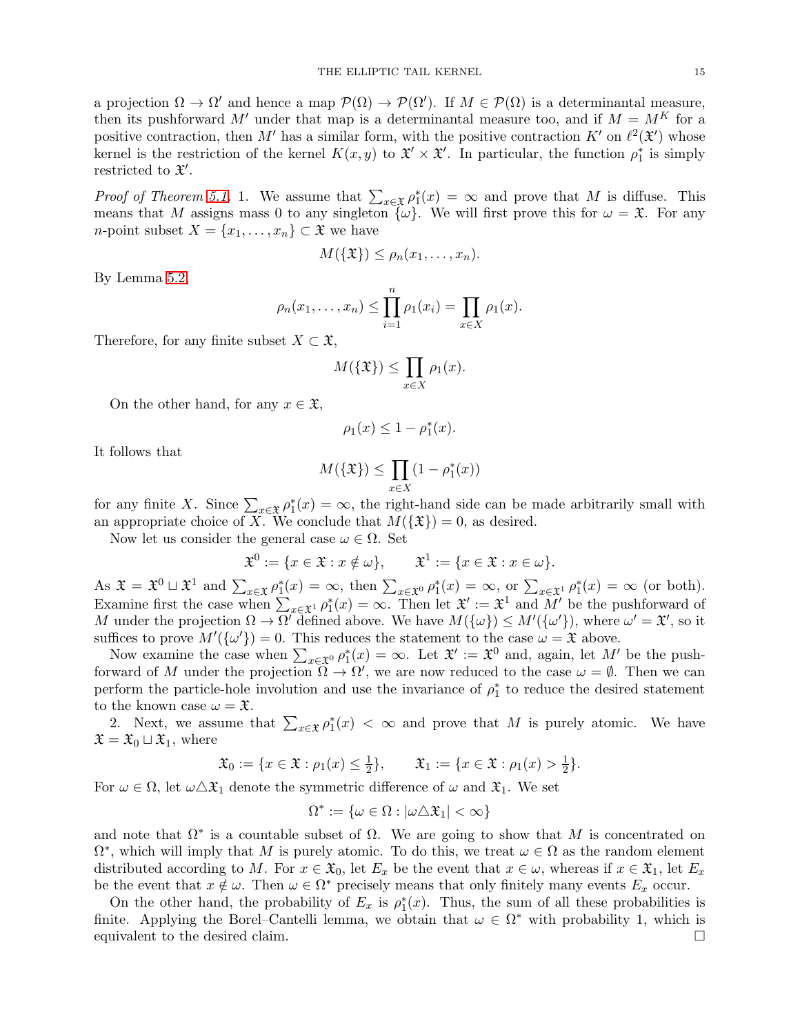a projection $\Omega \to \Omega'$ and hence a map $\mathcal{P}(\Omega) \to \mathcal{P}(\Omega')$. If $M \in \mathcal{P}(\Omega)$ is a determinantal measure, then its pushforward $M'$ under that map is a determinantal measure too, and if $M = M^K$ for a positive contraction, then $M'$ has a similar form, with the positive contraction $K'$ on $\ell^2(\mathfrak{X}')$ whose kernel is the restriction of the kernel $K(x,y)$ to $\mathfrak{X}' \times \mathfrak{X}'$. In particular, the function $\rho_1^*$ is simply restricted to $\mathfrak{X}'$.

*Proof of Theorem 5.1.* 1. We assume that $\sum_{x \in \mathfrak{X}} \rho_1^*(x) = \infty$ and prove that $M$ is diffuse. This means that $M$ assigns mass 0 to any singleton $\{\omega\}$. We will first prove this for $\omega = \mathfrak{X}$. For any $n$-point subset $X = \{x_1, \dots, x_n\} \subset \mathfrak{X}$ we have

$$M(\{\mathfrak{X}\}) \le \rho_n(x_1, \dots, x_n).$$

By Lemma 5.2,

$$\rho_n(x_1, \dots, x_n) \le \prod_{i=1}^{n} \rho_1(x_i) = \prod_{x \in X} \rho_1(x).$$

Therefore, for any finite subset $X \subset \mathfrak{X}$,

$$M(\{\mathfrak{X}\}) \le \prod_{x \in X} \rho_1(x).$$

On the other hand, for any $x \in \mathfrak{X}$,

$$\rho_1(x) \le 1 - \rho_1^*(x).$$

It follows that

$$M(\{\mathfrak{X}\}) \le \prod_{x \in X} (1 - \rho_1^*(x))$$

for any finite $X$. Since $\sum_{x \in \mathfrak{X}} \rho_1^*(x) = \infty$, the right-hand side can be made arbitrarily small with an appropriate choice of $X$. We conclude that $M(\{\mathfrak{X}\}) = 0$, as desired.

Now let us consider the general case $\omega \in \Omega$. Set

$$\mathfrak{X}^0 := \{x \in \mathfrak{X} : x \notin \omega\}, \qquad \mathfrak{X}^1 := \{x \in \mathfrak{X} : x \in \omega\}.$$

As $\mathfrak{X} = \mathfrak{X}^0 \sqcup \mathfrak{X}^1$ and $\sum_{x \in \mathfrak{X}} \rho_1^*(x) = \infty$, then $\sum_{x \in \mathfrak{X}^0} \rho_1^*(x) = \infty$, or $\sum_{x \in \mathfrak{X}^1} \rho_1^*(x) = \infty$ (or both). Examine first the case when $\sum_{x \in \mathfrak{X}^1} \rho_1^*(x) = \infty$. Then let $\mathfrak{X}' := \mathfrak{X}^1$ and $M'$ be the pushforward of $M$ under the projection $\Omega \to \Omega'$ defined above. We have $M(\{\omega\}) \le M'(\{\omega'\})$, where $\omega' = \mathfrak{X}'$, so it suffices to prove $M'(\{\omega'\}) = 0$. This reduces the statement to the case $\omega = \mathfrak{X}$ above.

Now examine the case when $\sum_{x \in \mathfrak{X}^0} \rho_1^*(x) = \infty$. Let $\mathfrak{X}' := \mathfrak{X}^0$ and, again, let $M'$ be the pushforward of $M$ under the projection $\Omega \to \Omega'$, we are now reduced to the case $\omega = \emptyset$. Then we can perform the particle-hole involution and use the invariance of $\rho_1^*$ to reduce the desired statement to the known case $\omega = \mathfrak{X}$.

2. Next, we assume that $\sum_{x \in \mathfrak{X}} \rho_1^*(x) < \infty$ and prove that $M$ is purely atomic. We have $\mathfrak{X} = \mathfrak{X}_0 \sqcup \mathfrak{X}_1$, where

$$\mathfrak{X}_0 := \{x \in \mathfrak{X} : \rho_1(x) \le \tfrac{1}{2}\}, \qquad \mathfrak{X}_1 := \{x \in \mathfrak{X} : \rho_1(x) > \tfrac{1}{2}\}.$$

For $\omega \in \Omega$, let $\omega \triangle \mathfrak{X}_1$ denote the symmetric difference of $\omega$ and $\mathfrak{X}_1$. We set

$$\Omega^* := \{\omega \in \Omega : |\omega \triangle \mathfrak{X}_1| < \infty\}$$

and note that $\Omega^*$ is a countable subset of $\Omega$. We are going to show that $M$ is concentrated on $\Omega^*$, which will imply that $M$ is purely atomic. To do this, we treat $\omega \in \Omega$ as the random element distributed according to $M$. For $x \in \mathfrak{X}_0$, let $E_x$ be the event that $x \in \omega$, whereas if $x \in \mathfrak{X}_1$, let $E_x$ be the event that $x \notin \omega$. Then $\omega \in \Omega^*$ precisely means that only finitely many events $E_x$ occur.

On the other hand, the probability of $E_x$ is $\rho_1^*(x)$. Thus, the sum of all these probabilities is finite. Applying the Borel–Cantelli lemma, we obtain that $\omega \in \Omega^*$ with probability 1, which is equivalent to the desired claim. $\square$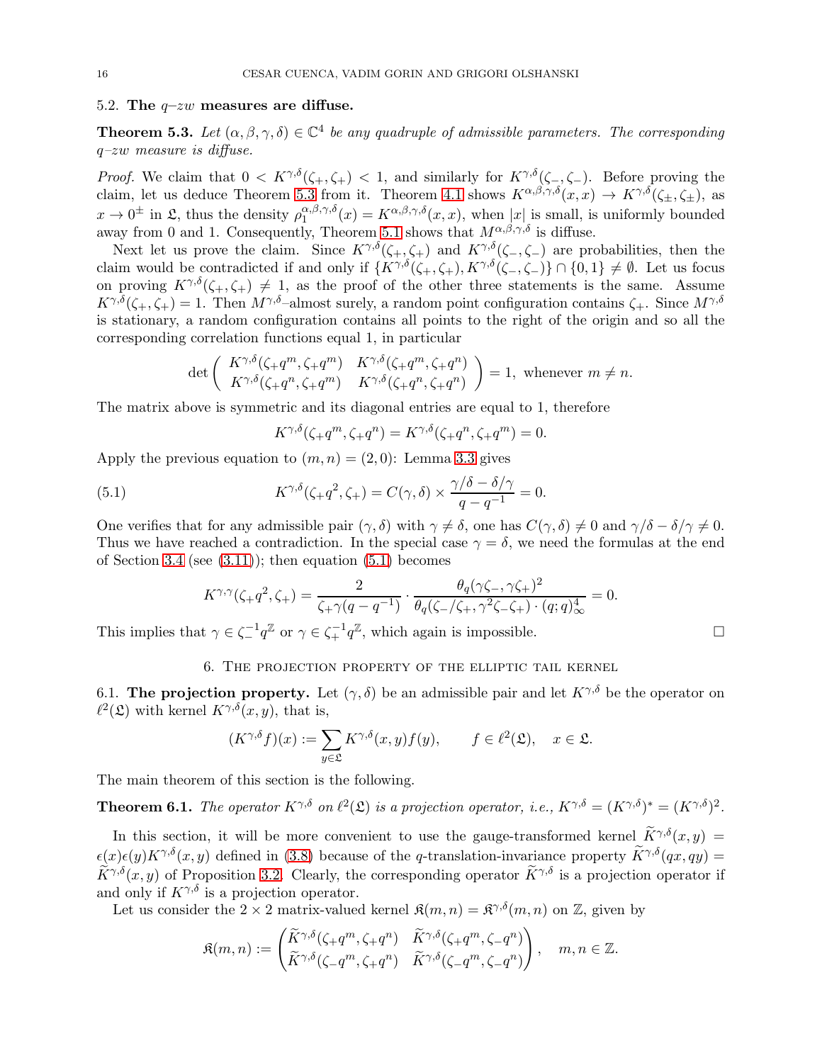### 5.2. **The $q$–$zw$ measures are diffuse.**

**Theorem 5.3.** *Let $(\alpha, \beta, \gamma, \delta) \in \mathbb{C}^4$ be any quadruple of admissible parameters. The corresponding $q$–$zw$ measure is diffuse.*

*Proof.* We claim that $0 < K^{\gamma,\delta}(\zeta_+, \zeta_+) < 1$, and similarly for $K^{\gamma,\delta}(\zeta_-, \zeta_-)$. Before proving the claim, let us deduce Theorem 5.3 from it. Theorem 4.1 shows $K^{\alpha,\beta,\gamma,\delta}(x, x) \to K^{\gamma,\delta}(\zeta_\pm, \zeta_\pm)$, as $x \to 0^\pm$ in $\mathfrak{L}$, thus the density $\rho_1^{\alpha,\beta,\gamma,\delta}(x) = K^{\alpha,\beta,\gamma,\delta}(x, x)$, when $|x|$ is small, is uniformly bounded away from 0 and 1. Consequently, Theorem 5.1 shows that $M^{\alpha,\beta,\gamma,\delta}$ is diffuse.

Next let us prove the claim. Since $K^{\gamma,\delta}(\zeta_+, \zeta_+)$ and $K^{\gamma,\delta}(\zeta_-, \zeta_-)$ are probabilities, then the claim would be contradicted if and only if $\{K^{\gamma,\delta}(\zeta_+, \zeta_+), K^{\gamma,\delta}(\zeta_-, \zeta_-)\} \cap \{0, 1\} \neq \emptyset$. Let us focus on proving $K^{\gamma,\delta}(\zeta_+, \zeta_+) \neq 1$, as the proof of the other three statements is the same. Assume $K^{\gamma,\delta}(\zeta_+, \zeta_+) = 1$. Then $M^{\gamma,\delta}$–almost surely, a random point configuration contains $\zeta_+$. Since $M^{\gamma,\delta}$ is stationary, a random configuration contains all points to the right of the origin and so all the corresponding correlation functions equal 1, in particular

$$\det \begin{pmatrix} K^{\gamma,\delta}(\zeta_+ q^m, \zeta_+ q^m) & K^{\gamma,\delta}(\zeta_+ q^m, \zeta_+ q^n) \\ K^{\gamma,\delta}(\zeta_+ q^n, \zeta_+ q^m) & K^{\gamma,\delta}(\zeta_+ q^n, \zeta_+ q^n) \end{pmatrix} = 1, \text{ whenever } m \neq n.$$

The matrix above is symmetric and its diagonal entries are equal to 1, therefore

$$K^{\gamma,\delta}(\zeta_+ q^m, \zeta_+ q^n) = K^{\gamma,\delta}(\zeta_+ q^n, \zeta_+ q^m) = 0.$$

Apply the previous equation to $(m, n) = (2, 0)$: Lemma 3.3 gives

$$K^{\gamma,\delta}(\zeta_+ q^2, \zeta_+) = C(\gamma, \delta) \times \frac{\gamma/\delta - \delta/\gamma}{q - q^{-1}} = 0. \tag{5.1}$$

One verifies that for any admissible pair $(\gamma, \delta)$ with $\gamma \neq \delta$, one has $C(\gamma, \delta) \neq 0$ and $\gamma/\delta - \delta/\gamma \neq 0$. Thus we have reached a contradiction. In the special case $\gamma = \delta$, we need the formulas at the end of Section 3.4 (see (3.11)); then equation (5.1) becomes

$$K^{\gamma,\gamma}(\zeta_+ q^2, \zeta_+) = \frac{2}{\zeta_+ \gamma(q - q^{-1})} \cdot \frac{\theta_q(\gamma\zeta_-, \gamma\zeta_+)^2}{\theta_q(\zeta_-/\zeta_+, \gamma^2\zeta_-\zeta_+) \cdot (q; q)_\infty^4} = 0.$$

This implies that $\gamma \in \zeta_-^{-1} q^{\mathbb{Z}}$ or $\gamma \in \zeta_+^{-1} q^{\mathbb{Z}}$, which again is impossible. $\square$

## 6. The projection property of the elliptic tail kernel

### 6.1. **The projection property.**

Let $(\gamma, \delta)$ be an admissible pair and let $K^{\gamma,\delta}$ be the operator on $\ell^2(\mathfrak{L})$ with kernel $K^{\gamma,\delta}(x, y)$, that is,

$$(K^{\gamma,\delta} f)(x) := \sum_{y \in \mathfrak{L}} K^{\gamma,\delta}(x, y) f(y), \qquad f \in \ell^2(\mathfrak{L}), \quad x \in \mathfrak{L}.$$

The main theorem of this section is the following.

**Theorem 6.1.** *The operator $K^{\gamma,\delta}$ on $\ell^2(\mathfrak{L})$ is a projection operator, i.e., $K^{\gamma,\delta} = (K^{\gamma,\delta})^* = (K^{\gamma,\delta})^2$.*

In this section, it will be more convenient to use the gauge-transformed kernel $\widetilde{K}^{\gamma,\delta}(x, y) = \epsilon(x)\epsilon(y) K^{\gamma,\delta}(x, y)$ defined in (3.8) because of the $q$-translation-invariance property $\widetilde{K}^{\gamma,\delta}(qx, qy) = \widetilde{K}^{\gamma,\delta}(x, y)$ of Proposition 3.2. Clearly, the corresponding operator $\widetilde{K}^{\gamma,\delta}$ is a projection operator if and only if $K^{\gamma,\delta}$ is a projection operator.

Let us consider the $2 \times 2$ matrix-valued kernel $\mathfrak{K}(m, n) = \mathfrak{K}^{\gamma,\delta}(m, n)$ on $\mathbb{Z}$, given by

$$\mathfrak{K}(m, n) := \begin{pmatrix} \widetilde{K}^{\gamma,\delta}(\zeta_+ q^m, \zeta_+ q^n) & \widetilde{K}^{\gamma,\delta}(\zeta_+ q^m, \zeta_- q^n) \\ \widetilde{K}^{\gamma,\delta}(\zeta_- q^m, \zeta_+ q^n) & \widetilde{K}^{\gamma,\delta}(\zeta_- q^m, \zeta_- q^n) \end{pmatrix}, \quad m, n \in \mathbb{Z}.$$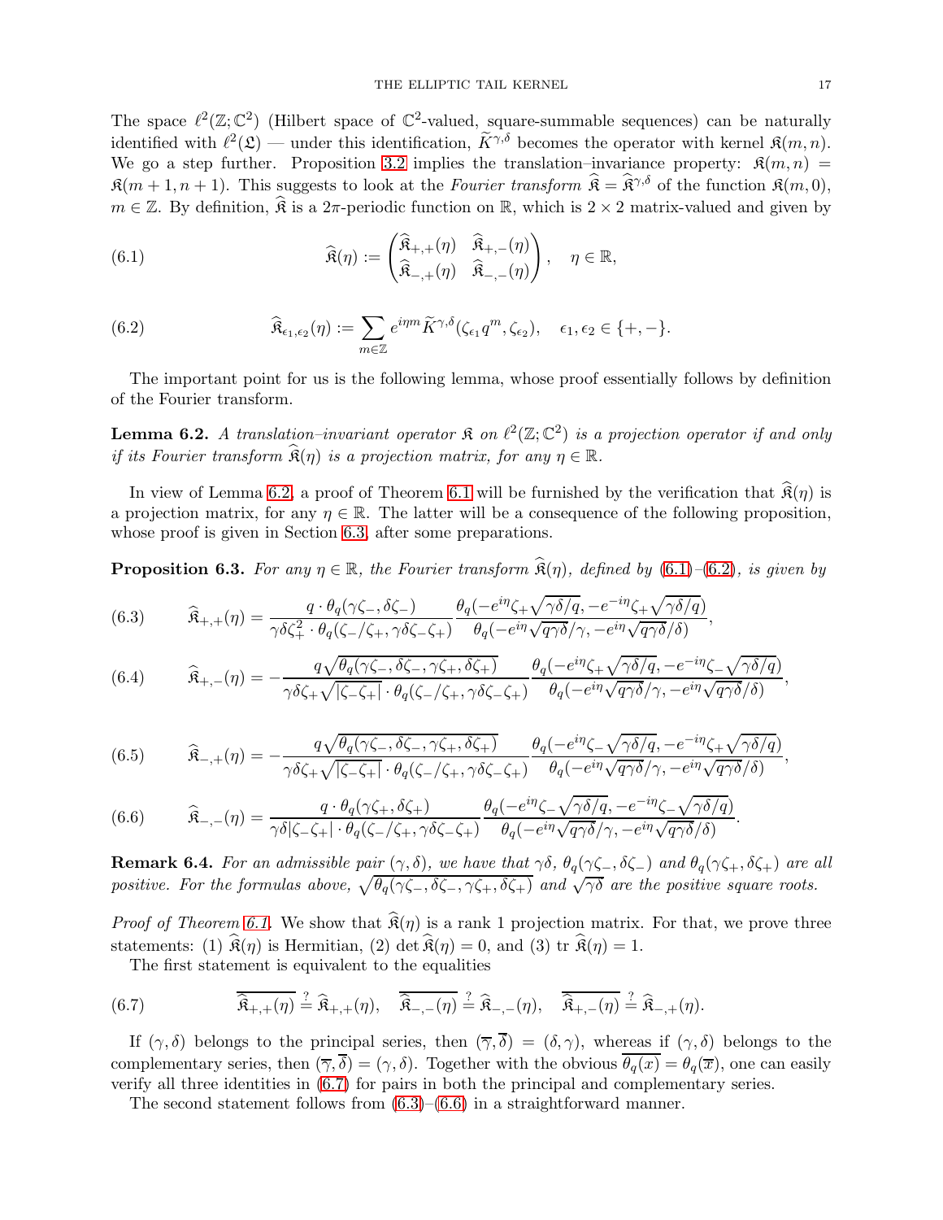The space $\ell^2(\mathbb{Z};\mathbb{C}^2)$ (Hilbert space of $\mathbb{C}^2$-valued, square-summable sequences) can be naturally identified with $\ell^2(\mathfrak{L})$ — under this identification, $\widetilde{K}^{\gamma,\delta}$ becomes the operator with kernel $\mathfrak{K}(m,n)$. We go a step further. Proposition 3.2 implies the translation–invariance property: $\mathfrak{K}(m,n) = \mathfrak{K}(m+1,n+1)$. This suggests to look at the *Fourier transform* $\widehat{\mathfrak{K}} = \widehat{\mathfrak{K}}^{\gamma,\delta}$ of the function $\mathfrak{K}(m,0)$, $m \in \mathbb{Z}$. By definition, $\widehat{\mathfrak{K}}$ is a $2\pi$-periodic function on $\mathbb{R}$, which is $2\times 2$ matrix-valued and given by

$$\widehat{\mathfrak{K}}(\eta) := \begin{pmatrix} \widehat{\mathfrak{K}}_{+,+}(\eta) & \widehat{\mathfrak{K}}_{+,-}(\eta) \\ \widehat{\mathfrak{K}}_{-,+}(\eta) & \widehat{\mathfrak{K}}_{-,-}(\eta) \end{pmatrix}, \quad \eta \in \mathbb{R}, \tag{6.1}$$

$$\widehat{\mathfrak{K}}_{\epsilon_1,\epsilon_2}(\eta) := \sum_{m\in\mathbb{Z}} e^{i\eta m} \widetilde{K}^{\gamma,\delta}(\zeta_{\epsilon_1} q^m, \zeta_{\epsilon_2}), \quad \epsilon_1, \epsilon_2 \in \{+,-\}. \tag{6.2}$$

The important point for us is the following lemma, whose proof essentially follows by definition of the Fourier transform.

**Lemma 6.2.** *A translation–invariant operator $\mathfrak{K}$ on $\ell^2(\mathbb{Z};\mathbb{C}^2)$ is a projection operator if and only if its Fourier transform $\widehat{\mathfrak{K}}(\eta)$ is a projection matrix, for any $\eta\in\mathbb{R}$.*

In view of Lemma 6.2, a proof of Theorem 6.1 will be furnished by the verification that $\widehat{\mathfrak{K}}(\eta)$ is a projection matrix, for any $\eta \in \mathbb{R}$. The latter will be a consequence of the following proposition, whose proof is given in Section 6.3, after some preparations.

**Proposition 6.3.** *For any $\eta\in\mathbb{R}$, the Fourier transform $\widehat{\mathfrak{K}}(\eta)$, defined by (6.1)–(6.2), is given by*

$$\widehat{\mathfrak{K}}_{+,+}(\eta) = \frac{q\cdot\theta_q(\gamma\zeta_-, \delta\zeta_-)}{\gamma\delta\zeta_+^2\cdot\theta_q(\zeta_-/\zeta_+, \gamma\delta\zeta_-\zeta_+)} \frac{\theta_q(-e^{i\eta}\zeta_+\sqrt{\gamma\delta/q}, -e^{-i\eta}\zeta_+\sqrt{\gamma\delta/q})}{\theta_q(-e^{i\eta}\sqrt{q\gamma\delta}/\gamma, -e^{i\eta}\sqrt{q\gamma\delta}/\delta)}, \tag{6.3}$$

$$\widehat{\mathfrak{K}}_{+,-}(\eta) = -\frac{q\sqrt{\theta_q(\gamma\zeta_-, \delta\zeta_-, \gamma\zeta_+, \delta\zeta_+)}}{\gamma\delta\zeta_+\sqrt{|\zeta_-\zeta_+|}\cdot\theta_q(\zeta_-/\zeta_+, \gamma\delta\zeta_-\zeta_+)} \frac{\theta_q(-e^{i\eta}\zeta_+\sqrt{\gamma\delta/q}, -e^{-i\eta}\zeta_-\sqrt{\gamma\delta/q})}{\theta_q(-e^{i\eta}\sqrt{q\gamma\delta}/\gamma, -e^{i\eta}\sqrt{q\gamma\delta}/\delta)}, \tag{6.4}$$

$$\widehat{\mathfrak{K}}_{-,+}(\eta) = -\frac{q\sqrt{\theta_q(\gamma\zeta_-, \delta\zeta_-, \gamma\zeta_+, \delta\zeta_+)}}{\gamma\delta\zeta_+\sqrt{|\zeta_-\zeta_+|}\cdot\theta_q(\zeta_-/\zeta_+, \gamma\delta\zeta_-\zeta_+)} \frac{\theta_q(-e^{i\eta}\zeta_-\sqrt{\gamma\delta/q}, -e^{-i\eta}\zeta_+\sqrt{\gamma\delta/q})}{\theta_q(-e^{i\eta}\sqrt{q\gamma\delta}/\gamma, -e^{i\eta}\sqrt{q\gamma\delta}/\delta)}, \tag{6.5}$$

$$\widehat{\mathfrak{K}}_{-,-}(\eta) = \frac{q\cdot\theta_q(\gamma\zeta_+, \delta\zeta_+)}{\gamma\delta|\zeta_-\zeta_+|\cdot\theta_q(\zeta_-/\zeta_+, \gamma\delta\zeta_-\zeta_+)} \frac{\theta_q(-e^{i\eta}\zeta_-\sqrt{\gamma\delta/q}, -e^{-i\eta}\zeta_-\sqrt{\gamma\delta/q})}{\theta_q(-e^{i\eta}\sqrt{q\gamma\delta}/\gamma, -e^{i\eta}\sqrt{q\gamma\delta}/\delta)}. \tag{6.6}$$

**Remark 6.4.** *For an admissible pair $(\gamma,\delta)$, we have that $\gamma\delta$, $\theta_q(\gamma\zeta_-, \delta\zeta_-)$ and $\theta_q(\gamma\zeta_+, \delta\zeta_+)$ are all positive. For the formulas above, $\sqrt{\theta_q(\gamma\zeta_-, \delta\zeta_-, \gamma\zeta_+, \delta\zeta_+)}$ and $\sqrt{\gamma\delta}$ are the positive square roots.*

*Proof of Theorem 6.1.* We show that $\widehat{\mathfrak{K}}(\eta)$ is a rank 1 projection matrix. For that, we prove three statements: (1) $\widehat{\mathfrak{K}}(\eta)$ is Hermitian, (2) $\det\widehat{\mathfrak{K}}(\eta) = 0$, and (3) $\operatorname{tr}\widehat{\mathfrak{K}}(\eta) = 1$.

The first statement is equivalent to the equalities

$$\overline{\widehat{\mathfrak{K}}_{+,+}(\eta)} \stackrel{?}{=} \widehat{\mathfrak{K}}_{+,+}(\eta), \quad \overline{\widehat{\mathfrak{K}}_{-,-}(\eta)} \stackrel{?}{=} \widehat{\mathfrak{K}}_{-,-}(\eta), \quad \overline{\widehat{\mathfrak{K}}_{+,-}(\eta)} \stackrel{?}{=} \widehat{\mathfrak{K}}_{-,+}(\eta). \tag{6.7}$$

If $(\gamma,\delta)$ belongs to the principal series, then $(\overline{\gamma},\overline{\delta}) = (\delta,\gamma)$, whereas if $(\gamma,\delta)$ belongs to the complementary series, then $(\overline{\gamma},\overline{\delta}) = (\gamma,\delta)$. Together with the obvious $\overline{\theta_q(x)} = \theta_q(\overline{x})$, one can easily verify all three identities in (6.7) for pairs in both the principal and complementary series.

The second statement follows from (6.3)–(6.6) in a straightforward manner.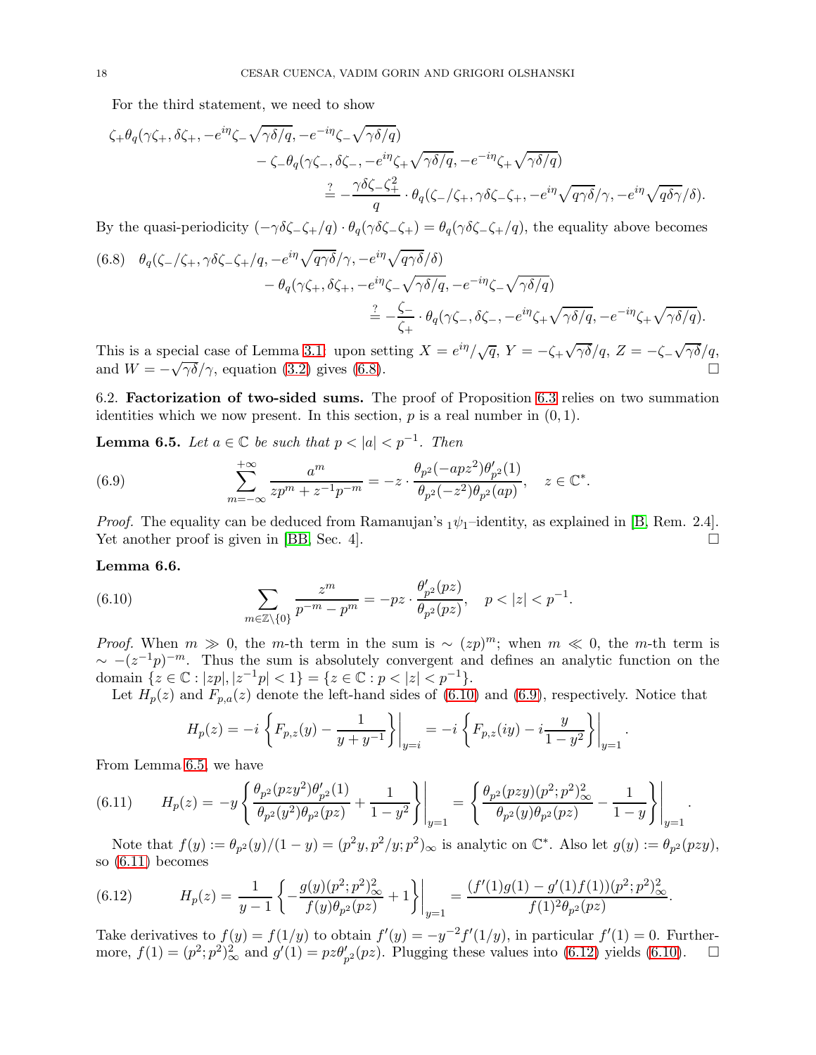For the third statement, we need to show

$$
\begin{aligned}
\zeta_+\theta_q(\gamma\zeta_+, \delta\zeta_+, -e^{i\eta}\zeta_-\sqrt{\gamma\delta/q}, -e^{-i\eta}\zeta_-\sqrt{\gamma\delta/q})& \\
- \zeta_-\theta_q(\gamma\zeta_-, \delta\zeta_-, -e^{i\eta}\zeta_+\sqrt{\gamma\delta/q}, -e^{-i\eta}\zeta_+\sqrt{\gamma\delta/q})& \\
\stackrel{?}{=} -\frac{\gamma\delta\zeta_-\zeta_+^2}{q}\cdot\theta_q(\zeta_-/\zeta_+, \gamma\delta\zeta_-\zeta_+, -e^{i\eta}\sqrt{q\gamma\delta}/\gamma, -e^{i\eta}\sqrt{q\delta\gamma}/\delta).&
\end{aligned}
$$

By the quasi-periodicity $(-\gamma\delta\zeta_-\zeta_+/q)\cdot\theta_q(\gamma\delta\zeta_-\zeta_+) = \theta_q(\gamma\delta\zeta_-\zeta_+/q)$, the equality above becomes

$$
\begin{aligned}
(6.8)\quad \theta_q(\zeta_-/\zeta_+, \gamma\delta\zeta_-\zeta_+/q, -e^{i\eta}\sqrt{q\gamma\delta}/\gamma, -e^{i\eta}\sqrt{q\gamma\delta}/\delta)& \\
- \theta_q(\gamma\zeta_+, \delta\zeta_+, -e^{i\eta}\zeta_-\sqrt{\gamma\delta/q}, -e^{-i\eta}\zeta_-\sqrt{\gamma\delta/q})& \\
\stackrel{?}{=} -\frac{\zeta_-}{\zeta_+}\cdot\theta_q(\gamma\zeta_-, \delta\zeta_-, -e^{i\eta}\zeta_+\sqrt{\gamma\delta/q}, -e^{-i\eta}\zeta_+\sqrt{\gamma\delta/q}).&
\end{aligned}
$$

This is a special case of Lemma 3.1: upon setting $X = e^{i\eta}/\sqrt{q}$, $Y = -\zeta_+\sqrt{\gamma\delta}/q$, $Z = -\zeta_-\sqrt{\gamma\delta}/q$, and $W = -\sqrt{\gamma\delta}/\gamma$, equation (3.2) gives (6.8). □

## 6.2. Factorization of two-sided sums.

The proof of Proposition 6.3 relies on two summation identities which we now present. In this section, $p$ is a real number in $(0, 1)$.

**Lemma 6.5.** *Let $a \in \mathbb{C}$ be such that $p < |a| < p^{-1}$. Then*

$$
\sum_{m=-\infty}^{+\infty} \frac{a^m}{zp^m + z^{-1}p^{-m}} = -z\cdot\frac{\theta_{p^2}(-apz^2)\theta'_{p^2}(1)}{\theta_{p^2}(-z^2)\theta_{p^2}(ap)}, \quad z \in \mathbb{C}^*. \tag{6.9}
$$

*Proof.* The equality can be deduced from Ramanujan's ${}_1\psi_1$–identity, as explained in [B, Rem. 2.4]. Yet another proof is given in [BB, Sec. 4]. □

**Lemma 6.6.**

$$
\sum_{m\in\mathbb{Z}\setminus\{0\}} \frac{z^m}{p^{-m} - p^m} = -pz\cdot\frac{\theta'_{p^2}(pz)}{\theta_{p^2}(pz)}, \quad p < |z| < p^{-1}. \tag{6.10}
$$

*Proof.* When $m \gg 0$, the $m$-th term in the sum is $\sim (zp)^m$; when $m \ll 0$, the $m$-th term is $\sim -(z^{-1}p)^{-m}$. Thus the sum is absolutely convergent and defines an analytic function on the domain $\{z \in \mathbb{C} : |zp|, |z^{-1}p| < 1\} = \{z \in \mathbb{C} : p < |z| < p^{-1}\}$.

Let $H_p(z)$ and $F_{p,a}(z)$ denote the left-hand sides of (6.10) and (6.9), respectively. Notice that

$$
H_p(z) = -i\left\{F_{p,z}(y) - \frac{1}{y + y^{-1}}\right\}\bigg|_{y=i} = -i\left\{F_{p,z}(iy) - i\frac{y}{1-y^2}\right\}\bigg|_{y=1}.
$$

From Lemma 6.5, we have

$$
H_p(z) = -y\left\{\frac{\theta_{p^2}(pzy^2)\theta'_{p^2}(1)}{\theta_{p^2}(y^2)\theta_{p^2}(pz)} + \frac{1}{1-y^2}\right\}\bigg|_{y=1} = \left\{\frac{\theta_{p^2}(pzy)(p^2;p^2)^2_\infty}{\theta_{p^2}(y)\theta_{p^2}(pz)} - \frac{1}{1-y}\right\}\bigg|_{y=1}. \tag{6.11}
$$

Note that $f(y) := \theta_{p^2}(y)/(1-y) = (p^2y, p^2/y; p^2)_\infty$ is analytic on $\mathbb{C}^*$. Also let $g(y) := \theta_{p^2}(pzy)$, so (6.11) becomes

$$
H_p(z) = \frac{1}{y-1}\left\{-\frac{g(y)(p^2;p^2)^2_\infty}{f(y)\theta_{p^2}(pz)} + 1\right\}\bigg|_{y=1} = \frac{(f'(1)g(1) - g'(1)f(1))(p^2;p^2)^2_\infty}{f(1)^2\theta_{p^2}(pz)}. \tag{6.12}
$$

Take derivatives to $f(y) = f(1/y)$ to obtain $f'(y) = -y^{-2}f'(1/y)$, in particular $f'(1) = 0$. Furthermore, $f(1) = (p^2;p^2)^2_\infty$ and $g'(1) = pz\theta'_{p^2}(pz)$. Plugging these values into (6.12) yields (6.10). □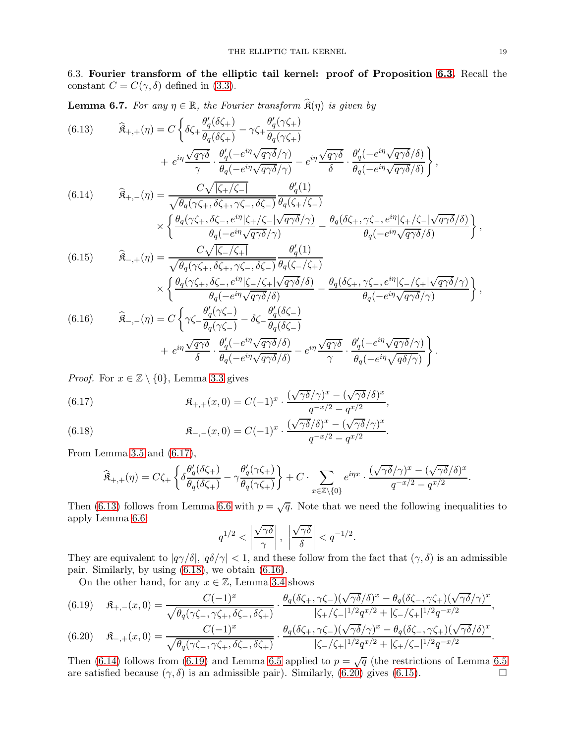6.3. **Fourier transform of the elliptic tail kernel: proof of Proposition 6.3.** Recall the constant $C = C(\gamma, \delta)$ defined in (3.3).

**Lemma 6.7.** *For any $\eta \in \mathbb{R}$, the Fourier transform $\widehat{\mathfrak{K}}(\eta)$ is given by*

$$\widehat{\mathfrak{K}}_{+,+}(\eta) = C\left\{\delta\zeta_+\frac{\theta_q'(\delta\zeta_+)}{\theta_q(\delta\zeta_+)} - \gamma\zeta_+\frac{\theta_q'(\gamma\zeta_+)}{\theta_q(\gamma\zeta_+)} + e^{i\eta}\frac{\sqrt{q\gamma\delta}}{\gamma}\cdot\frac{\theta_q'(-e^{i\eta}\sqrt{q\gamma\delta}/\gamma)}{\theta_q(-e^{i\eta}\sqrt{q\gamma\delta}/\gamma)} - e^{i\eta}\frac{\sqrt{q\gamma\delta}}{\delta}\cdot\frac{\theta_q'(-e^{i\eta}\sqrt{q\gamma\delta}/\delta)}{\theta_q(-e^{i\eta}\sqrt{q\gamma\delta}/\delta)}\right\}, \tag{6.13}$$

$$\widehat{\mathfrak{K}}_{+,-}(\eta) = \frac{C\sqrt{|\zeta_+/\zeta_-|}}{\sqrt{\theta_q(\gamma\zeta_+,\delta\zeta_+,\gamma\zeta_-,\delta\zeta_-)}}\frac{\theta_q'(1)}{\theta_q(\zeta_+/\zeta_-)} \times\left\{\frac{\theta_q(\gamma\zeta_+,\delta\zeta_-,e^{i\eta}|\zeta_+/\zeta_-|\sqrt{q\gamma\delta}/\gamma)}{\theta_q(-e^{i\eta}\sqrt{q\gamma\delta}/\gamma)} - \frac{\theta_q(\delta\zeta_+,\gamma\zeta_-,e^{i\eta}|\zeta_+/\zeta_-|\sqrt{q\gamma\delta}/\delta)}{\theta_q(-e^{i\eta}\sqrt{q\gamma\delta}/\delta)}\right\}, \tag{6.14}$$

$$\widehat{\mathfrak{K}}_{-,+}(\eta) = \frac{C\sqrt{|\zeta_-/\zeta_+|}}{\sqrt{\theta_q(\gamma\zeta_+,\delta\zeta_+,\gamma\zeta_-,\delta\zeta_-)}}\frac{\theta_q'(1)}{\theta_q(\zeta_-/\zeta_+)} \times\left\{\frac{\theta_q(\gamma\zeta_+,\delta\zeta_-,e^{i\eta}|\zeta_-/\zeta_+|\sqrt{q\gamma\delta}/\delta)}{\theta_q(-e^{i\eta}\sqrt{q\gamma\delta}/\delta)} - \frac{\theta_q(\delta\zeta_+,\gamma\zeta_-,e^{i\eta}|\zeta_-/\zeta_+|\sqrt{q\gamma\delta}/\gamma)}{\theta_q(-e^{i\eta}\sqrt{q\gamma\delta}/\gamma)}\right\}, \tag{6.15}$$

$$\widehat{\mathfrak{K}}_{-,-}(\eta) = C\left\{\gamma\zeta_-\frac{\theta_q'(\gamma\zeta_-)}{\theta_q(\gamma\zeta_-)} - \delta\zeta_-\frac{\theta_q'(\delta\zeta_-)}{\theta_q(\delta\zeta_-)} + e^{i\eta}\frac{\sqrt{q\gamma\delta}}{\delta}\cdot\frac{\theta_q'(-e^{i\eta}\sqrt{q\gamma\delta}/\delta)}{\theta_q(-e^{i\eta}\sqrt{q\gamma\delta}/\delta)} - e^{i\eta}\frac{\sqrt{q\gamma\delta}}{\gamma}\cdot\frac{\theta_q'(-e^{i\eta}\sqrt{q\gamma\delta}/\gamma)}{\theta_q(-e^{i\eta}\sqrt{q\delta/\gamma})}\right\}. \tag{6.16}$$

*Proof.* For $x \in \mathbb{Z}\setminus\{0\}$, Lemma 3.3 gives

$$\mathfrak{K}_{+,+}(x,0) = C(-1)^x\cdot\frac{(\sqrt{\gamma\delta}/\gamma)^x - (\sqrt{\gamma\delta}/\delta)^x}{q^{-x/2} - q^{x/2}}, \tag{6.17}$$

$$\mathfrak{K}_{-,-}(x,0) = C(-1)^x\cdot\frac{(\sqrt{\gamma\delta}/\delta)^x - (\sqrt{\gamma\delta}/\gamma)^x}{q^{-x/2} - q^{x/2}}. \tag{6.18}$$

From Lemma 3.5 and (6.17),

$$\widehat{\mathfrak{K}}_{+,+}(\eta) = C\zeta_+\left\{\delta\frac{\theta_q'(\delta\zeta_+)}{\theta_q(\delta\zeta_+)} - \gamma\frac{\theta_q'(\gamma\zeta_+)}{\theta_q(\gamma\zeta_+)}\right\} + C\cdot\sum_{x\in\mathbb{Z}\setminus\{0\}} e^{i\eta x}\cdot\frac{(\sqrt{\gamma\delta}/\gamma)^x - (\sqrt{\gamma\delta}/\delta)^x}{q^{-x/2} - q^{x/2}}.$$

Then (6.13) follows from Lemma 6.6 with $p = \sqrt{q}$. Note that we need the following inequalities to apply Lemma 6.6:

$$q^{1/2} < \left|\frac{\sqrt{\gamma\delta}}{\gamma}\right|,\ \left|\frac{\sqrt{\gamma\delta}}{\delta}\right| < q^{-1/2}.$$

They are equivalent to $|q\gamma/\delta|, |q\delta/\gamma| < 1$, and these follow from the fact that $(\gamma, \delta)$ is an admissible pair. Similarly, by using (6.18), we obtain (6.16).

On the other hand, for any $x \in \mathbb{Z}$, Lemma 3.4 shows

$$\mathfrak{K}_{+,-}(x,0) = \frac{C(-1)^x}{\sqrt{\theta_q(\gamma\zeta_-,\gamma\zeta_+,\delta\zeta_-,\delta\zeta_+)}}\cdot\frac{\theta_q(\delta\zeta_+,\gamma\zeta_-)(\sqrt{\gamma\delta}/\delta)^x - \theta_q(\delta\zeta_-,\gamma\zeta_+)(\sqrt{\gamma\delta}/\gamma)^x}{|\zeta_+/\zeta_-|^{1/2}q^{x/2} + |\zeta_-/\zeta_+|^{1/2}q^{-x/2}}, \tag{6.19}$$

$$\mathfrak{K}_{-,+}(x,0) = \frac{C(-1)^x}{\sqrt{\theta_q(\gamma\zeta_-,\gamma\zeta_+,\delta\zeta_-,\delta\zeta_+)}}\cdot\frac{\theta_q(\delta\zeta_+,\gamma\zeta_-)(\sqrt{\gamma\delta}/\gamma)^x - \theta_q(\delta\zeta_-,\gamma\zeta_+)(\sqrt{\gamma\delta}/\delta)^x}{|\zeta_-/\zeta_+|^{1/2}q^{x/2} + |\zeta_+/\zeta_-|^{1/2}q^{-x/2}}. \tag{6.20}$$

Then (6.14) follows from (6.19) and Lemma 6.5 applied to $p = \sqrt{q}$ (the restrictions of Lemma 6.5 are satisfied because $(\gamma, \delta)$ is an admissible pair). Similarly, (6.20) gives (6.15). $\square$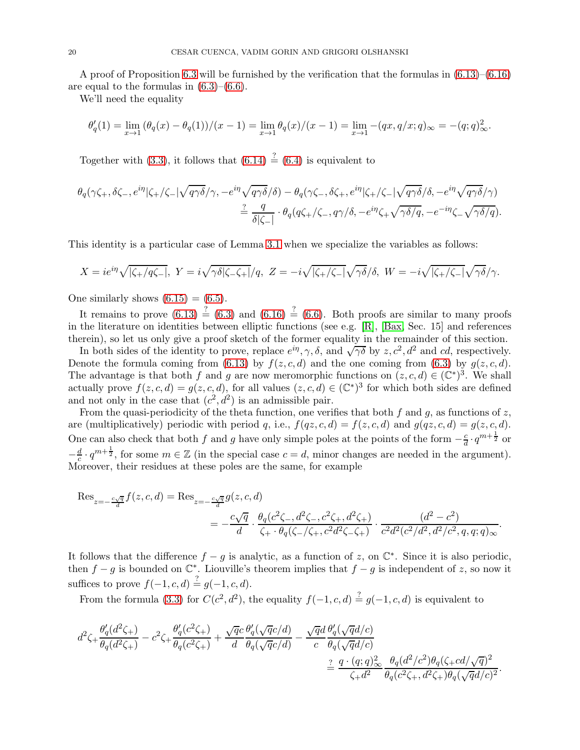A proof of Proposition 6.3 will be furnished by the verification that the formulas in (6.13)–(6.16) are equal to the formulas in (6.3)–(6.6).

We'll need the equality

$$\theta_q'(1) = \lim_{x\to 1} (\theta_q(x) - \theta_q(1))/(x-1) = \lim_{x\to 1} \theta_q(x)/(x-1) = \lim_{x\to 1} -(qx, q/x; q)_\infty = -(q;q)_\infty^2.$$

Together with (3.3), it follows that (6.14) $\stackrel{?}{=}$ (6.4) is equivalent to

$$\theta_q(\gamma\zeta_+, \delta\zeta_-, e^{i\eta}|\zeta_+/\zeta_-|\sqrt{q\gamma\delta}/\gamma, -e^{i\eta}\sqrt{q\gamma\delta}/\delta) - \theta_q(\gamma\zeta_-, \delta\zeta_+, e^{i\eta}|\zeta_+/\zeta_-|\sqrt{q\gamma\delta}/\delta, -e^{i\eta}\sqrt{q\gamma\delta}/\gamma)$$
$$\stackrel{?}{=} \frac{q}{\delta|\zeta_-|}\cdot\theta_q(q\zeta_+/\zeta_-, q\gamma/\delta, -e^{i\eta}\zeta_+\sqrt{\gamma\delta/q}, -e^{-i\eta}\zeta_-\sqrt{\gamma\delta/q}).$$

This identity is a particular case of Lemma 3.1 when we specialize the variables as follows:

$$X = ie^{i\eta}\sqrt{|\zeta_+/q\zeta_-|},\ Y = i\sqrt{\gamma\delta|\zeta_-\zeta_+|}/q,\ Z = -i\sqrt{|\zeta_+/\zeta_-|}\sqrt{\gamma\delta}/\delta,\ W = -i\sqrt{|\zeta_+/\zeta_-|}\sqrt{\gamma\delta}/\gamma.$$

One similarly shows (6.15) = (6.5).

It remains to prove (6.13) $\stackrel{?}{=}$ (6.3) and (6.16) $\stackrel{?}{=}$ (6.6). Both proofs are similar to many proofs in the literature on identities between elliptic functions (see e.g. [R], [Bax, Sec. 15] and references therein), so let us only give a proof sketch of the former equality in the remainder of this section.

In both sides of the identity to prove, replace $e^{i\eta}, \gamma, \delta$, and $\sqrt{\gamma\delta}$ by $z, c^2, d^2$ and $cd$, respectively. Denote the formula coming from (6.13) by $f(z,c,d)$ and the one coming from (6.3) by $g(z,c,d)$. The advantage is that both $f$ and $g$ are now meromorphic functions on $(z,c,d) \in (\mathbb{C}^*)^3$. We shall actually prove $f(z,c,d) = g(z,c,d)$, for all values $(z,c,d) \in (\mathbb{C}^*)^3$ for which both sides are defined and not only in the case that $(c^2,d^2)$ is an admissible pair.

From the quasi-periodicity of the theta function, one verifies that both $f$ and $g$, as functions of $z$, are (multiplicatively) periodic with period $q$, i.e., $f(qz,c,d) = f(z,c,d)$ and $g(qz,c,d) = g(z,c,d)$. One can also check that both $f$ and $g$ have only simple poles at the points of the form $-\frac{c}{d}\cdot q^{m+\frac12}$ or $-\frac{d}{c}\cdot q^{m+\frac12}$, for some $m\in\mathbb{Z}$ (in the special case $c = d$, minor changes are needed in the argument). Moreover, their residues at these poles are the same, for example

$$\mathrm{Res}_{z=-\frac{c\sqrt{q}}{d}} f(z,c,d) = \mathrm{Res}_{z=-\frac{c\sqrt{q}}{d}} g(z,c,d)$$
$$= -\frac{c\sqrt{q}}{d}\cdot\frac{\theta_q(c^2\zeta_-, d^2\zeta_-, c^2\zeta_+, d^2\zeta_+)}{\zeta_+\cdot\theta_q(\zeta_-/\zeta_+, c^2d^2\zeta_-\zeta_+)}\cdot\frac{(d^2-c^2)}{c^2d^2(c^2/d^2, d^2/c^2, q, q; q)_\infty}.$$

It follows that the difference $f - g$ is analytic, as a function of $z$, on $\mathbb{C}^*$. Since it is also periodic, then $f-g$ is bounded on $\mathbb{C}^*$. Liouville's theorem implies that $f-g$ is independent of $z$, so now it suffices to prove $f(-1,c,d) \stackrel{?}{=} g(-1,c,d)$.

From the formula (3.3) for $C(c^2,d^2)$, the equality $f(-1,c,d) \stackrel{?}{=} g(-1,c,d)$ is equivalent to

$$d^2\zeta_+\frac{\theta_q'(d^2\zeta_+)}{\theta_q(d^2\zeta_+)} - c^2\zeta_+\frac{\theta_q'(c^2\zeta_+)}{\theta_q(c^2\zeta_+)} + \frac{\sqrt{q}c}{d}\frac{\theta_q'(\sqrt{q}c/d)}{\theta_q(\sqrt{q}c/d)} - \frac{\sqrt{q}d}{c}\frac{\theta_q'(\sqrt{q}d/c)}{\theta_q(\sqrt{q}d/c)}$$
$$\stackrel{?}{=} \frac{q\cdot(q;q)_\infty^2}{\zeta_+d^2}\frac{\theta_q(d^2/c^2)\theta_q(\zeta_+cd/\sqrt{q})^2}{\theta_q(c^2\zeta_+, d^2\zeta_+)\theta_q(\sqrt{q}d/c)^2}.$$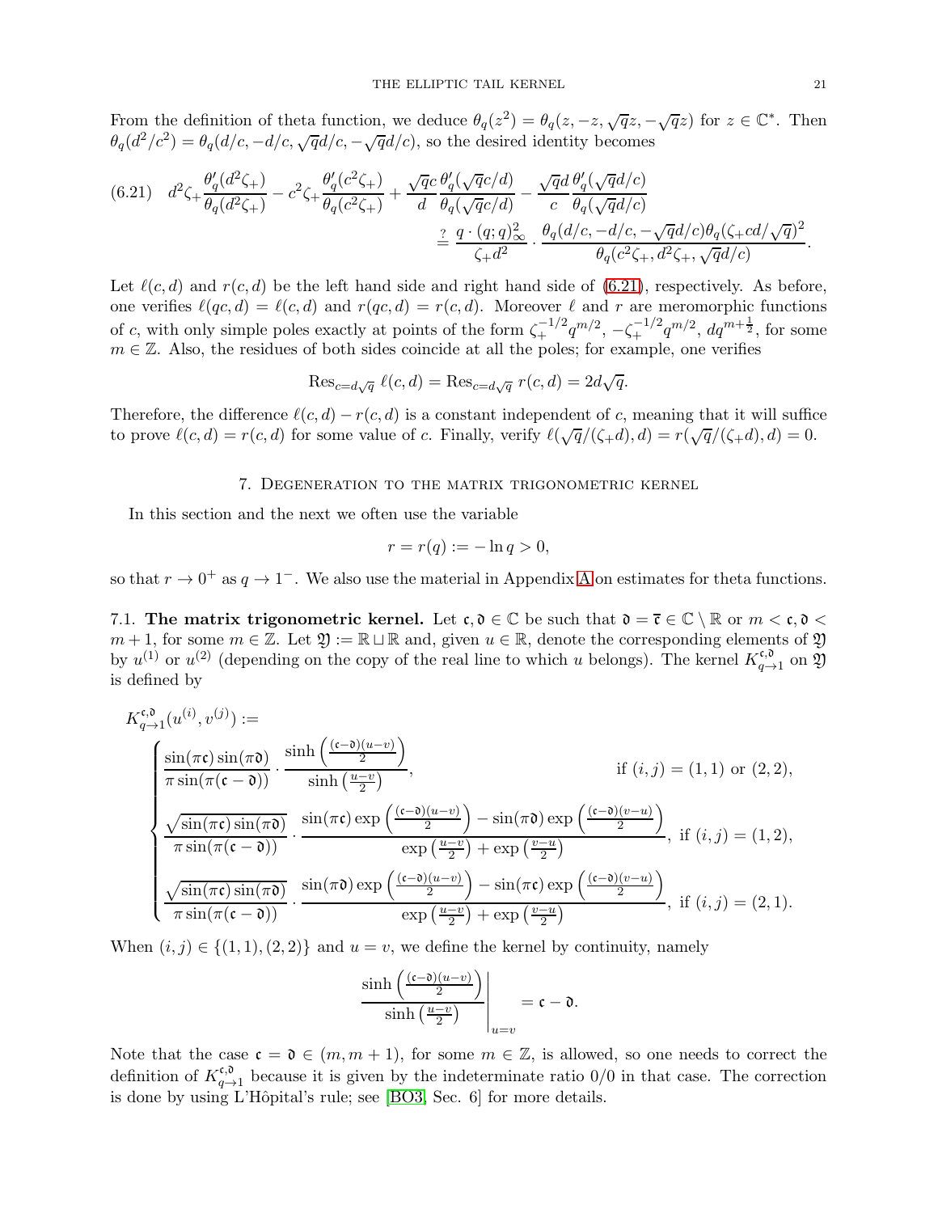From the definition of theta function, we deduce $\theta_q(z^2) = \theta_q(z, -z, \sqrt{q}z, -\sqrt{q}z)$ for $z \in \mathbb{C}^*$. Then $\theta_q(d^2/c^2) = \theta_q(d/c, -d/c, \sqrt{q}d/c, -\sqrt{q}d/c)$, so the desired identity becomes

$$
\begin{aligned}
(6.21)\quad d^2\zeta_+ \frac{\theta_q'(d^2\zeta_+)}{\theta_q(d^2\zeta_+)} - c^2\zeta_+ \frac{\theta_q'(c^2\zeta_+)}{\theta_q(c^2\zeta_+)} + \frac{\sqrt{q}c}{d}\frac{\theta_q'(\sqrt{q}c/d)}{\theta_q(\sqrt{q}c/d)} - \frac{\sqrt{q}d}{c}\frac{\theta_q'(\sqrt{q}d/c)}{\theta_q(\sqrt{q}d/c)} \\
\stackrel{?}{=} \frac{q\cdot (q;q)_\infty^2}{\zeta_+ d^2} \cdot \frac{\theta_q(d/c, -d/c, -\sqrt{q}d/c)\theta_q(\zeta_+ cd/\sqrt{q})^2}{\theta_q(c^2\zeta_+, d^2\zeta_+, \sqrt{q}d/c)}.
\end{aligned}
$$

Let $\ell(c,d)$ and $r(c,d)$ be the left hand side and right hand side of (6.21), respectively. As before, one verifies $\ell(qc,d) = \ell(c,d)$ and $r(qc,d) = r(c,d)$. Moreover $\ell$ and $r$ are meromorphic functions of $c$, with only simple poles exactly at points of the form $\zeta_+^{-1/2}q^{m/2}$, $-\zeta_+^{-1/2}q^{m/2}$, $dq^{m+\frac{1}{2}}$, for some $m \in \mathbb{Z}$. Also, the residues of both sides coincide at all the poles; for example, one verifies

$$\mathrm{Res}_{c=d\sqrt{q}}\ \ell(c,d) = \mathrm{Res}_{c=d\sqrt{q}}\ r(c,d) = 2d\sqrt{q}.$$

Therefore, the difference $\ell(c,d) - r(c,d)$ is a constant independent of $c$, meaning that it will suffice to prove $\ell(c,d) = r(c,d)$ for some value of $c$. Finally, verify $\ell(\sqrt{q}/(\zeta_+ d), d) = r(\sqrt{q}/(\zeta_+ d), d) = 0$.

## 7. Degeneration to the matrix trigonometric kernel

In this section and the next we often use the variable

$$r = r(q) := -\ln q > 0,$$

so that $r \to 0^+$ as $q \to 1^-$. We also use the material in Appendix A on estimates for theta functions.

**7.1. The matrix trigonometric kernel.** Let $\mathfrak{c}, \mathfrak{d} \in \mathbb{C}$ be such that $\mathfrak{d} = \overline{\mathfrak{c}} \in \mathbb{C} \setminus \mathbb{R}$ or $m < \mathfrak{c}, \mathfrak{d} < m+1$, for some $m \in \mathbb{Z}$. Let $\mathfrak{Y} := \mathbb{R} \sqcup \mathbb{R}$ and, given $u \in \mathbb{R}$, denote the corresponding elements of $\mathfrak{Y}$ by $u^{(1)}$ or $u^{(2)}$ (depending on the copy of the real line to which $u$ belongs). The kernel $K_{q\to 1}^{\mathfrak{c},\mathfrak{d}}$ on $\mathfrak{Y}$ is defined by

$$
K_{q\to 1}^{\mathfrak{c},\mathfrak{d}}(u^{(i)}, v^{(j)}) :=
\begin{cases}
\dfrac{\sin(\pi\mathfrak{c})\sin(\pi\mathfrak{d})}{\pi\sin(\pi(\mathfrak{c}-\mathfrak{d}))} \cdot \dfrac{\sinh\left(\frac{(\mathfrak{c}-\mathfrak{d})(u-v)}{2}\right)}{\sinh\left(\frac{u-v}{2}\right)}, & \text{if } (i,j) = (1,1) \text{ or } (2,2), \\[2ex]
\dfrac{\sqrt{\sin(\pi\mathfrak{c})\sin(\pi\mathfrak{d})}}{\pi\sin(\pi(\mathfrak{c}-\mathfrak{d}))} \cdot \dfrac{\sin(\pi\mathfrak{c})\exp\left(\frac{(\mathfrak{c}-\mathfrak{d})(u-v)}{2}\right) - \sin(\pi\mathfrak{d})\exp\left(\frac{(\mathfrak{c}-\mathfrak{d})(v-u)}{2}\right)}{\exp\left(\frac{u-v}{2}\right) + \exp\left(\frac{v-u}{2}\right)}, & \text{if } (i,j) = (1,2), \\[2ex]
\dfrac{\sqrt{\sin(\pi\mathfrak{c})\sin(\pi\mathfrak{d})}}{\pi\sin(\pi(\mathfrak{c}-\mathfrak{d}))} \cdot \dfrac{\sin(\pi\mathfrak{d})\exp\left(\frac{(\mathfrak{c}-\mathfrak{d})(u-v)}{2}\right) - \sin(\pi\mathfrak{c})\exp\left(\frac{(\mathfrak{c}-\mathfrak{d})(v-u)}{2}\right)}{\exp\left(\frac{u-v}{2}\right) + \exp\left(\frac{v-u}{2}\right)}, & \text{if } (i,j) = (2,1).
\end{cases}
$$

When $(i,j) \in \{(1,1),(2,2)\}$ and $u = v$, we define the kernel by continuity, namely

$$\left.\frac{\sinh\left(\frac{(\mathfrak{c}-\mathfrak{d})(u-v)}{2}\right)}{\sinh\left(\frac{u-v}{2}\right)}\right|_{u=v} = \mathfrak{c} - \mathfrak{d}.$$

Note that the case $\mathfrak{c} = \mathfrak{d} \in (m, m+1)$, for some $m \in \mathbb{Z}$, is allowed, so one needs to correct the definition of $K_{q\to 1}^{\mathfrak{c},\mathfrak{d}}$ because it is given by the indeterminate ratio $0/0$ in that case. The correction is done by using L'Hôpital's rule; see [BO3, Sec. 6] for more details.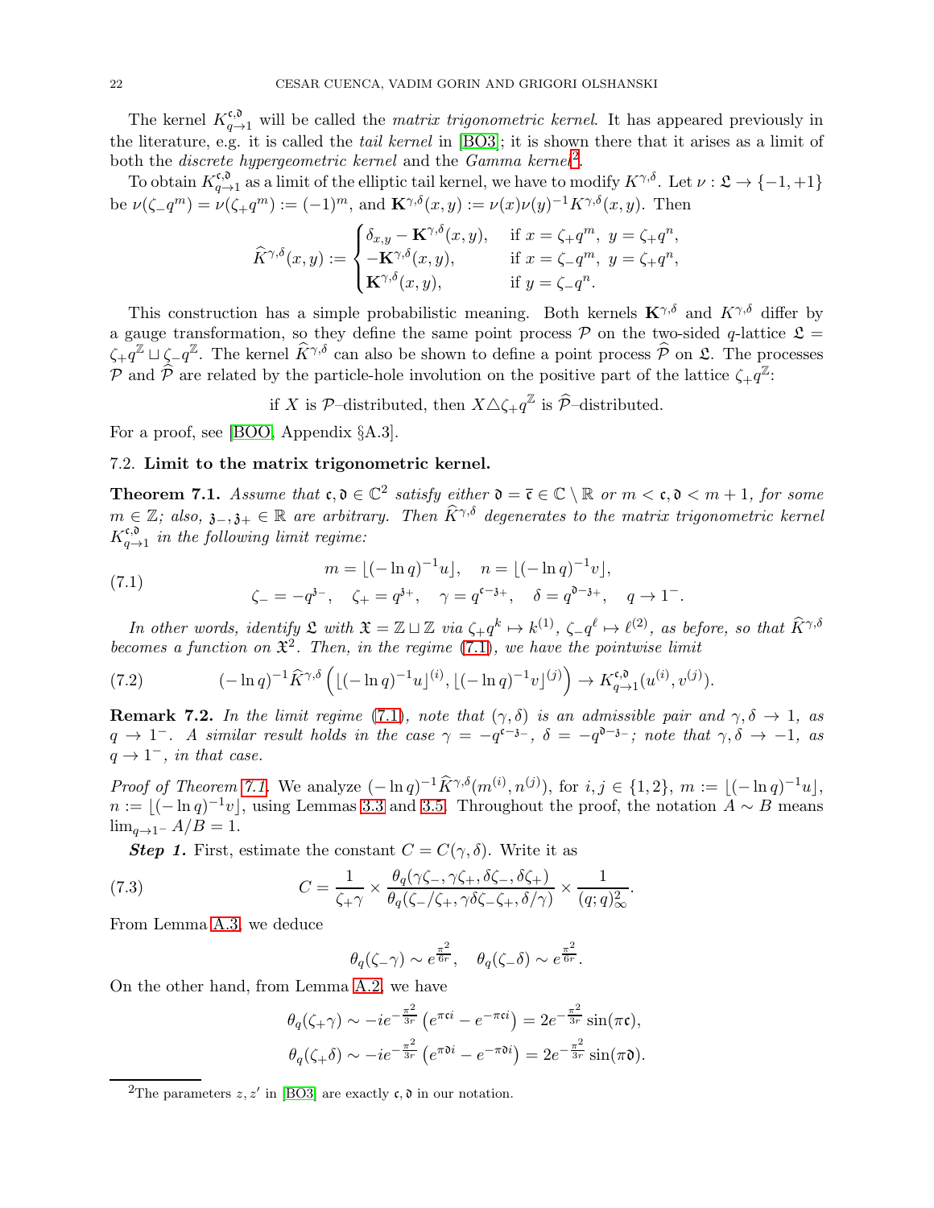The kernel $K^{\mathfrak{c},\mathfrak{d}}_{q\to 1}$ will be called the *matrix trigonometric kernel*. It has appeared previously in the literature, e.g. it is called the *tail kernel* in [BO3]; it is shown there that it arises as a limit of both the *discrete hypergeometric kernel* and the *Gamma kernel*[2].

To obtain $K^{\mathfrak{c},\mathfrak{d}}_{q\to 1}$ as a limit of the elliptic tail kernel, we have to modify $K^{\gamma,\delta}$. Let $\nu : \mathfrak{L} \to \{-1,+1\}$ be $\nu(\zeta_- q^m) = \nu(\zeta_+ q^m) := (-1)^m$, and $\mathbf{K}^{\gamma,\delta}(x,y) := \nu(x)\nu(y)^{-1}K^{\gamma,\delta}(x,y)$. Then

$$\widehat{K}^{\gamma,\delta}(x,y) := \begin{cases} \delta_{x,y} - \mathbf{K}^{\gamma,\delta}(x,y), & \text{if } x = \zeta_+ q^m,\ y = \zeta_+ q^n, \\ -\mathbf{K}^{\gamma,\delta}(x,y), & \text{if } x = \zeta_- q^m,\ y = \zeta_+ q^n, \\ \mathbf{K}^{\gamma,\delta}(x,y), & \text{if } y = \zeta_- q^n. \end{cases}$$

This construction has a simple probabilistic meaning. Both kernels $\mathbf{K}^{\gamma,\delta}$ and $K^{\gamma,\delta}$ differ by a gauge transformation, so they define the same point process $\mathcal{P}$ on the two-sided $q$-lattice $\mathfrak{L} = \zeta_+ q^{\mathbb{Z}} \sqcup \zeta_- q^{\mathbb{Z}}$. The kernel $\widehat{K}^{\gamma,\delta}$ can also be shown to define a point process $\widehat{\mathcal{P}}$ on $\mathfrak{L}$. The processes $\mathcal{P}$ and $\widehat{\mathcal{P}}$ are related by the particle-hole involution on the positive part of the lattice $\zeta_+ q^{\mathbb{Z}}$:

$$\text{if } X \text{ is } \mathcal{P}\text{–distributed, then } X \triangle \zeta_+ q^{\mathbb{Z}} \text{ is } \widehat{\mathcal{P}}\text{–distributed.}$$

For a proof, see [BOO, Appendix §A.3].

## 7.2. Limit to the matrix trigonometric kernel.

**Theorem 7.1.** *Assume that $\mathfrak{c}, \mathfrak{d} \in \mathbb{C}^2$ satisfy either $\mathfrak{d} = \bar{\mathfrak{c}} \in \mathbb{C} \setminus \mathbb{R}$ or $m < \mathfrak{c}, \mathfrak{d} < m+1$, for some $m \in \mathbb{Z}$; also, $\mathfrak{z}_-, \mathfrak{z}_+ \in \mathbb{R}$ are arbitrary. Then $\widehat{K}^{\gamma,\delta}$ degenerates to the matrix trigonometric kernel $K^{\mathfrak{c},\mathfrak{d}}_{q\to 1}$ in the following limit regime:*

$$\begin{gathered} m = \lfloor (-\ln q)^{-1} u \rfloor, \quad n = \lfloor (-\ln q)^{-1} v \rfloor, \\ \zeta_- = -q^{\mathfrak{z}_-}, \quad \zeta_+ = q^{\mathfrak{z}_+}, \quad \gamma = q^{\mathfrak{c}-\mathfrak{z}_+}, \quad \delta = q^{\mathfrak{d}-\mathfrak{z}_+}, \quad q \to 1^-. \end{gathered} \tag{7.1}$$

*In other words, identify $\mathfrak{L}$ with $\mathfrak{X} = \mathbb{Z} \sqcup \mathbb{Z}$ via $\zeta_+ q^k \mapsto k^{(1)}$, $\zeta_- q^\ell \mapsto \ell^{(2)}$, as before, so that $\widehat{K}^{\gamma,\delta}$ becomes a function on $\mathfrak{X}^2$. Then, in the regime (7.1), we have the pointwise limit*

$$(-\ln q)^{-1} \widehat{K}^{\gamma,\delta}\left( \lfloor (-\ln q)^{-1} u \rfloor^{(i)}, \lfloor (-\ln q)^{-1} v \rfloor^{(j)} \right) \to K^{\mathfrak{c},\mathfrak{d}}_{q\to 1}(u^{(i)}, v^{(j)}). \tag{7.2}$$

**Remark 7.2.** *In the limit regime (7.1), note that $(\gamma,\delta)$ is an admissible pair and $\gamma,\delta \to 1$, as $q \to 1^-$. A similar result holds in the case $\gamma = -q^{\mathfrak{c}-\mathfrak{z}_-}$, $\delta = -q^{\mathfrak{d}-\mathfrak{z}_-}$; note that $\gamma,\delta \to -1$, as $q \to 1^-$, in that case.*

*Proof of Theorem 7.1.* We analyze $(-\ln q)^{-1}\widehat{K}^{\gamma,\delta}(m^{(i)}, n^{(j)})$, for $i,j \in \{1,2\}$, $m := \lfloor (-\ln q)^{-1} u \rfloor$, $n := \lfloor (-\ln q)^{-1} v \rfloor$, using Lemmas 3.3 and 3.5. Throughout the proof, the notation $A \sim B$ means $\lim_{q\to 1^-} A/B = 1$.

***Step 1.*** First, estimate the constant $C = C(\gamma,\delta)$. Write it as

$$C = \frac{1}{\zeta_+ \gamma} \times \frac{\theta_q(\gamma\zeta_-, \gamma\zeta_+, \delta\zeta_-, \delta\zeta_+)}{\theta_q(\zeta_-/\zeta_+, \gamma\delta\zeta_-\zeta_+, \delta/\gamma)} \times \frac{1}{(q;q)^2_\infty}. \tag{7.3}$$

From Lemma A.3, we deduce

$$\theta_q(\zeta_-\gamma) \sim e^{\frac{\pi^2}{6r}}, \quad \theta_q(\zeta_-\delta) \sim e^{\frac{\pi^2}{6r}}.$$

On the other hand, from Lemma A.2, we have

$$\begin{aligned} \theta_q(\zeta_+\gamma) &\sim -ie^{-\frac{\pi^2}{3r}}\left(e^{\pi \mathfrak{c} i} - e^{-\pi \mathfrak{c} i}\right) = 2e^{-\frac{\pi^2}{3r}} \sin(\pi \mathfrak{c}), \\ \theta_q(\zeta_+\delta) &\sim -ie^{-\frac{\pi^2}{3r}}\left(e^{\pi \mathfrak{d} i} - e^{-\pi \mathfrak{d} i}\right) = 2e^{-\frac{\pi^2}{3r}} \sin(\pi \mathfrak{d}). \end{aligned}$$

---

[2] The parameters $z, z'$ in [BO3] are exactly $\mathfrak{c}, \mathfrak{d}$ in our notation.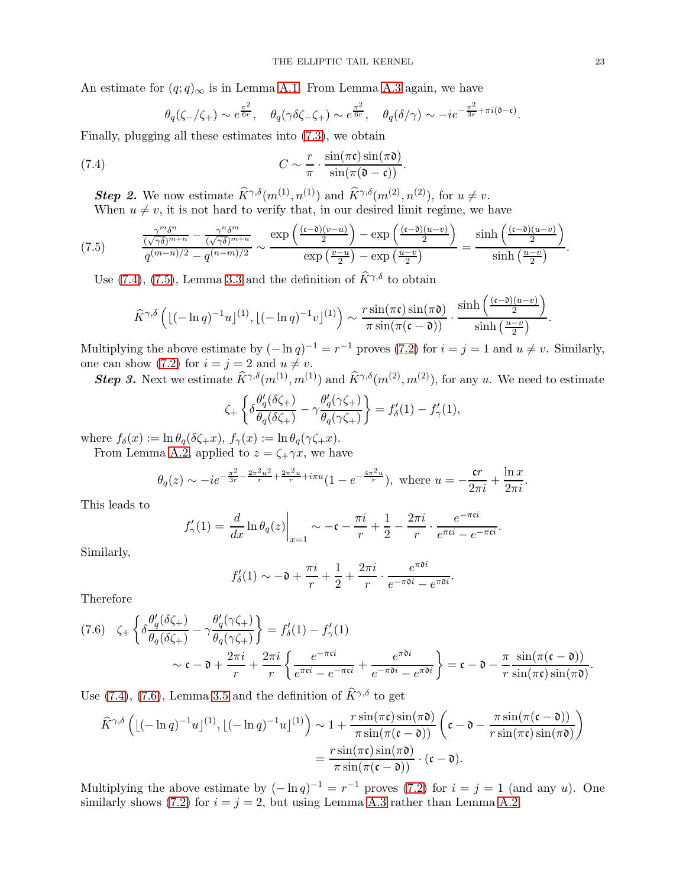An estimate for $(q;q)_\infty$ is in Lemma A.1. From Lemma A.3 again, we have

$$\theta_q(\zeta_-/\zeta_+) \sim e^{\frac{\pi^2}{6r}}, \quad \theta_q(\gamma\delta\zeta_-\zeta_+) \sim e^{\frac{\pi^2}{6r}}, \quad \theta_q(\delta/\gamma) \sim -ie^{-\frac{\pi^2}{3r}+\pi i(\mathfrak{d}-\mathfrak{c})}.$$

Finally, plugging all these estimates into (7.3), we obtain

$$C \sim \frac{r}{\pi} \cdot \frac{\sin(\pi\mathfrak{c})\sin(\pi\mathfrak{d})}{\sin(\pi(\mathfrak{d}-\mathfrak{c}))}. \tag{7.4}$$

***Step 2.*** We now estimate $\widehat{K}^{\gamma,\delta}(m^{(1)},n^{(1)})$ and $\widehat{K}^{\gamma,\delta}(m^{(2)},n^{(2)})$, for $u \neq v$.

When $u \neq v$, it is not hard to verify that, in our desired limit regime, we have

$$\frac{\frac{\gamma^m\delta^n}{(\sqrt{\gamma\delta})^{m+n}} - \frac{\gamma^n\delta^m}{(\sqrt{\gamma\delta})^{m+n}}}{q^{(m-n)/2} - q^{(n-m)/2}} \sim \frac{\exp\left(\frac{(\mathfrak{c}-\mathfrak{d})(v-u)}{2}\right) - \exp\left(\frac{(\mathfrak{c}-\mathfrak{d})(u-v)}{2}\right)}{\exp\left(\frac{v-u}{2}\right) - \exp\left(\frac{u-v}{2}\right)} = \frac{\sinh\left(\frac{(\mathfrak{c}-\mathfrak{d})(u-v)}{2}\right)}{\sinh\left(\frac{u-v}{2}\right)}. \tag{7.5}$$

Use (7.4), (7.5), Lemma 3.3 and the definition of $\widehat{K}^{\gamma,\delta}$ to obtain

$$\widehat{K}^{\gamma,\delta}\left(\lfloor(-\ln q)^{-1}u\rfloor^{(1)}, \lfloor(-\ln q)^{-1}v\rfloor^{(1)}\right) \sim \frac{r\sin(\pi\mathfrak{c})\sin(\pi\mathfrak{d})}{\pi\sin(\pi(\mathfrak{c}-\mathfrak{d}))} \cdot \frac{\sinh\left(\frac{(\mathfrak{c}-\mathfrak{d})(u-v)}{2}\right)}{\sinh\left(\frac{u-v}{2}\right)}.$$

Multiplying the above estimate by $(-\ln q)^{-1} = r^{-1}$ proves (7.2) for $i = j = 1$ and $u \neq v$. Similarly, one can show (7.2) for $i = j = 2$ and $u \neq v$.

***Step 3.*** Next we estimate $\widehat{K}^{\gamma,\delta}(m^{(1)},m^{(1)})$ and $\widehat{K}^{\gamma,\delta}(m^{(2)},m^{(2)})$, for any $u$. We need to estimate

$$\zeta_+\left\{\delta\frac{\theta_q'(\delta\zeta_+)}{\theta_q(\delta\zeta_+)} - \gamma\frac{\theta_q'(\gamma\zeta_+)}{\theta_q(\gamma\zeta_+)}\right\} = f_\delta'(1) - f_\gamma'(1),$$

where $f_\delta(x) := \ln\theta_q(\delta\zeta_+ x)$, $f_\gamma(x) := \ln\theta_q(\gamma\zeta_+ x)$.

From Lemma A.2, applied to $z = \zeta_+\gamma x$, we have

$$\theta_q(z) \sim -ie^{-\frac{\pi^2}{3r} - \frac{2\pi^2u^2}{r} + \frac{2\pi^2 u}{r} + i\pi u}(1 - e^{-\frac{4\pi^2 u}{r}}), \text{ where } u = -\frac{\mathfrak{c}r}{2\pi i} + \frac{\ln x}{2\pi i}.$$

This leads to

$$f_\gamma'(1) = \frac{d}{dx}\ln\theta_q(z)\bigg|_{x=1} \sim -\mathfrak{c} - \frac{\pi i}{r} + \frac{1}{2} - \frac{2\pi i}{r} \cdot \frac{e^{-\pi\mathfrak{c}i}}{e^{\pi\mathfrak{c}i} - e^{-\pi\mathfrak{c}i}}.$$

Similarly,

$$f_\delta'(1) \sim -\mathfrak{d} + \frac{\pi i}{r} + \frac{1}{2} + \frac{2\pi i}{r} \cdot \frac{e^{\pi\mathfrak{d}i}}{e^{-\pi\mathfrak{d}i} - e^{\pi\mathfrak{d}i}}.$$

Therefore

$$\begin{aligned}
\zeta_+\left\{\delta\frac{\theta_q'(\delta\zeta_+)}{\theta_q(\delta\zeta_+)} - \gamma\frac{\theta_q'(\gamma\zeta_+)}{\theta_q(\gamma\zeta_+)}\right\} &= f_\delta'(1) - f_\gamma'(1) \\
&\sim \mathfrak{c} - \mathfrak{d} + \frac{2\pi i}{r} + \frac{2\pi i}{r}\left\{\frac{e^{-\pi\mathfrak{c}i}}{e^{\pi\mathfrak{c}i} - e^{-\pi\mathfrak{c}i}} + \frac{e^{\pi\mathfrak{d}i}}{e^{-\pi\mathfrak{d}i} - e^{\pi\mathfrak{d}i}}\right\} = \mathfrak{c} - \mathfrak{d} - \frac{\pi}{r}\frac{\sin(\pi(\mathfrak{c}-\mathfrak{d}))}{\sin(\pi\mathfrak{c})\sin(\pi\mathfrak{d})}.
\end{aligned} \tag{7.6}$$

Use (7.4), (7.6), Lemma 3.5 and the definition of $\widehat{K}^{\gamma,\delta}$ to get

$$\begin{aligned}
\widehat{K}^{\gamma,\delta}\left(\lfloor(-\ln q)^{-1}u\rfloor^{(1)}, \lfloor(-\ln q)^{-1}u\rfloor^{(1)}\right) &\sim 1 + \frac{r\sin(\pi\mathfrak{c})\sin(\pi\mathfrak{d})}{\pi\sin(\pi(\mathfrak{c}-\mathfrak{d}))}\left(\mathfrak{c} - \mathfrak{d} - \frac{\pi\sin(\pi(\mathfrak{c}-\mathfrak{d}))}{r\sin(\pi\mathfrak{c})\sin(\pi\mathfrak{d})}\right) \\
&= \frac{r\sin(\pi\mathfrak{c})\sin(\pi\mathfrak{d})}{\pi\sin(\pi(\mathfrak{c}-\mathfrak{d}))} \cdot (\mathfrak{c} - \mathfrak{d}).
\end{aligned}$$

Multiplying the above estimate by $(-\ln q)^{-1} = r^{-1}$ proves (7.2) for $i = j = 1$ (and any $u$). One similarly shows (7.2) for $i = j = 2$, but using Lemma A.3 rather than Lemma A.2.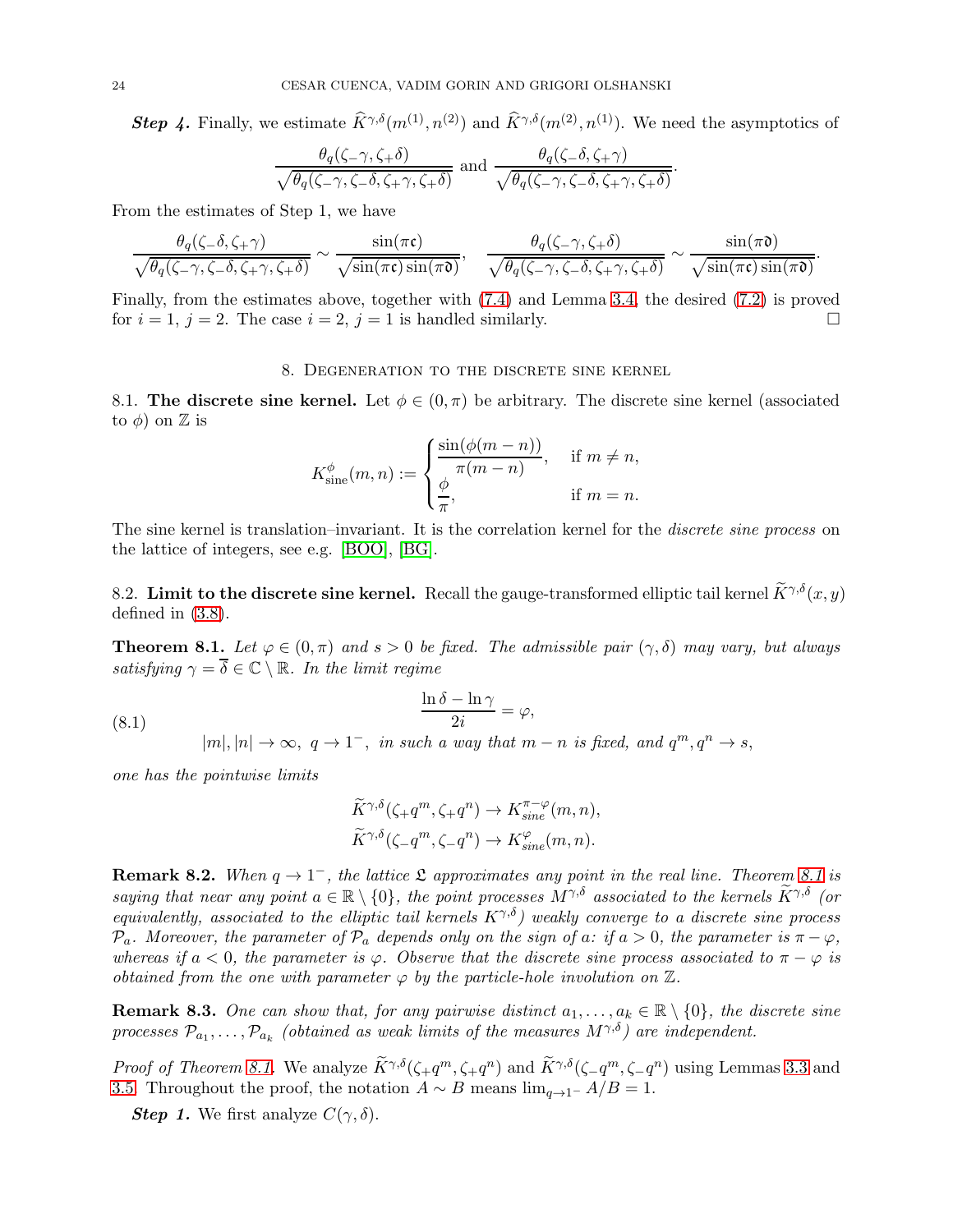***Step 4.*** Finally, we estimate $\widehat{K}^{\gamma,\delta}(m^{(1)}, n^{(2)})$ and $\widehat{K}^{\gamma,\delta}(m^{(2)}, n^{(1)})$. We need the asymptotics of

$$\frac{\theta_q(\zeta_-\gamma, \zeta_+\delta)}{\sqrt{\theta_q(\zeta_-\gamma, \zeta_-\delta, \zeta_+\gamma, \zeta_+\delta)}} \text{ and } \frac{\theta_q(\zeta_-\delta, \zeta_+\gamma)}{\sqrt{\theta_q(\zeta_-\gamma, \zeta_-\delta, \zeta_+\gamma, \zeta_+\delta)}}.$$

From the estimates of Step 1, we have

$$\frac{\theta_q(\zeta_-\delta, \zeta_+\gamma)}{\sqrt{\theta_q(\zeta_-\gamma, \zeta_-\delta, \zeta_+\gamma, \zeta_+\delta)}} \sim \frac{\sin(\pi\mathfrak{c})}{\sqrt{\sin(\pi\mathfrak{c})\sin(\pi\mathfrak{d})}}, \quad \frac{\theta_q(\zeta_-\gamma, \zeta_+\delta)}{\sqrt{\theta_q(\zeta_-\gamma, \zeta_-\delta, \zeta_+\gamma, \zeta_+\delta)}} \sim \frac{\sin(\pi\mathfrak{d})}{\sqrt{\sin(\pi\mathfrak{c})\sin(\pi\mathfrak{d})}}.$$

Finally, from the estimates above, together with (7.4) and Lemma 3.4, the desired (7.2) is proved for $i = 1$, $j = 2$. The case $i = 2$, $j = 1$ is handled similarly. $\square$

## 8. Degeneration to the discrete sine kernel

**8.1. The discrete sine kernel.** Let $\phi \in (0, \pi)$ be arbitrary. The discrete sine kernel (associated to $\phi$) on $\mathbb{Z}$ is

$$K^{\phi}_{\text{sine}}(m, n) := \begin{cases} \dfrac{\sin(\phi(m-n))}{\pi(m-n)}, & \text{if } m \neq n, \\ \dfrac{\phi}{\pi}, & \text{if } m = n. \end{cases}$$

The sine kernel is translation–invariant. It is the correlation kernel for the *discrete sine process* on the lattice of integers, see e.g. [BOO], [BG].

**8.2. Limit to the discrete sine kernel.** Recall the gauge-transformed elliptic tail kernel $\widetilde{K}^{\gamma,\delta}(x, y)$ defined in (3.8).

**Theorem 8.1.** *Let $\varphi \in (0, \pi)$ and $s > 0$ be fixed. The admissible pair $(\gamma, \delta)$ may vary, but always satisfying $\gamma = \overline{\delta} \in \mathbb{C} \setminus \mathbb{R}$. In the limit regime*

$$\frac{\ln\delta - \ln\gamma}{2i} = \varphi, \tag{8.1}$$
$$|m|, |n| \to \infty,\ q \to 1^-,\ \text{in such a way that } m - n \text{ is fixed, and } q^m, q^n \to s,$$

*one has the pointwise limits*

$$\widetilde{K}^{\gamma,\delta}(\zeta_+q^m, \zeta_+q^n) \to K^{\pi-\varphi}_{sine}(m, n),$$
$$\widetilde{K}^{\gamma,\delta}(\zeta_-q^m, \zeta_-q^n) \to K^{\varphi}_{sine}(m, n).$$

**Remark 8.2.** *When $q \to 1^-$, the lattice $\mathfrak{L}$ approximates any point in the real line. Theorem 8.1 is saying that near any point $a \in \mathbb{R} \setminus \{0\}$, the point processes $M^{\gamma,\delta}$ associated to the kernels $\widetilde{K}^{\gamma,\delta}$ (or equivalently, associated to the elliptic tail kernels $K^{\gamma,\delta}$) weakly converge to a discrete sine process $\mathcal{P}_a$. Moreover, the parameter of $\mathcal{P}_a$ depends only on the sign of $a$: if $a > 0$, the parameter is $\pi - \varphi$, whereas if $a < 0$, the parameter is $\varphi$. Observe that the discrete sine process associated to $\pi - \varphi$ is obtained from the one with parameter $\varphi$ by the particle-hole involution on $\mathbb{Z}$.*

**Remark 8.3.** *One can show that, for any pairwise distinct $a_1, \ldots, a_k \in \mathbb{R} \setminus \{0\}$, the discrete sine processes $\mathcal{P}_{a_1}, \ldots, \mathcal{P}_{a_k}$ (obtained as weak limits of the measures $M^{\gamma,\delta}$) are independent.*

*Proof of Theorem 8.1.* We analyze $\widetilde{K}^{\gamma,\delta}(\zeta_+q^m, \zeta_+q^n)$ and $\widetilde{K}^{\gamma,\delta}(\zeta_-q^m, \zeta_-q^n)$ using Lemmas 3.3 and 3.5. Throughout the proof, the notation $A \sim B$ means $\lim_{q\to 1^-} A/B = 1$.

***Step 1.*** We first analyze $C(\gamma, \delta)$.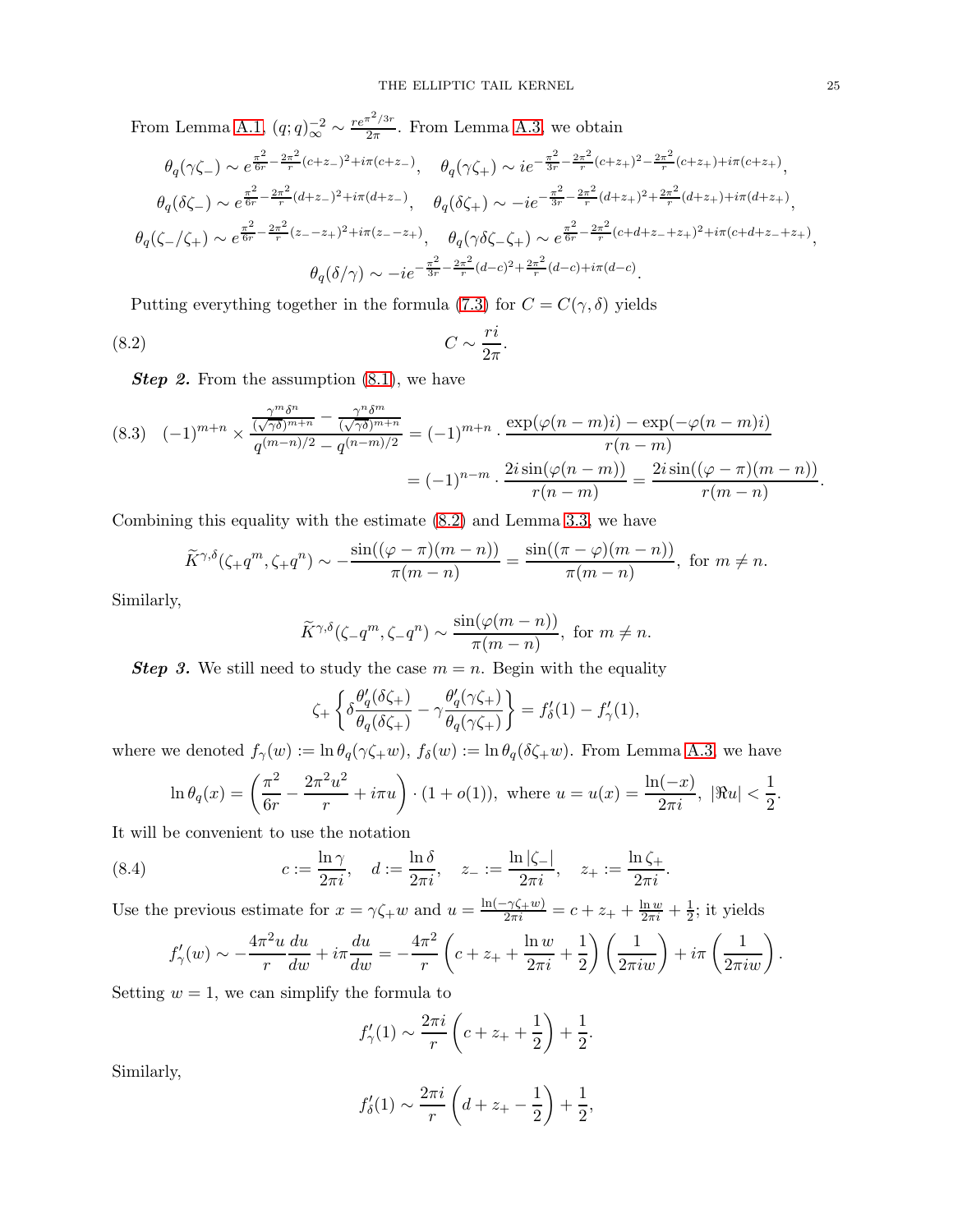From Lemma A.1, $(q;q)_\infty^{-2} \sim \frac{re^{\pi^2/3r}}{2\pi}$. From Lemma A.3, we obtain

$$\theta_q(\gamma\zeta_-) \sim e^{\frac{\pi^2}{6r} - \frac{2\pi^2}{r}(c+z_-)^2 + i\pi(c+z_-)}, \quad \theta_q(\gamma\zeta_+) \sim ie^{-\frac{\pi^2}{3r} - \frac{2\pi^2}{r}(c+z_+)^2 - \frac{2\pi^2}{r}(c+z_+) + i\pi(c+z_+)},$$

$$\theta_q(\delta\zeta_-) \sim e^{\frac{\pi^2}{6r} - \frac{2\pi^2}{r}(d+z_-)^2 + i\pi(d+z_-)}, \quad \theta_q(\delta\zeta_+) \sim -ie^{-\frac{\pi^2}{3r} - \frac{2\pi^2}{r}(d+z_+)^2 + \frac{2\pi^2}{r}(d+z_+) + i\pi(d+z_+)},$$

$$\theta_q(\zeta_-/\zeta_+) \sim e^{\frac{\pi^2}{6r} - \frac{2\pi^2}{r}(z_- - z_+)^2 + i\pi(z_- - z_+)}, \quad \theta_q(\gamma\delta\zeta_-\zeta_+) \sim e^{\frac{\pi^2}{6r} - \frac{2\pi^2}{r}(c+d+z_- + z_+)^2 + i\pi(c+d+z_- + z_+)},$$

$$\theta_q(\delta/\gamma) \sim -ie^{-\frac{\pi^2}{3r} - \frac{2\pi^2}{r}(d-c)^2 + \frac{2\pi^2}{r}(d-c) + i\pi(d-c)}.$$

Putting everything together in the formula (7.3) for $C = C(\gamma,\delta)$ yields

$$C \sim \frac{ri}{2\pi}. \tag{8.2}$$

***Step 2.*** From the assumption (8.1), we have

$$(-1)^{m+n} \times \frac{\frac{\gamma^m\delta^n}{(\sqrt{\gamma\delta})^{m+n}} - \frac{\gamma^n\delta^m}{(\sqrt{\gamma\delta})^{m+n}}}{q^{(m-n)/2} - q^{(n-m)/2}} = (-1)^{m+n} \cdot \frac{\exp(\varphi(n-m)i) - \exp(-\varphi(n-m)i)}{r(n-m)}$$
$$= (-1)^{n-m} \cdot \frac{2i\sin(\varphi(n-m))}{r(n-m)} = \frac{2i\sin((\varphi-\pi)(m-n))}{r(m-n)}. \tag{8.3}$$

Combining this equality with the estimate (8.2) and Lemma 3.3, we have

$$\widetilde{K}^{\gamma,\delta}(\zeta_+q^m, \zeta_+q^n) \sim -\frac{\sin((\varphi-\pi)(m-n))}{\pi(m-n)} = \frac{\sin((\pi-\varphi)(m-n))}{\pi(m-n)}, \text{ for } m \neq n.$$

Similarly,

$$\widetilde{K}^{\gamma,\delta}(\zeta_-q^m, \zeta_-q^n) \sim \frac{\sin(\varphi(m-n))}{\pi(m-n)}, \text{ for } m \neq n.$$

***Step 3.*** We still need to study the case $m = n$. Begin with the equality

$$\zeta_+\left\{\delta\frac{\theta_q'(\delta\zeta_+)}{\theta_q(\delta\zeta_+)} - \gamma\frac{\theta_q'(\gamma\zeta_+)}{\theta_q(\gamma\zeta_+)}\right\} = f_\delta'(1) - f_\gamma'(1),$$

where we denoted $f_\gamma(w) := \ln\theta_q(\gamma\zeta_+w)$, $f_\delta(w) := \ln\theta_q(\delta\zeta_+w)$. From Lemma A.3, we have

$$\ln\theta_q(x) = \left(\frac{\pi^2}{6r} - \frac{2\pi^2u^2}{r} + i\pi u\right)\cdot(1+o(1)), \text{ where } u = u(x) = \frac{\ln(-x)}{2\pi i}, \ |\Re u| < \frac{1}{2}.$$

It will be convenient to use the notation

$$c := \frac{\ln\gamma}{2\pi i}, \quad d := \frac{\ln\delta}{2\pi i}, \quad z_- := \frac{\ln|\zeta_-|}{2\pi i}, \quad z_+ := \frac{\ln\zeta_+}{2\pi i}. \tag{8.4}$$

Use the previous estimate for $x = \gamma\zeta_+w$ and $u = \frac{\ln(-\gamma\zeta_+w)}{2\pi i} = c + z_+ + \frac{\ln w}{2\pi i} + \frac{1}{2}$; it yields

$$f_\gamma'(w) \sim -\frac{4\pi^2u}{r}\frac{du}{dw} + i\pi\frac{du}{dw} = -\frac{4\pi^2}{r}\left(c + z_+ + \frac{\ln w}{2\pi i} + \frac{1}{2}\right)\left(\frac{1}{2\pi iw}\right) + i\pi\left(\frac{1}{2\pi iw}\right).$$

Setting $w = 1$, we can simplify the formula to

$$f_\gamma'(1) \sim \frac{2\pi i}{r}\left(c + z_+ + \frac{1}{2}\right) + \frac{1}{2}.$$

Similarly,

$$f_\delta'(1) \sim \frac{2\pi i}{r}\left(d + z_+ - \frac{1}{2}\right) + \frac{1}{2},$$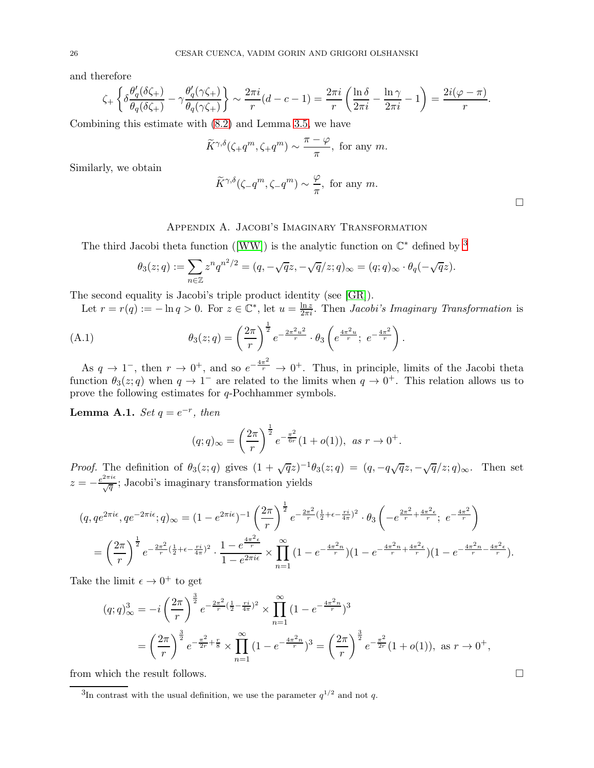and therefore

$$\zeta_+ \left\{ \delta \frac{\theta_q'(\delta\zeta_+)}{\theta_q(\delta\zeta_+)} - \gamma \frac{\theta_q'(\gamma\zeta_+)}{\theta_q(\gamma\zeta_+)} \right\} \sim \frac{2\pi i}{r}(d - c - 1) = \frac{2\pi i}{r}\left( \frac{\ln\delta}{2\pi i} - \frac{\ln\gamma}{2\pi i} - 1 \right) = \frac{2i(\varphi - \pi)}{r}.$$

Combining this estimate with (8.2) and Lemma 3.5, we have

$$\widetilde{K}^{\gamma,\delta}(\zeta_+ q^m, \zeta_+ q^m) \sim \frac{\pi - \varphi}{\pi}, \text{ for any } m.$$

Similarly, we obtain

$$\widetilde{K}^{\gamma,\delta}(\zeta_- q^m, \zeta_- q^m) \sim \frac{\varphi}{\pi}, \text{ for any } m.$$

□

## Appendix A. Jacobi's Imaginary Transformation

The third Jacobi theta function ([WW]) is the analytic function on $\mathbb{C}^*$ defined by [3]

$$\theta_3(z;q) := \sum_{n\in\mathbb{Z}} z^n q^{n^2/2} = (q, -\sqrt{q}z, -\sqrt{q}/z; q)_\infty = (q;q)_\infty \cdot \theta_q(-\sqrt{q}z).$$

The second equality is Jacobi's triple product identity (see [GR]).

Let $r = r(q) := -\ln q > 0$. For $z \in \mathbb{C}^*$, let $u = \frac{\ln z}{2\pi i}$. Then *Jacobi's Imaginary Transformation* is

$$\theta_3(z;q) = \left(\frac{2\pi}{r}\right)^{\frac{1}{2}} e^{-\frac{2\pi^2 u^2}{r}} \cdot \theta_3\left( e^{\frac{4\pi^2 u}{r}};\ e^{-\frac{4\pi^2}{r}} \right). \tag{A.1}$$

As $q \to 1^-$, then $r \to 0^+$, and so $e^{-\frac{4\pi^2}{r}} \to 0^+$. Thus, in principle, limits of the Jacobi theta function $\theta_3(z;q)$ when $q \to 1^-$ are related to the limits when $q \to 0^+$. This relation allows us to prove the following estimates for $q$-Pochhammer symbols.

**Lemma A.1.** *Set $q = e^{-r}$, then*

$$(q;q)_\infty = \left(\frac{2\pi}{r}\right)^{\frac{1}{2}} e^{-\frac{\pi^2}{6r}}(1 + o(1)), \ \text{as } r \to 0^+.$$

*Proof.* The definition of $\theta_3(z;q)$ gives $(1 + \sqrt{q}z)^{-1}\theta_3(z;q) = (q, -q\sqrt{q}z, -\sqrt{q}/z; q)_\infty$. Then set $z = -\frac{e^{2\pi i\epsilon}}{\sqrt{q}}$; Jacobi's imaginary transformation yields

$$\begin{aligned}
(q, qe^{2\pi i\epsilon}, qe^{-2\pi i\epsilon}; q)_\infty &= (1 - e^{2\pi i\epsilon})^{-1} \left(\frac{2\pi}{r}\right)^{\frac{1}{2}} e^{-\frac{2\pi^2}{r}(\frac{1}{2} + \epsilon - \frac{ri}{4\pi})^2} \cdot \theta_3\left( -e^{\frac{2\pi^2}{r} + \frac{4\pi^2\epsilon}{r}};\ e^{-\frac{4\pi^2}{r}} \right) \\
&= \left(\frac{2\pi}{r}\right)^{\frac{1}{2}} e^{-\frac{2\pi^2}{r}(\frac{1}{2} + \epsilon - \frac{ri}{4\pi})^2} \cdot \frac{1 - e^{\frac{4\pi^2\epsilon}{r}}}{1 - e^{2\pi i\epsilon}} \times \prod_{n=1}^{\infty} (1 - e^{-\frac{4\pi^2 n}{r}})(1 - e^{-\frac{4\pi^2 n}{r} + \frac{4\pi^2\epsilon}{r}})(1 - e^{-\frac{4\pi^2 n}{r} - \frac{4\pi^2\epsilon}{r}}).
\end{aligned}$$

Take the limit $\epsilon \to 0^+$ to get

$$\begin{aligned}
(q;q)_\infty^3 &= -i\left(\frac{2\pi}{r}\right)^{\frac{3}{2}} e^{-\frac{2\pi^2}{r}(\frac{1}{2} - \frac{ri}{4\pi})^2} \times \prod_{n=1}^{\infty}(1 - e^{-\frac{4\pi^2 n}{r}})^3 \\
&= \left(\frac{2\pi}{r}\right)^{\frac{3}{2}} e^{-\frac{\pi^2}{2r} + \frac{r}{8}} \times \prod_{n=1}^{\infty}(1 - e^{-\frac{4\pi^2 n}{r}})^3 = \left(\frac{2\pi}{r}\right)^{\frac{3}{2}} e^{-\frac{\pi^2}{2r}}(1 + o(1)), \ \text{as } r \to 0^+,
\end{aligned}$$

from which the result follows. □

---

[3] In contrast with the usual definition, we use the parameter $q^{1/2}$ and not $q$.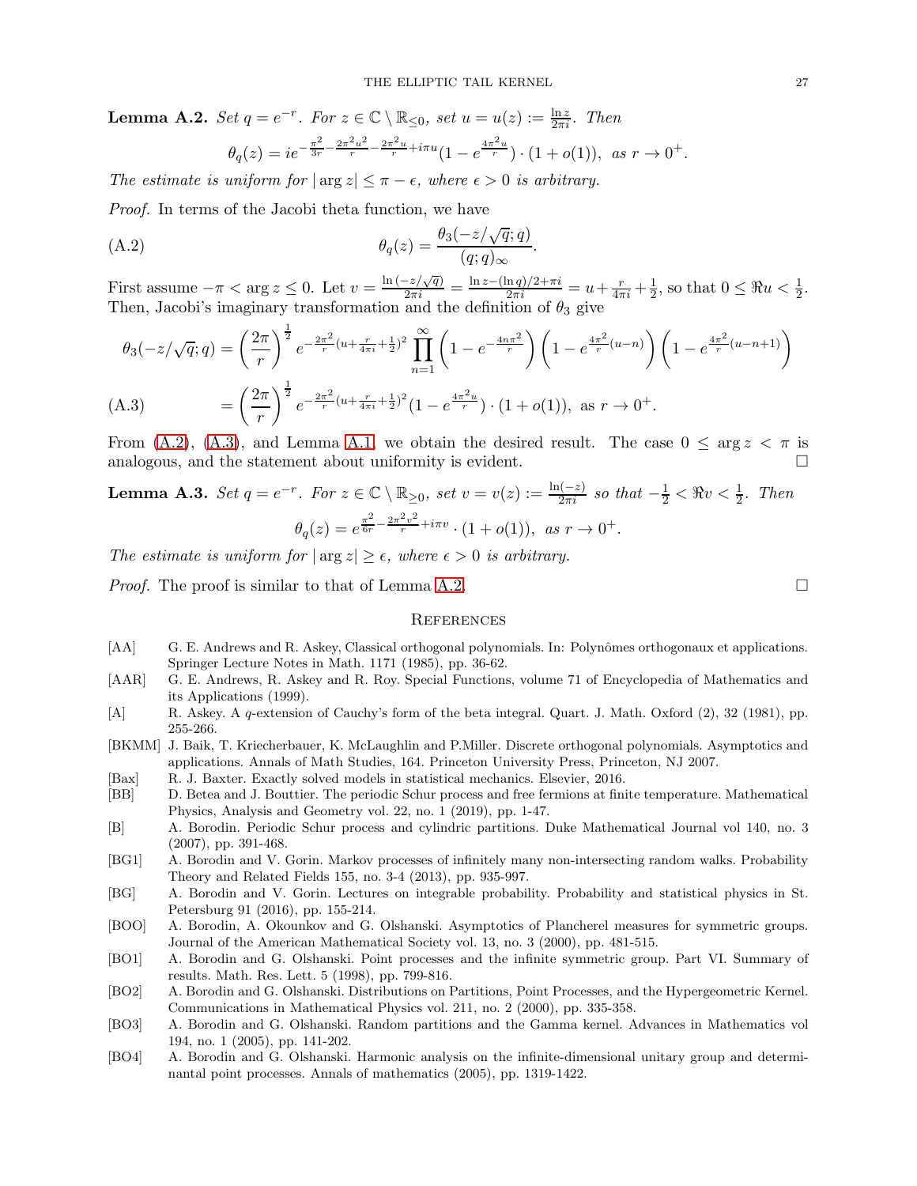**Lemma A.2.** *Set $q = e^{-r}$. For $z \in \mathbb{C} \setminus \mathbb{R}_{\le 0}$, set $u = u(z) := \frac{\ln z}{2\pi i}$. Then*

$$\theta_q(z) = ie^{-\frac{\pi^2}{3r} - \frac{2\pi^2 u^2}{r} - \frac{2\pi^2 u}{r} + i\pi u}(1 - e^{\frac{4\pi^2 u}{r}}) \cdot (1 + o(1)), \ \ as \ r \to 0^+.$$

*The estimate is uniform for $|\arg z| \le \pi - \epsilon$, where $\epsilon > 0$ is arbitrary.*

*Proof.* In terms of the Jacobi theta function, we have

$$\theta_q(z) = \frac{\theta_3(-z/\sqrt{q}; q)}{(q;q)_\infty}. \tag{A.2}$$

First assume $-\pi < \arg z \le 0$. Let $v = \frac{\ln(-z/\sqrt{q})}{2\pi i} = \frac{\ln z - (\ln q)/2 + \pi i}{2\pi i} = u + \frac{r}{4\pi i} + \frac{1}{2}$, so that $0 \le \Re u < \frac{1}{2}$. Then, Jacobi's imaginary transformation and the definition of $\theta_3$ give

$$\theta_3(-z/\sqrt{q}; q) = \left(\frac{2\pi}{r}\right)^{\frac{1}{2}} e^{-\frac{2\pi^2}{r}(u + \frac{r}{4\pi i} + \frac{1}{2})^2} \prod_{n=1}^{\infty} \left(1 - e^{-\frac{4n\pi^2}{r}}\right)\left(1 - e^{\frac{4\pi^2}{r}(u-n)}\right)\left(1 - e^{\frac{4\pi^2}{r}(u-n+1)}\right)$$

$$= \left(\frac{2\pi}{r}\right)^{\frac{1}{2}} e^{-\frac{2\pi^2}{r}(u + \frac{r}{4\pi i} + \frac{1}{2})^2}(1 - e^{\frac{4\pi^2 u}{r}}) \cdot (1 + o(1)), \ \text{as } r \to 0^+. \tag{A.3}$$

From (A.2), (A.3), and Lemma A.1, we obtain the desired result. The case $0 \le \arg z < \pi$ is analogous, and the statement about uniformity is evident. $\square$

**Lemma A.3.** *Set $q = e^{-r}$. For $z \in \mathbb{C} \setminus \mathbb{R}_{\ge 0}$, set $v = v(z) := \frac{\ln(-z)}{2\pi i}$ so that $-\frac{1}{2} < \Re v < \frac{1}{2}$. Then*

$$\theta_q(z) = e^{\frac{\pi^2}{6r} - \frac{2\pi^2 v^2}{r} + i\pi v} \cdot (1 + o(1)), \ \ as \ r \to 0^+.$$

*The estimate is uniform for $|\arg z| \ge \epsilon$, where $\epsilon > 0$ is arbitrary.*

*Proof.* The proof is similar to that of Lemma A.2. $\square$

## References

- [AA] G. E. Andrews and R. Askey, Classical orthogonal polynomials. In: Polynômes orthogonaux et applications. Springer Lecture Notes in Math. 1171 (1985), pp. 36-62.
- [AAR] G. E. Andrews, R. Askey and R. Roy. Special Functions, volume 71 of Encyclopedia of Mathematics and its Applications (1999).
- [A] R. Askey. A $q$-extension of Cauchy's form of the beta integral. Quart. J. Math. Oxford (2), 32 (1981), pp. 255-266.
- [BKMM] J. Baik, T. Kriecherbauer, K. McLaughlin and P.Miller. Discrete orthogonal polynomials. Asymptotics and applications. Annals of Math Studies, 164. Princeton University Press, Princeton, NJ 2007.
- [Bax] R. J. Baxter. Exactly solved models in statistical mechanics. Elsevier, 2016.
- [BB] D. Betea and J. Bouttier. The periodic Schur process and free fermions at finite temperature. Mathematical Physics, Analysis and Geometry vol. 22, no. 1 (2019), pp. 1-47.
- [B] A. Borodin. Periodic Schur process and cylindric partitions. Duke Mathematical Journal vol 140, no. 3 (2007), pp. 391-468.
- [BG1] A. Borodin and V. Gorin. Markov processes of infinitely many non-intersecting random walks. Probability Theory and Related Fields 155, no. 3-4 (2013), pp. 935-997.
- [BG] A. Borodin and V. Gorin. Lectures on integrable probability. Probability and statistical physics in St. Petersburg 91 (2016), pp. 155-214.
- [BOO] A. Borodin, A. Okounkov and G. Olshanski. Asymptotics of Plancherel measures for symmetric groups. Journal of the American Mathematical Society vol. 13, no. 3 (2000), pp. 481-515.
- [BO1] A. Borodin and G. Olshanski. Point processes and the infinite symmetric group. Part VI. Summary of results. Math. Res. Lett. 5 (1998), pp. 799-816.
- [BO2] A. Borodin and G. Olshanski. Distributions on Partitions, Point Processes, and the Hypergeometric Kernel. Communications in Mathematical Physics vol. 211, no. 2 (2000), pp. 335-358.
- [BO3] A. Borodin and G. Olshanski. Random partitions and the Gamma kernel. Advances in Mathematics vol 194, no. 1 (2005), pp. 141-202.
- [BO4] A. Borodin and G. Olshanski. Harmonic analysis on the infinite-dimensional unitary group and determinantal point processes. Annals of mathematics (2005), pp. 1319-1422.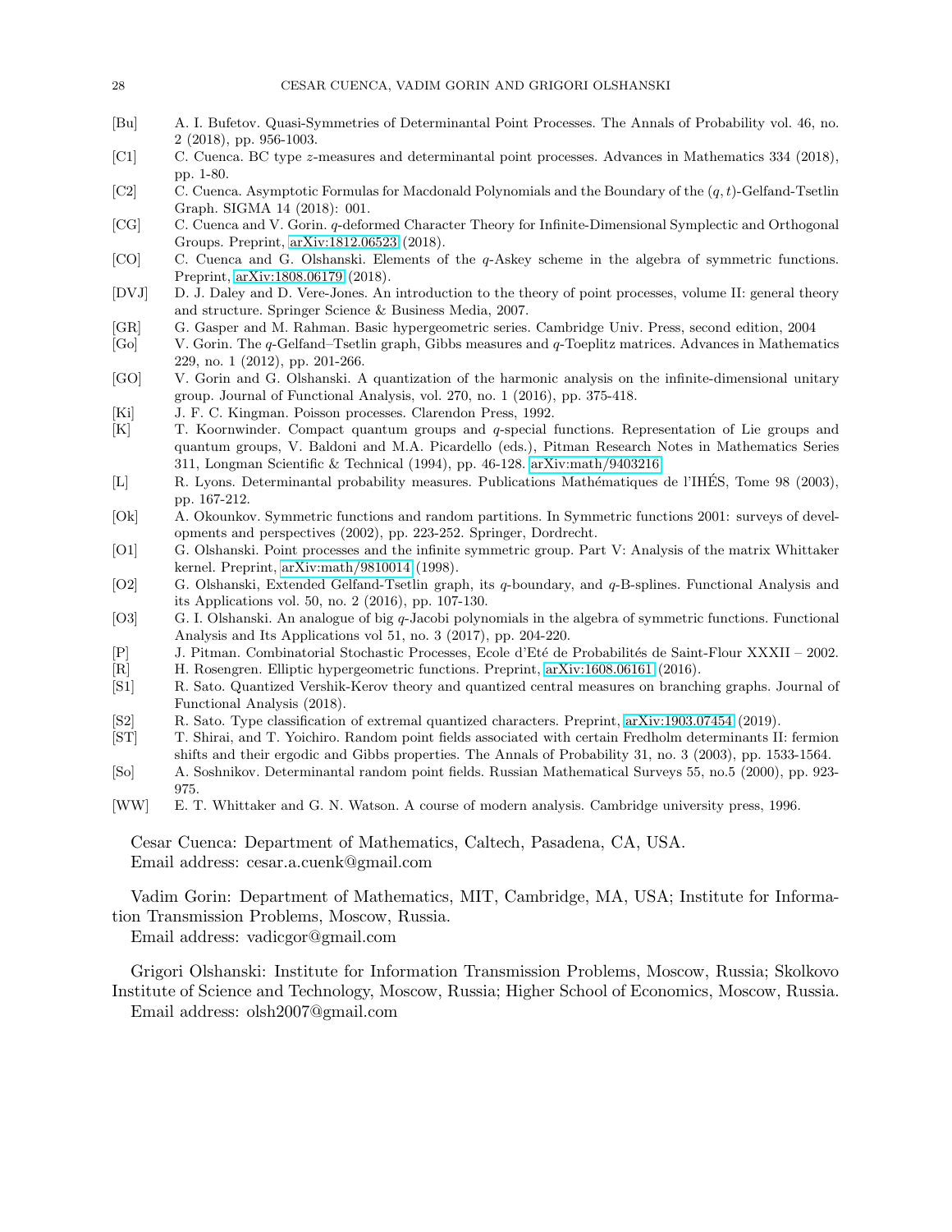[Bu] A. I. Bufetov. Quasi-Symmetries of Determinantal Point Processes. The Annals of Probability vol. 46, no. 2 (2018), pp. 956-1003.

[C1] C. Cuenca. BC type $z$-measures and determinantal point processes. Advances in Mathematics 334 (2018), pp. 1-80.

[C2] C. Cuenca. Asymptotic Formulas for Macdonald Polynomials and the Boundary of the $(q,t)$-Gelfand-Tsetlin Graph. SIGMA 14 (2018): 001.

[CG] C. Cuenca and V. Gorin. $q$-deformed Character Theory for Infinite-Dimensional Symplectic and Orthogonal Groups. Preprint, arXiv:1812.06523 (2018).

[CO] C. Cuenca and G. Olshanski. Elements of the $q$-Askey scheme in the algebra of symmetric functions. Preprint, arXiv:1808.06179 (2018).

[DVJ] D. J. Daley and D. Vere-Jones. An introduction to the theory of point processes, volume II: general theory and structure. Springer Science & Business Media, 2007.

[GR] G. Gasper and M. Rahman. Basic hypergeometric series. Cambridge Univ. Press, second edition, 2004

[Go] V. Gorin. The $q$-Gelfand–Tsetlin graph, Gibbs measures and $q$-Toeplitz matrices. Advances in Mathematics 229, no. 1 (2012), pp. 201-266.

[GO] V. Gorin and G. Olshanski. A quantization of the harmonic analysis on the infinite-dimensional unitary group. Journal of Functional Analysis, vol. 270, no. 1 (2016), pp. 375-418.

[Ki] J. F. C. Kingman. Poisson processes. Clarendon Press, 1992.

[K] T. Koornwinder. Compact quantum groups and $q$-special functions. Representation of Lie groups and quantum groups, V. Baldoni and M.A. Picardello (eds.), Pitman Research Notes in Mathematics Series 311, Longman Scientific & Technical (1994), pp. 46-128. arXiv:math/9403216

[L] R. Lyons. Determinantal probability measures. Publications Mathématiques de l'IHÉS, Tome 98 (2003), pp. 167-212.

[Ok] A. Okounkov. Symmetric functions and random partitions. In Symmetric functions 2001: surveys of developments and perspectives (2002), pp. 223-252. Springer, Dordrecht.

[O1] G. Olshanski. Point processes and the infinite symmetric group. Part V: Analysis of the matrix Whittaker kernel. Preprint, arXiv:math/9810014 (1998).

[O2] G. Olshanski, Extended Gelfand-Tsetlin graph, its $q$-boundary, and $q$-B-splines. Functional Analysis and its Applications vol. 50, no. 2 (2016), pp. 107-130.

[O3] G. I. Olshanski. An analogue of big $q$-Jacobi polynomials in the algebra of symmetric functions. Functional Analysis and Its Applications vol 51, no. 3 (2017), pp. 204-220.

[P] J. Pitman. Combinatorial Stochastic Processes, Ecole d'Eté de Probabilités de Saint-Flour XXXII – 2002.

[R] H. Rosengren. Elliptic hypergeometric functions. Preprint, arXiv:1608.06161 (2016).

[S1] R. Sato. Quantized Vershik-Kerov theory and quantized central measures on branching graphs. Journal of Functional Analysis (2018).

[S2] R. Sato. Type classification of extremal quantized characters. Preprint, arXiv:1903.07454 (2019).

[ST] T. Shirai, and T. Yoichiro. Random point fields associated with certain Fredholm determinants II: fermion shifts and their ergodic and Gibbs properties. The Annals of Probability 31, no. 3 (2003), pp. 1533-1564.

[So] A. Soshnikov. Determinantal random point fields. Russian Mathematical Surveys 55, no.5 (2000), pp. 923-975.

[WW] E. T. Whittaker and G. N. Watson. A course of modern analysis. Cambridge university press, 1996.

Cesar Cuenca: Department of Mathematics, Caltech, Pasadena, CA, USA.
Email address: cesar.a.cuenk@gmail.com

Vadim Gorin: Department of Mathematics, MIT, Cambridge, MA, USA; Institute for Information Transmission Problems, Moscow, Russia.
Email address: vadicgor@gmail.com

Grigori Olshanski: Institute for Information Transmission Problems, Moscow, Russia; Skolkovo Institute of Science and Technology, Moscow, Russia; Higher School of Economics, Moscow, Russia.
Email address: olsh2007@gmail.com